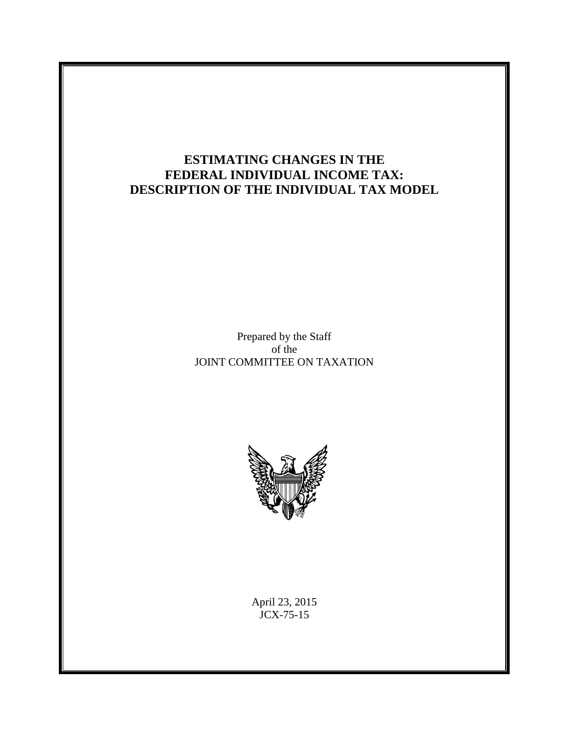# ESTIMATING CHANGES IN THE FEDERAL INDIVIDUAL INCOME TAX: DESCRIPTION OF THE INDIVIDUAL TAX MODEL

Prepared by the Staff
of the
JOINT COMMITTEE ON TAXATION

April 23, 2015
JCX-75-15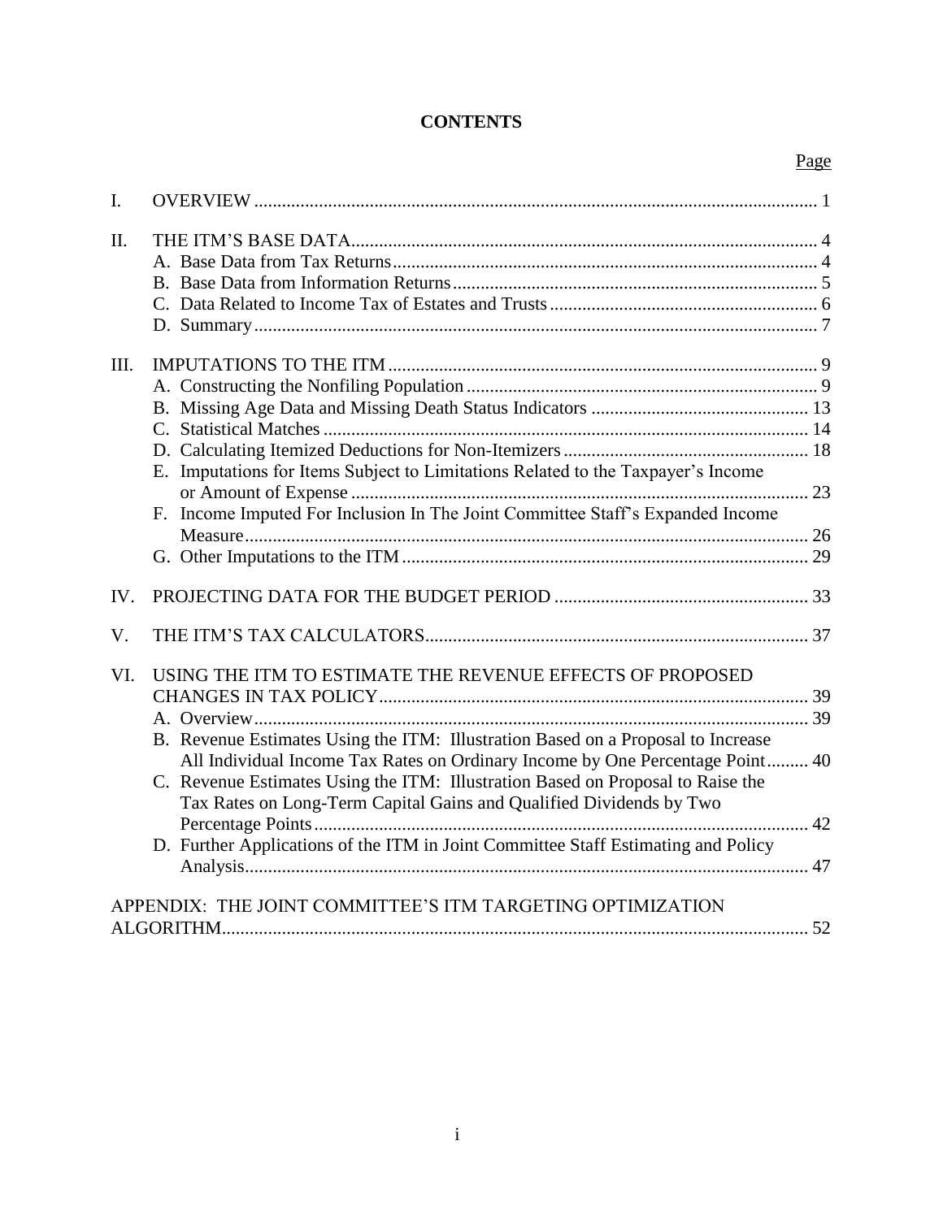# CONTENTS

| | | Page |
|---|---|---|
| I. | OVERVIEW | 1 |
| II. | THE ITM'S BASE DATA | 4 |
| | A. Base Data from Tax Returns | 4 |
| | B. Base Data from Information Returns | 5 |
| | C. Data Related to Income Tax of Estates and Trusts | 6 |
| | D. Summary | 7 |
| III. | IMPUTATIONS TO THE ITM | 9 |
| | A. Constructing the Nonfiling Population | 9 |
| | B. Missing Age Data and Missing Death Status Indicators | 13 |
| | C. Statistical Matches | 14 |
| | D. Calculating Itemized Deductions for Non-Itemizers | 18 |
| | E. Imputations for Items Subject to Limitations Related to the Taxpayer's Income or Amount of Expense | 23 |
| | F. Income Imputed For Inclusion In The Joint Committee Staff's Expanded Income Measure | 26 |
| | G. Other Imputations to the ITM | 29 |
| IV. | PROJECTING DATA FOR THE BUDGET PERIOD | 33 |
| V. | THE ITM'S TAX CALCULATORS | 37 |
| VI. | USING THE ITM TO ESTIMATE THE REVENUE EFFECTS OF PROPOSED CHANGES IN TAX POLICY | 39 |
| | A. Overview | 39 |
| | B. Revenue Estimates Using the ITM: Illustration Based on a Proposal to Increase All Individual Income Tax Rates on Ordinary Income by One Percentage Point | 40 |
| | C. Revenue Estimates Using the ITM: Illustration Based on Proposal to Raise the Tax Rates on Long-Term Capital Gains and Qualified Dividends by Two Percentage Points | 42 |
| | D. Further Applications of the ITM in Joint Committee Staff Estimating and Policy Analysis | 47 |
| | APPENDIX: THE JOINT COMMITTEE'S ITM TARGETING OPTIMIZATION ALGORITHM | 52 |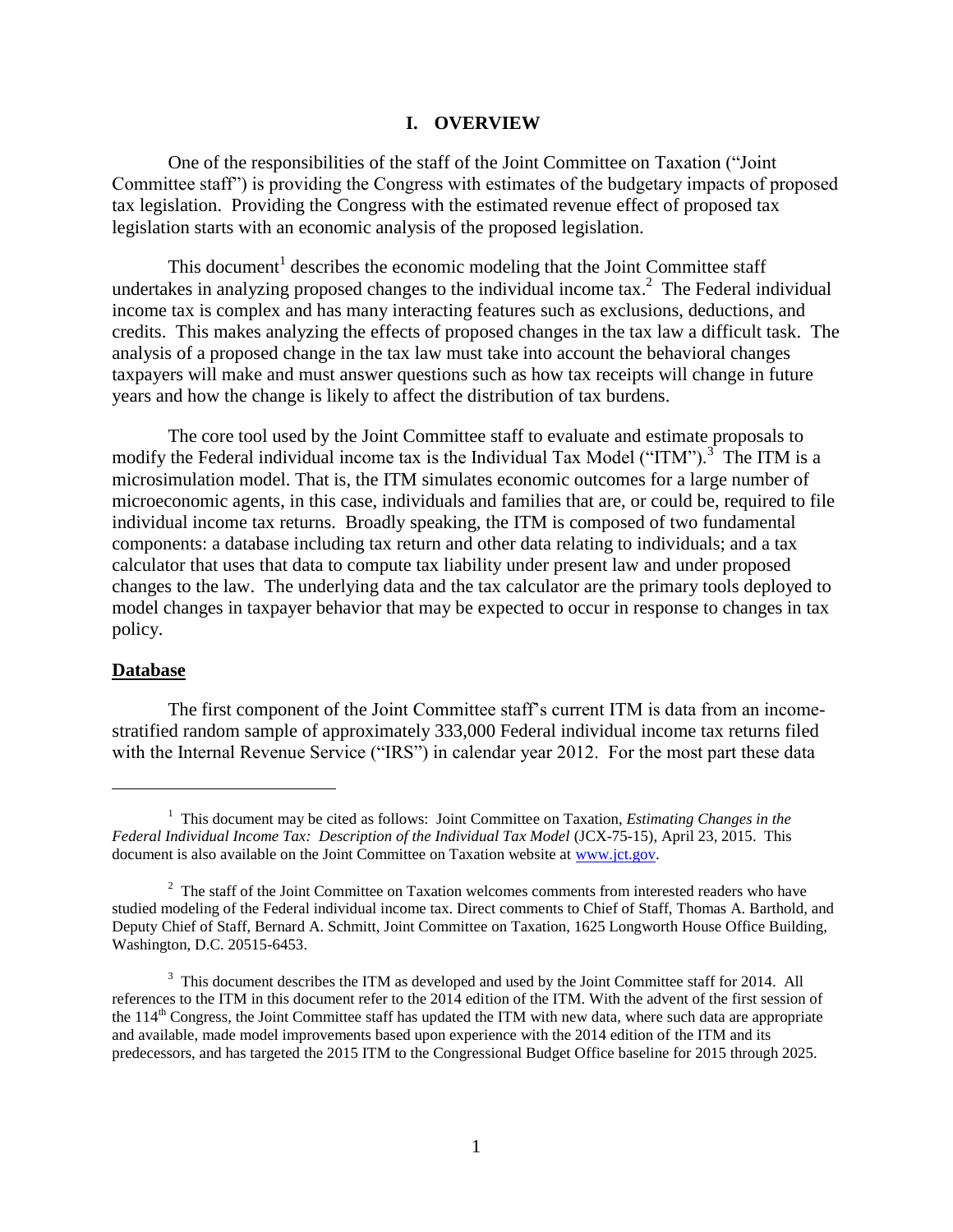# I. OVERVIEW

One of the responsibilities of the staff of the Joint Committee on Taxation ("Joint Committee staff") is providing the Congress with estimates of the budgetary impacts of proposed tax legislation. Providing the Congress with the estimated revenue effect of proposed tax legislation starts with an economic analysis of the proposed legislation.

This document[1] describes the economic modeling that the Joint Committee staff undertakes in analyzing proposed changes to the individual income tax.[2] The Federal individual income tax is complex and has many interacting features such as exclusions, deductions, and credits. This makes analyzing the effects of proposed changes in the tax law a difficult task. The analysis of a proposed change in the tax law must take into account the behavioral changes taxpayers will make and must answer questions such as how tax receipts will change in future years and how the change is likely to affect the distribution of tax burdens.

The core tool used by the Joint Committee staff to evaluate and estimate proposals to modify the Federal individual income tax is the Individual Tax Model ("ITM").[3] The ITM is a microsimulation model. That is, the ITM simulates economic outcomes for a large number of microeconomic agents, in this case, individuals and families that are, or could be, required to file individual income tax returns. Broadly speaking, the ITM is composed of two fundamental components: a database including tax return and other data relating to individuals; and a tax calculator that uses that data to compute tax liability under present law and under proposed changes to the law. The underlying data and the tax calculator are the primary tools deployed to model changes in taxpayer behavior that may be expected to occur in response to changes in tax policy.

## Database

The first component of the Joint Committee staff's current ITM is data from an income-stratified random sample of approximately 333,000 Federal individual income tax returns filed with the Internal Revenue Service ("IRS") in calendar year 2012. For the most part these data

---

[1] This document may be cited as follows: Joint Committee on Taxation, *Estimating Changes in the Federal Individual Income Tax: Description of the Individual Tax Model* (JCX-75-15), April 23, 2015. This document is also available on the Joint Committee on Taxation website at www.jct.gov.

[2] The staff of the Joint Committee on Taxation welcomes comments from interested readers who have studied modeling of the Federal individual income tax. Direct comments to Chief of Staff, Thomas A. Barthold, and Deputy Chief of Staff, Bernard A. Schmitt, Joint Committee on Taxation, 1625 Longworth House Office Building, Washington, D.C. 20515-6453.

[3] This document describes the ITM as developed and used by the Joint Committee staff for 2014. All references to the ITM in this document refer to the 2014 edition of the ITM. With the advent of the first session of the 114th Congress, the Joint Committee staff has updated the ITM with new data, where such data are appropriate and available, made model improvements based upon experience with the 2014 edition of the ITM and its predecessors, and has targeted the 2015 ITM to the Congressional Budget Office baseline for 2015 through 2025.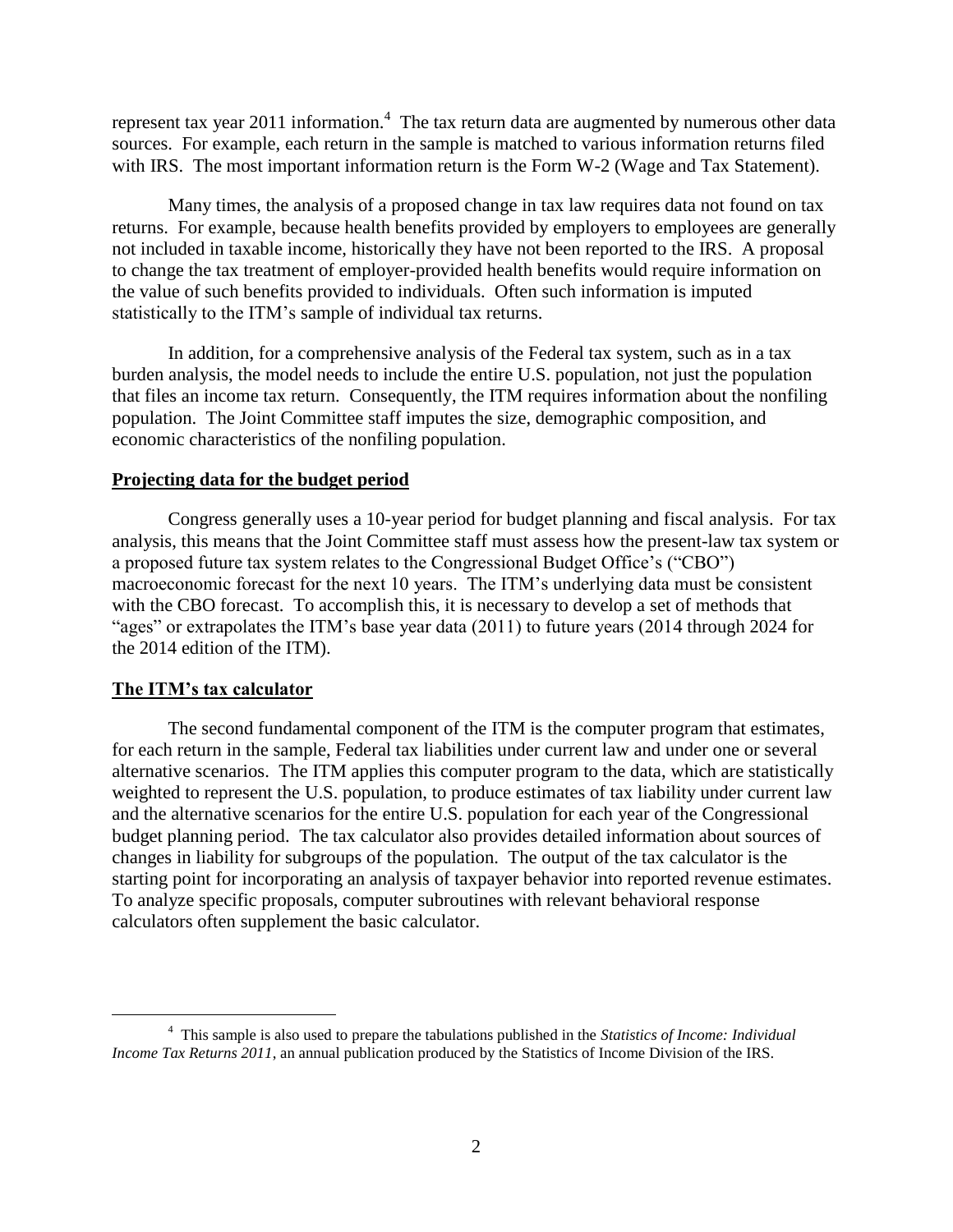represent tax year 2011 information.[4] The tax return data are augmented by numerous other data sources. For example, each return in the sample is matched to various information returns filed with IRS. The most important information return is the Form W-2 (Wage and Tax Statement).

Many times, the analysis of a proposed change in tax law requires data not found on tax returns. For example, because health benefits provided by employers to employees are generally not included in taxable income, historically they have not been reported to the IRS. A proposal to change the tax treatment of employer-provided health benefits would require information on the value of such benefits provided to individuals. Often such information is imputed statistically to the ITM's sample of individual tax returns.

In addition, for a comprehensive analysis of the Federal tax system, such as in a tax burden analysis, the model needs to include the entire U.S. population, not just the population that files an income tax return. Consequently, the ITM requires information about the nonfiling population. The Joint Committee staff imputes the size, demographic composition, and economic characteristics of the nonfiling population.

**Projecting data for the budget period**

Congress generally uses a 10-year period for budget planning and fiscal analysis. For tax analysis, this means that the Joint Committee staff must assess how the present-law tax system or a proposed future tax system relates to the Congressional Budget Office's ("CBO") macroeconomic forecast for the next 10 years. The ITM's underlying data must be consistent with the CBO forecast. To accomplish this, it is necessary to develop a set of methods that "ages" or extrapolates the ITM's base year data (2011) to future years (2014 through 2024 for the 2014 edition of the ITM).

**The ITM's tax calculator**

The second fundamental component of the ITM is the computer program that estimates, for each return in the sample, Federal tax liabilities under current law and under one or several alternative scenarios. The ITM applies this computer program to the data, which are statistically weighted to represent the U.S. population, to produce estimates of tax liability under current law and the alternative scenarios for the entire U.S. population for each year of the Congressional budget planning period. The tax calculator also provides detailed information about sources of changes in liability for subgroups of the population. The output of the tax calculator is the starting point for incorporating an analysis of taxpayer behavior into reported revenue estimates. To analyze specific proposals, computer subroutines with relevant behavioral response calculators often supplement the basic calculator.

[4] This sample is also used to prepare the tabulations published in the *Statistics of Income: Individual Income Tax Returns 2011*, an annual publication produced by the Statistics of Income Division of the IRS.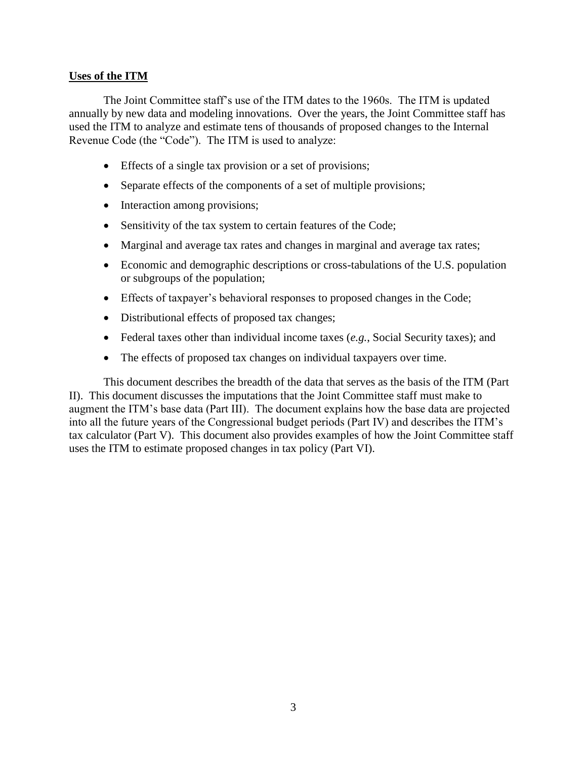**Uses of the ITM**

The Joint Committee staff's use of the ITM dates to the 1960s. The ITM is updated annually by new data and modeling innovations. Over the years, the Joint Committee staff has used the ITM to analyze and estimate tens of thousands of proposed changes to the Internal Revenue Code (the "Code"). The ITM is used to analyze:

- Effects of a single tax provision or a set of provisions;
- Separate effects of the components of a set of multiple provisions;
- Interaction among provisions;
- Sensitivity of the tax system to certain features of the Code;
- Marginal and average tax rates and changes in marginal and average tax rates;
- Economic and demographic descriptions or cross-tabulations of the U.S. population or subgroups of the population;
- Effects of taxpayer's behavioral responses to proposed changes in the Code;
- Distributional effects of proposed tax changes;
- Federal taxes other than individual income taxes (*e.g.*, Social Security taxes); and
- The effects of proposed tax changes on individual taxpayers over time.

This document describes the breadth of the data that serves as the basis of the ITM (Part II). This document discusses the imputations that the Joint Committee staff must make to augment the ITM's base data (Part III). The document explains how the base data are projected into all the future years of the Congressional budget periods (Part IV) and describes the ITM's tax calculator (Part V). This document also provides examples of how the Joint Committee staff uses the ITM to estimate proposed changes in tax policy (Part VI).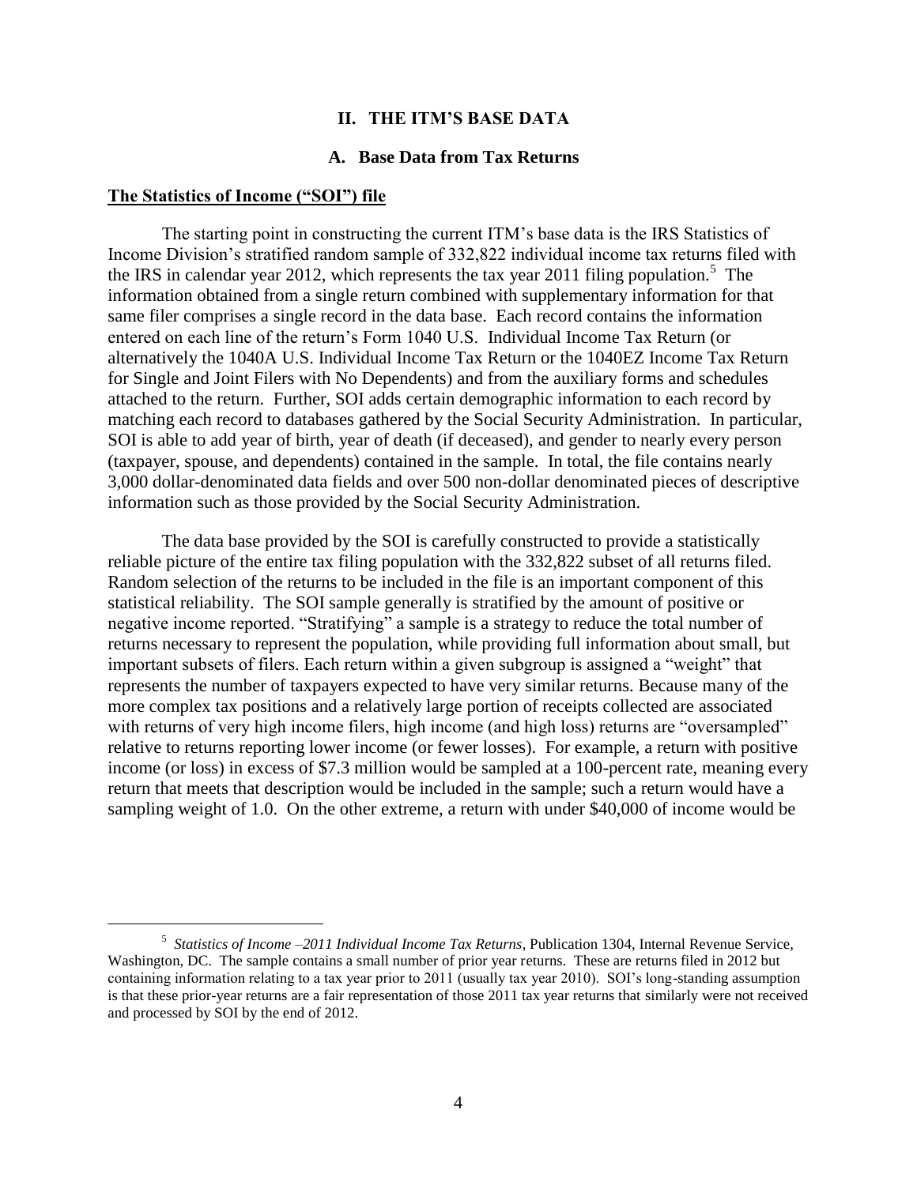## II. THE ITM'S BASE DATA

### A. Base Data from Tax Returns

**The Statistics of Income ("SOI") file**

The starting point in constructing the current ITM's base data is the IRS Statistics of Income Division's stratified random sample of 332,822 individual income tax returns filed with the IRS in calendar year 2012, which represents the tax year 2011 filing population.[5] The information obtained from a single return combined with supplementary information for that same filer comprises a single record in the data base. Each record contains the information entered on each line of the return's Form 1040 U.S. Individual Income Tax Return (or alternatively the 1040A U.S. Individual Income Tax Return or the 1040EZ Income Tax Return for Single and Joint Filers with No Dependents) and from the auxiliary forms and schedules attached to the return. Further, SOI adds certain demographic information to each record by matching each record to databases gathered by the Social Security Administration. In particular, SOI is able to add year of birth, year of death (if deceased), and gender to nearly every person (taxpayer, spouse, and dependents) contained in the sample. In total, the file contains nearly 3,000 dollar-denominated data fields and over 500 non-dollar denominated pieces of descriptive information such as those provided by the Social Security Administration.

The data base provided by the SOI is carefully constructed to provide a statistically reliable picture of the entire tax filing population with the 332,822 subset of all returns filed. Random selection of the returns to be included in the file is an important component of this statistical reliability. The SOI sample generally is stratified by the amount of positive or negative income reported. "Stratifying" a sample is a strategy to reduce the total number of returns necessary to represent the population, while providing full information about small, but important subsets of filers. Each return within a given subgroup is assigned a "weight" that represents the number of taxpayers expected to have very similar returns. Because many of the more complex tax positions and a relatively large portion of receipts collected are associated with returns of very high income filers, high income (and high loss) returns are "oversampled" relative to returns reporting lower income (or fewer losses). For example, a return with positive income (or loss) in excess of $7.3 million would be sampled at a 100-percent rate, meaning every return that meets that description would be included in the sample; such a return would have a sampling weight of 1.0. On the other extreme, a return with under $40,000 of income would be

---

[5] *Statistics of Income –2011 Individual Income Tax Returns*, Publication 1304, Internal Revenue Service, Washington, DC. The sample contains a small number of prior year returns. These are returns filed in 2012 but containing information relating to a tax year prior to 2011 (usually tax year 2010). SOI's long-standing assumption is that these prior-year returns are a fair representation of those 2011 tax year returns that similarly were not received and processed by SOI by the end of 2012.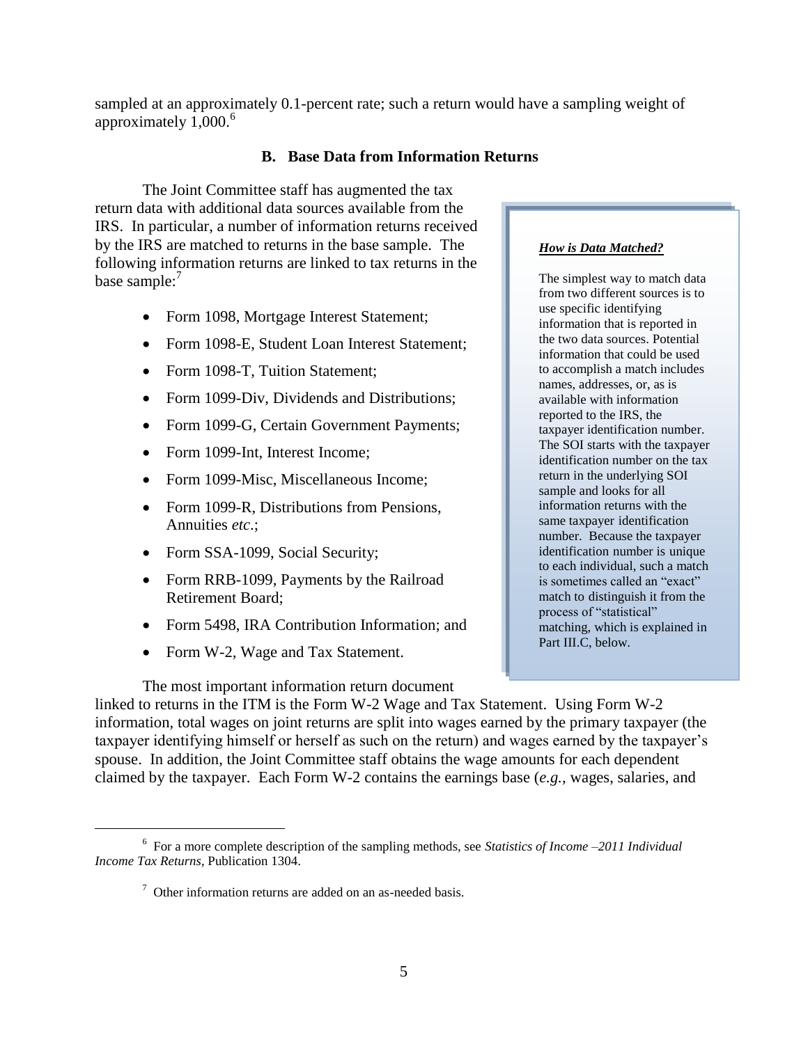sampled at an approximately 0.1-percent rate; such a return would have a sampling weight of approximately 1,000.[6]

### B. Base Data from Information Returns

The Joint Committee staff has augmented the tax return data with additional data sources available from the IRS. In particular, a number of information returns received by the IRS are matched to returns in the base sample. The following information returns are linked to tax returns in the base sample:[7]

- Form 1098, Mortgage Interest Statement;
- Form 1098-E, Student Loan Interest Statement;
- Form 1098-T, Tuition Statement;
- Form 1099-Div, Dividends and Distributions;
- Form 1099-G, Certain Government Payments;
- Form 1099-Int, Interest Income;
- Form 1099-Misc, Miscellaneous Income;
- Form 1099-R, Distributions from Pensions, Annuities *etc*.;
- Form SSA-1099, Social Security;
- Form RRB-1099, Payments by the Railroad Retirement Board;
- Form 5498, IRA Contribution Information; and
- Form W-2, Wage and Tax Statement.

> ***How is Data Matched?***
>
> The simplest way to match data from two different sources is to use specific identifying information that is reported in the two data sources. Potential information that could be used to accomplish a match includes names, addresses, or, as is available with information reported to the IRS, the taxpayer identification number. The SOI starts with the taxpayer identification number on the tax return in the underlying SOI sample and looks for all information returns with the same taxpayer identification number. Because the taxpayer identification number is unique to each individual, such a match is sometimes called an "exact" match to distinguish it from the process of "statistical" matching, which is explained in Part III.C, below.

The most important information return document linked to returns in the ITM is the Form W-2 Wage and Tax Statement. Using Form W-2 information, total wages on joint returns are split into wages earned by the primary taxpayer (the taxpayer identifying himself or herself as such on the return) and wages earned by the taxpayer's spouse. In addition, the Joint Committee staff obtains the wage amounts for each dependent claimed by the taxpayer. Each Form W-2 contains the earnings base (*e.g.*, wages, salaries, and

---

[6] For a more complete description of the sampling methods, see *Statistics of Income –2011 Individual Income Tax Returns*, Publication 1304.

[7] Other information returns are added on an as-needed basis.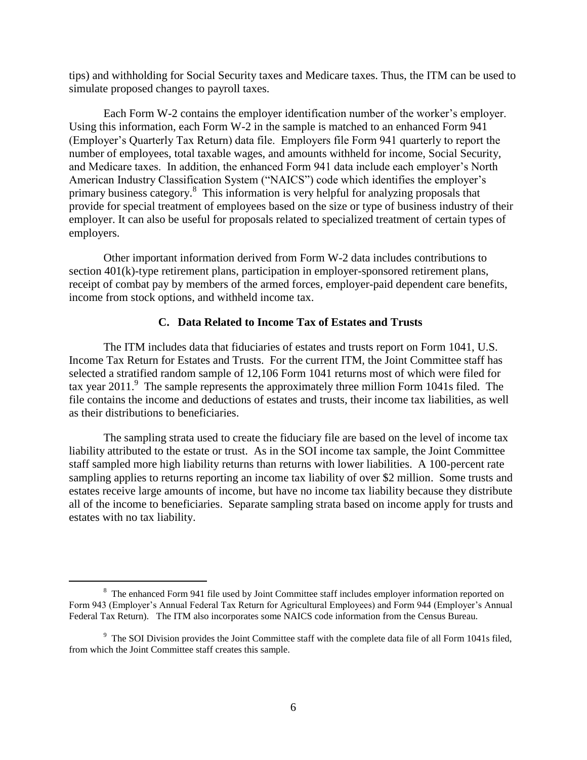tips) and withholding for Social Security taxes and Medicare taxes. Thus, the ITM can be used to simulate proposed changes to payroll taxes.

Each Form W-2 contains the employer identification number of the worker's employer. Using this information, each Form W-2 in the sample is matched to an enhanced Form 941 (Employer's Quarterly Tax Return) data file. Employers file Form 941 quarterly to report the number of employees, total taxable wages, and amounts withheld for income, Social Security, and Medicare taxes. In addition, the enhanced Form 941 data include each employer's North American Industry Classification System ("NAICS") code which identifies the employer's primary business category.[8] This information is very helpful for analyzing proposals that provide for special treatment of employees based on the size or type of business industry of their employer. It can also be useful for proposals related to specialized treatment of certain types of employers.

Other important information derived from Form W-2 data includes contributions to section 401(k)-type retirement plans, participation in employer-sponsored retirement plans, receipt of combat pay by members of the armed forces, employer-paid dependent care benefits, income from stock options, and withheld income tax.

## C. Data Related to Income Tax of Estates and Trusts

The ITM includes data that fiduciaries of estates and trusts report on Form 1041, U.S. Income Tax Return for Estates and Trusts. For the current ITM, the Joint Committee staff has selected a stratified random sample of 12,106 Form 1041 returns most of which were filed for tax year 2011.[9] The sample represents the approximately three million Form 1041s filed. The file contains the income and deductions of estates and trusts, their income tax liabilities, as well as their distributions to beneficiaries.

The sampling strata used to create the fiduciary file are based on the level of income tax liability attributed to the estate or trust. As in the SOI income tax sample, the Joint Committee staff sampled more high liability returns than returns with lower liabilities. A 100-percent rate sampling applies to returns reporting an income tax liability of over $2 million. Some trusts and estates receive large amounts of income, but have no income tax liability because they distribute all of the income to beneficiaries. Separate sampling strata based on income apply for trusts and estates with no tax liability.

---

[8] The enhanced Form 941 file used by Joint Committee staff includes employer information reported on Form 943 (Employer's Annual Federal Tax Return for Agricultural Employees) and Form 944 (Employer's Annual Federal Tax Return). The ITM also incorporates some NAICS code information from the Census Bureau.

[9] The SOI Division provides the Joint Committee staff with the complete data file of all Form 1041s filed, from which the Joint Committee staff creates this sample.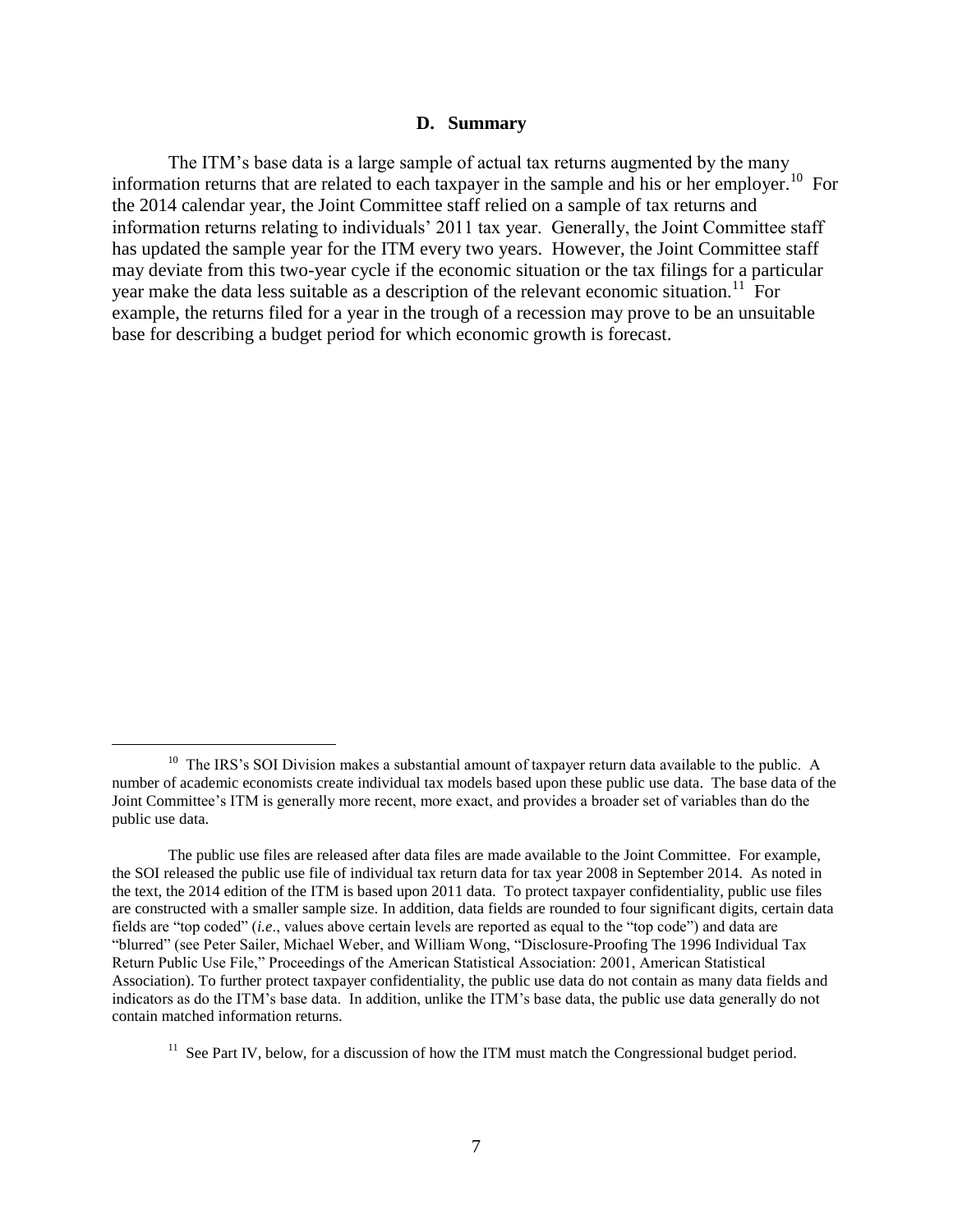### D. Summary

The ITM's base data is a large sample of actual tax returns augmented by the many information returns that are related to each taxpayer in the sample and his or her employer.[10] For the 2014 calendar year, the Joint Committee staff relied on a sample of tax returns and information returns relating to individuals' 2011 tax year. Generally, the Joint Committee staff has updated the sample year for the ITM every two years. However, the Joint Committee staff may deviate from this two-year cycle if the economic situation or the tax filings for a particular year make the data less suitable as a description of the relevant economic situation.[11] For example, the returns filed for a year in the trough of a recession may prove to be an unsuitable base for describing a budget period for which economic growth is forecast.

---

[10] The IRS's SOI Division makes a substantial amount of taxpayer return data available to the public. A number of academic economists create individual tax models based upon these public use data. The base data of the Joint Committee's ITM is generally more recent, more exact, and provides a broader set of variables than do the public use data.

The public use files are released after data files are made available to the Joint Committee. For example, the SOI released the public use file of individual tax return data for tax year 2008 in September 2014. As noted in the text, the 2014 edition of the ITM is based upon 2011 data. To protect taxpayer confidentiality, public use files are constructed with a smaller sample size. In addition, data fields are rounded to four significant digits, certain data fields are "top coded" (*i.e.*, values above certain levels are reported as equal to the "top code") and data are "blurred" (see Peter Sailer, Michael Weber, and William Wong, "Disclosure-Proofing The 1996 Individual Tax Return Public Use File," Proceedings of the American Statistical Association: 2001, American Statistical Association). To further protect taxpayer confidentiality, the public use data do not contain as many data fields and indicators as do the ITM's base data. In addition, unlike the ITM's base data, the public use data generally do not contain matched information returns.

[11] See Part IV, below, for a discussion of how the ITM must match the Congressional budget period.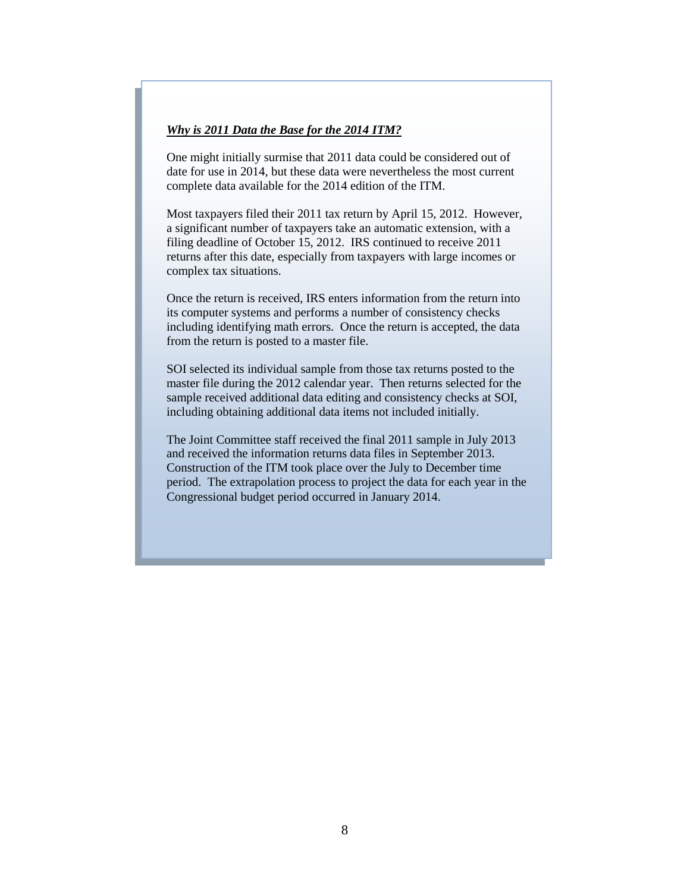***Why is 2011 Data the Base for the 2014 ITM?***

One might initially surmise that 2011 data could be considered out of date for use in 2014, but these data were nevertheless the most current complete data available for the 2014 edition of the ITM.

Most taxpayers filed their 2011 tax return by April 15, 2012. However, a significant number of taxpayers take an automatic extension, with a filing deadline of October 15, 2012. IRS continued to receive 2011 returns after this date, especially from taxpayers with large incomes or complex tax situations.

Once the return is received, IRS enters information from the return into its computer systems and performs a number of consistency checks including identifying math errors. Once the return is accepted, the data from the return is posted to a master file.

SOI selected its individual sample from those tax returns posted to the master file during the 2012 calendar year. Then returns selected for the sample received additional data editing and consistency checks at SOI, including obtaining additional data items not included initially.

The Joint Committee staff received the final 2011 sample in July 2013 and received the information returns data files in September 2013. Construction of the ITM took place over the July to December time period. The extrapolation process to project the data for each year in the Congressional budget period occurred in January 2014.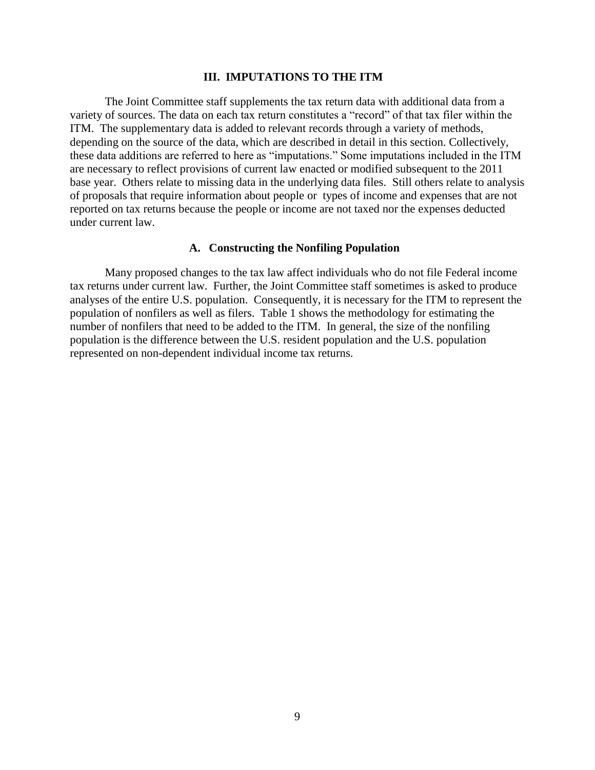## III. IMPUTATIONS TO THE ITM

The Joint Committee staff supplements the tax return data with additional data from a variety of sources. The data on each tax return constitutes a "record" of that tax filer within the ITM. The supplementary data is added to relevant records through a variety of methods, depending on the source of the data, which are described in detail in this section. Collectively, these data additions are referred to here as "imputations." Some imputations included in the ITM are necessary to reflect provisions of current law enacted or modified subsequent to the 2011 base year. Others relate to missing data in the underlying data files. Still others relate to analysis of proposals that require information about people or types of income and expenses that are not reported on tax returns because the people or income are not taxed nor the expenses deducted under current law.

### A. Constructing the Nonfiling Population

Many proposed changes to the tax law affect individuals who do not file Federal income tax returns under current law. Further, the Joint Committee staff sometimes is asked to produce analyses of the entire U.S. population. Consequently, it is necessary for the ITM to represent the population of nonfilers as well as filers. Table 1 shows the methodology for estimating the number of nonfilers that need to be added to the ITM. In general, the size of the nonfiling population is the difference between the U.S. resident population and the U.S. population represented on non-dependent individual income tax returns.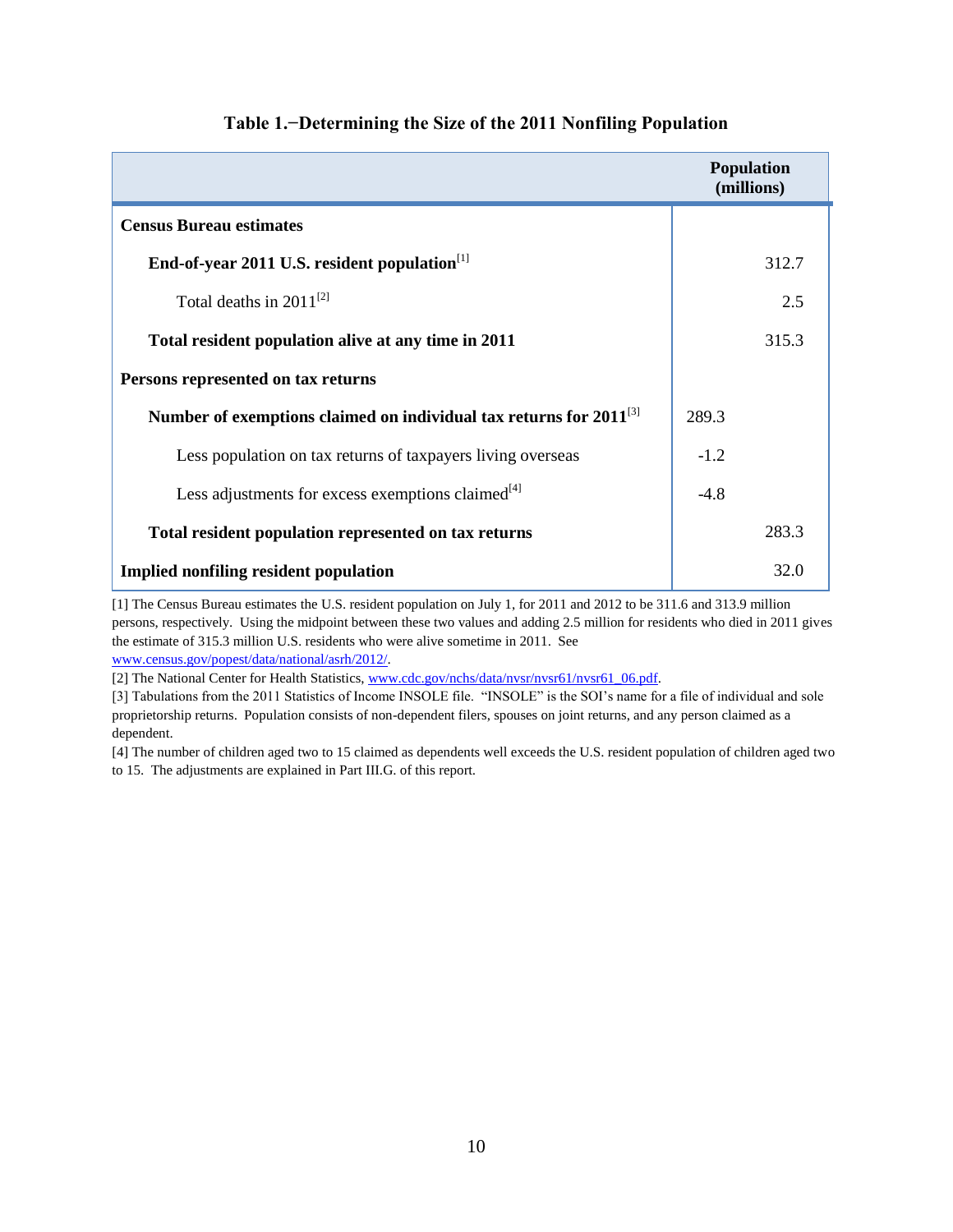**Table 1.−Determining the Size of the 2011 Nonfiling Population**

| | | Population (millions) |
|---|---|---|
| **Census Bureau estimates** | | |
| **End-of-year 2011 U.S. resident population**[1] | | 312.7 |
| Total deaths in 2011[2] | | 2.5 |
| **Total resident population alive at any time in 2011** | | 315.3 |
| **Persons represented on tax returns** | | |
| **Number of exemptions claimed on individual tax returns for 2011**[3] | 289.3 | |
| Less population on tax returns of taxpayers living overseas | -1.2 | |
| Less adjustments for excess exemptions claimed[4] | -4.8 | |
| **Total resident population represented on tax returns** | | 283.3 |
| **Implied nonfiling resident population** | | 32.0 |

[1] The Census Bureau estimates the U.S. resident population on July 1, for 2011 and 2012 to be 311.6 and 313.9 million persons, respectively. Using the midpoint between these two values and adding 2.5 million for residents who died in 2011 gives the estimate of 315.3 million U.S. residents who were alive sometime in 2011. See www.census.gov/popest/data/national/asrh/2012/.

[2] The National Center for Health Statistics, www.cdc.gov/nchs/data/nvsr/nvsr61/nvsr61_06.pdf.

[3] Tabulations from the 2011 Statistics of Income INSOLE file. "INSOLE" is the SOI's name for a file of individual and sole proprietorship returns. Population consists of non-dependent filers, spouses on joint returns, and any person claimed as a dependent.

[4] The number of children aged two to 15 claimed as dependents well exceeds the U.S. resident population of children aged two to 15. The adjustments are explained in Part III.G. of this report.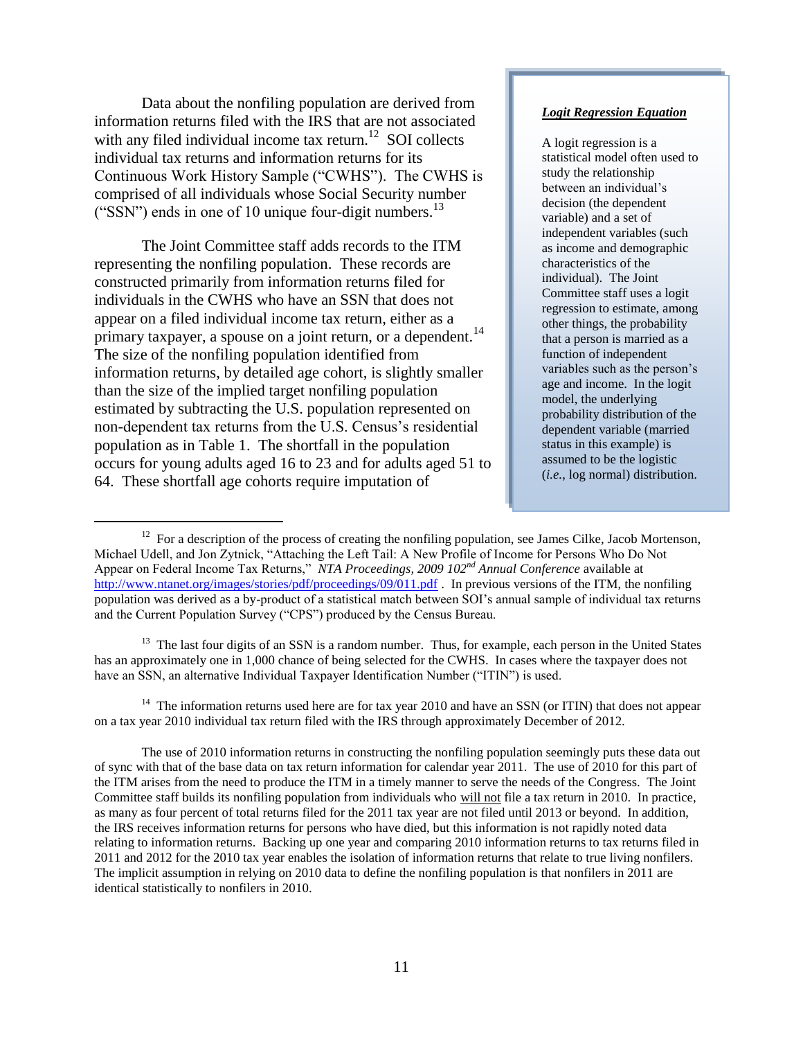Data about the nonfiling population are derived from information returns filed with the IRS that are not associated with any filed individual income tax return.[12] SOI collects individual tax returns and information returns for its Continuous Work History Sample ("CWHS"). The CWHS is comprised of all individuals whose Social Security number ("SSN") ends in one of 10 unique four-digit numbers.[13]

The Joint Committee staff adds records to the ITM representing the nonfiling population. These records are constructed primarily from information returns filed for individuals in the CWHS who have an SSN that does not appear on a filed individual income tax return, either as a primary taxpayer, a spouse on a joint return, or a dependent.[14] The size of the nonfiling population identified from information returns, by detailed age cohort, is slightly smaller than the size of the implied target nonfiling population estimated by subtracting the U.S. population represented on non-dependent tax returns from the U.S. Census's residential population as in Table 1. The shortfall in the population occurs for young adults aged 16 to 23 and for adults aged 51 to 64. These shortfall age cohorts require imputation of

> ***Logit Regression Equation***
>
> A logit regression is a statistical model often used to study the relationship between an individual's decision (the dependent variable) and a set of independent variables (such as income and demographic characteristics of the individual). The Joint Committee staff uses a logit regression to estimate, among other things, the probability that a person is married as a function of independent variables such as the person's age and income. In the logit model, the underlying probability distribution of the dependent variable (married status in this example) is assumed to be the logistic (*i.e.*, log normal) distribution.

[12] For a description of the process of creating the nonfiling population, see James Cilke, Jacob Mortenson, Michael Udell, and Jon Zytnick, "Attaching the Left Tail: A New Profile of Income for Persons Who Do Not Appear on Federal Income Tax Returns," *NTA Proceedings, 2009 102nd Annual Conference* available at http://www.ntanet.org/images/stories/pdf/proceedings/09/011.pdf . In previous versions of the ITM, the nonfiling population was derived as a by-product of a statistical match between SOI's annual sample of individual tax returns and the Current Population Survey ("CPS") produced by the Census Bureau.

[13] The last four digits of an SSN is a random number. Thus, for example, each person in the United States has an approximately one in 1,000 chance of being selected for the CWHS. In cases where the taxpayer does not have an SSN, an alternative Individual Taxpayer Identification Number ("ITIN") is used.

[14] The information returns used here are for tax year 2010 and have an SSN (or ITIN) that does not appear on a tax year 2010 individual tax return filed with the IRS through approximately December of 2012.

The use of 2010 information returns in constructing the nonfiling population seemingly puts these data out of sync with that of the base data on tax return information for calendar year 2011. The use of 2010 for this part of the ITM arises from the need to produce the ITM in a timely manner to serve the needs of the Congress. The Joint Committee staff builds its nonfiling population from individuals who will not file a tax return in 2010. In practice, as many as four percent of total returns filed for the 2011 tax year are not filed until 2013 or beyond. In addition, the IRS receives information returns for persons who have died, but this information is not rapidly noted data relating to information returns. Backing up one year and comparing 2010 information returns to tax returns filed in 2011 and 2012 for the 2010 tax year enables the isolation of information returns that relate to true living nonfilers. The implicit assumption in relying on 2010 data to define the nonfiling population is that nonfilers in 2011 are identical statistically to nonfilers in 2010.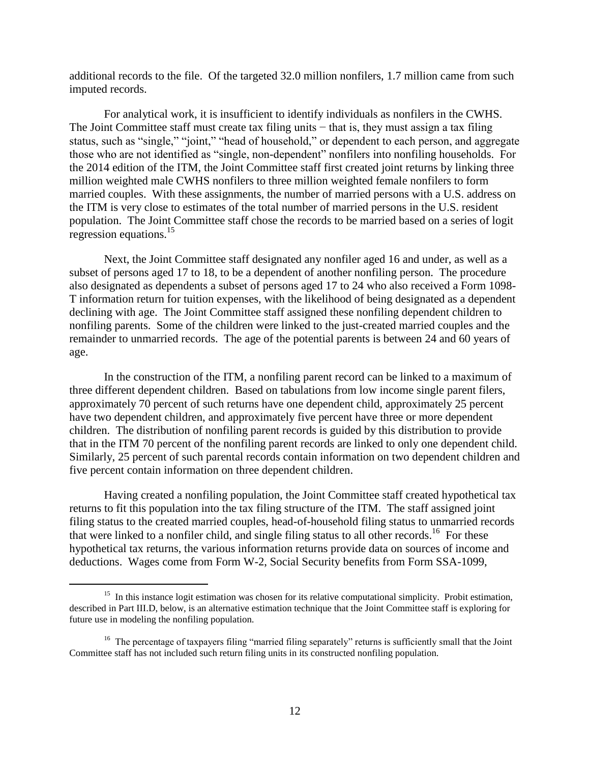additional records to the file. Of the targeted 32.0 million nonfilers, 1.7 million came from such imputed records.

For analytical work, it is insufficient to identify individuals as nonfilers in the CWHS. The Joint Committee staff must create tax filing units − that is, they must assign a tax filing status, such as "single," "joint," "head of household," or dependent to each person, and aggregate those who are not identified as "single, non-dependent" nonfilers into nonfiling households. For the 2014 edition of the ITM, the Joint Committee staff first created joint returns by linking three million weighted male CWHS nonfilers to three million weighted female nonfilers to form married couples. With these assignments, the number of married persons with a U.S. address on the ITM is very close to estimates of the total number of married persons in the U.S. resident population. The Joint Committee staff chose the records to be married based on a series of logit regression equations.[15]

Next, the Joint Committee staff designated any nonfiler aged 16 and under, as well as a subset of persons aged 17 to 18, to be a dependent of another nonfiling person. The procedure also designated as dependents a subset of persons aged 17 to 24 who also received a Form 1098-T information return for tuition expenses, with the likelihood of being designated as a dependent declining with age. The Joint Committee staff assigned these nonfiling dependent children to nonfiling parents. Some of the children were linked to the just-created married couples and the remainder to unmarried records. The age of the potential parents is between 24 and 60 years of age.

In the construction of the ITM, a nonfiling parent record can be linked to a maximum of three different dependent children. Based on tabulations from low income single parent filers, approximately 70 percent of such returns have one dependent child, approximately 25 percent have two dependent children, and approximately five percent have three or more dependent children. The distribution of nonfiling parent records is guided by this distribution to provide that in the ITM 70 percent of the nonfiling parent records are linked to only one dependent child. Similarly, 25 percent of such parental records contain information on two dependent children and five percent contain information on three dependent children.

Having created a nonfiling population, the Joint Committee staff created hypothetical tax returns to fit this population into the tax filing structure of the ITM. The staff assigned joint filing status to the created married couples, head-of-household filing status to unmarried records that were linked to a nonfiler child, and single filing status to all other records.[16] For these hypothetical tax returns, the various information returns provide data on sources of income and deductions. Wages come from Form W-2, Social Security benefits from Form SSA-1099,

---

[15] In this instance logit estimation was chosen for its relative computational simplicity. Probit estimation, described in Part III.D, below, is an alternative estimation technique that the Joint Committee staff is exploring for future use in modeling the nonfiling population.

[16] The percentage of taxpayers filing "married filing separately" returns is sufficiently small that the Joint Committee staff has not included such return filing units in its constructed nonfiling population.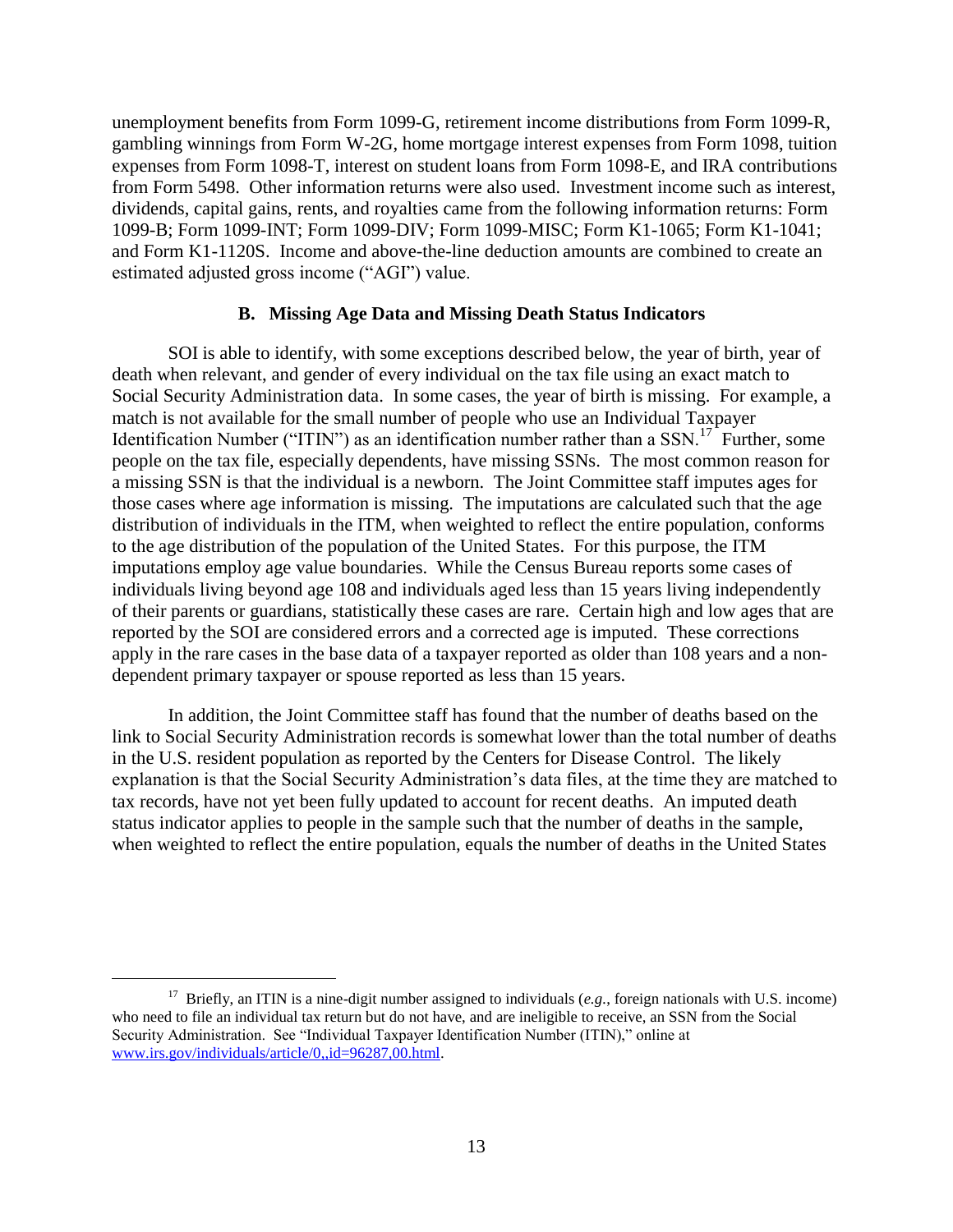unemployment benefits from Form 1099-G, retirement income distributions from Form 1099-R, gambling winnings from Form W-2G, home mortgage interest expenses from Form 1098, tuition expenses from Form 1098-T, interest on student loans from Form 1098-E, and IRA contributions from Form 5498. Other information returns were also used. Investment income such as interest, dividends, capital gains, rents, and royalties came from the following information returns: Form 1099-B; Form 1099-INT; Form 1099-DIV; Form 1099-MISC; Form K1-1065; Form K1-1041; and Form K1-1120S. Income and above-the-line deduction amounts are combined to create an estimated adjusted gross income ("AGI") value.

### B. Missing Age Data and Missing Death Status Indicators

SOI is able to identify, with some exceptions described below, the year of birth, year of death when relevant, and gender of every individual on the tax file using an exact match to Social Security Administration data. In some cases, the year of birth is missing. For example, a match is not available for the small number of people who use an Individual Taxpayer Identification Number ("ITIN") as an identification number rather than a SSN.[17] Further, some people on the tax file, especially dependents, have missing SSNs. The most common reason for a missing SSN is that the individual is a newborn. The Joint Committee staff imputes ages for those cases where age information is missing. The imputations are calculated such that the age distribution of individuals in the ITM, when weighted to reflect the entire population, conforms to the age distribution of the population of the United States. For this purpose, the ITM imputations employ age value boundaries. While the Census Bureau reports some cases of individuals living beyond age 108 and individuals aged less than 15 years living independently of their parents or guardians, statistically these cases are rare. Certain high and low ages that are reported by the SOI are considered errors and a corrected age is imputed. These corrections apply in the rare cases in the base data of a taxpayer reported as older than 108 years and a non-dependent primary taxpayer or spouse reported as less than 15 years.

In addition, the Joint Committee staff has found that the number of deaths based on the link to Social Security Administration records is somewhat lower than the total number of deaths in the U.S. resident population as reported by the Centers for Disease Control. The likely explanation is that the Social Security Administration's data files, at the time they are matched to tax records, have not yet been fully updated to account for recent deaths. An imputed death status indicator applies to people in the sample such that the number of deaths in the sample, when weighted to reflect the entire population, equals the number of deaths in the United States

[17] Briefly, an ITIN is a nine-digit number assigned to individuals (*e.g.*, foreign nationals with U.S. income) who need to file an individual tax return but do not have, and are ineligible to receive, an SSN from the Social Security Administration. See "Individual Taxpayer Identification Number (ITIN)," online at www.irs.gov/individuals/article/0,,id=96287,00.html.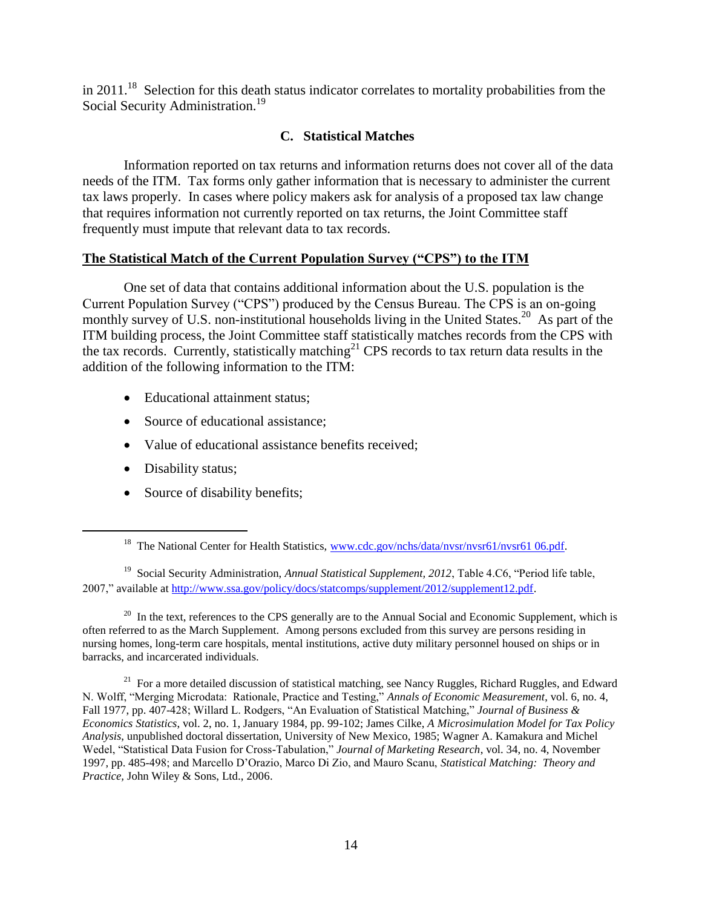in 2011.[18] Selection for this death status indicator correlates to mortality probabilities from the Social Security Administration.[19]

### C. Statistical Matches

Information reported on tax returns and information returns does not cover all of the data needs of the ITM. Tax forms only gather information that is necessary to administer the current tax laws properly. In cases where policy makers ask for analysis of a proposed tax law change that requires information not currently reported on tax returns, the Joint Committee staff frequently must impute that relevant data to tax records.

**The Statistical Match of the Current Population Survey ("CPS") to the ITM**

One set of data that contains additional information about the U.S. population is the Current Population Survey ("CPS") produced by the Census Bureau. The CPS is an on-going monthly survey of U.S. non-institutional households living in the United States.[20] As part of the ITM building process, the Joint Committee staff statistically matches records from the CPS with the tax records. Currently, statistically matching[21] CPS records to tax return data results in the addition of the following information to the ITM:

- Educational attainment status;
- Source of educational assistance;
- Value of educational assistance benefits received;
- Disability status;
- Source of disability benefits;

---

[18] The National Center for Health Statistics, www.cdc.gov/nchs/data/nvsr/nvsr61/nvsr61 06.pdf.

[19] Social Security Administration, *Annual Statistical Supplement, 2012*, Table 4.C6, "Period life table, 2007," available at http://www.ssa.gov/policy/docs/statcomps/supplement/2012/supplement12.pdf.

[20] In the text, references to the CPS generally are to the Annual Social and Economic Supplement, which is often referred to as the March Supplement. Among persons excluded from this survey are persons residing in nursing homes, long-term care hospitals, mental institutions, active duty military personnel housed on ships or in barracks, and incarcerated individuals.

[21] For a more detailed discussion of statistical matching, see Nancy Ruggles, Richard Ruggles, and Edward N. Wolff, "Merging Microdata: Rationale, Practice and Testing," *Annals of Economic Measurement*, vol. 6, no. 4, Fall 1977, pp. 407-428; Willard L. Rodgers, "An Evaluation of Statistical Matching," *Journal of Business & Economics Statistics*, vol. 2, no. 1, January 1984, pp. 99-102; James Cilke, *A Microsimulation Model for Tax Policy Analysis*, unpublished doctoral dissertation, University of New Mexico, 1985; Wagner A. Kamakura and Michel Wedel, "Statistical Data Fusion for Cross-Tabulation," *Journal of Marketing Research*, vol. 34, no. 4, November 1997, pp. 485-498; and Marcello D'Orazio, Marco Di Zio, and Mauro Scanu, *Statistical Matching: Theory and Practice*, John Wiley & Sons, Ltd., 2006.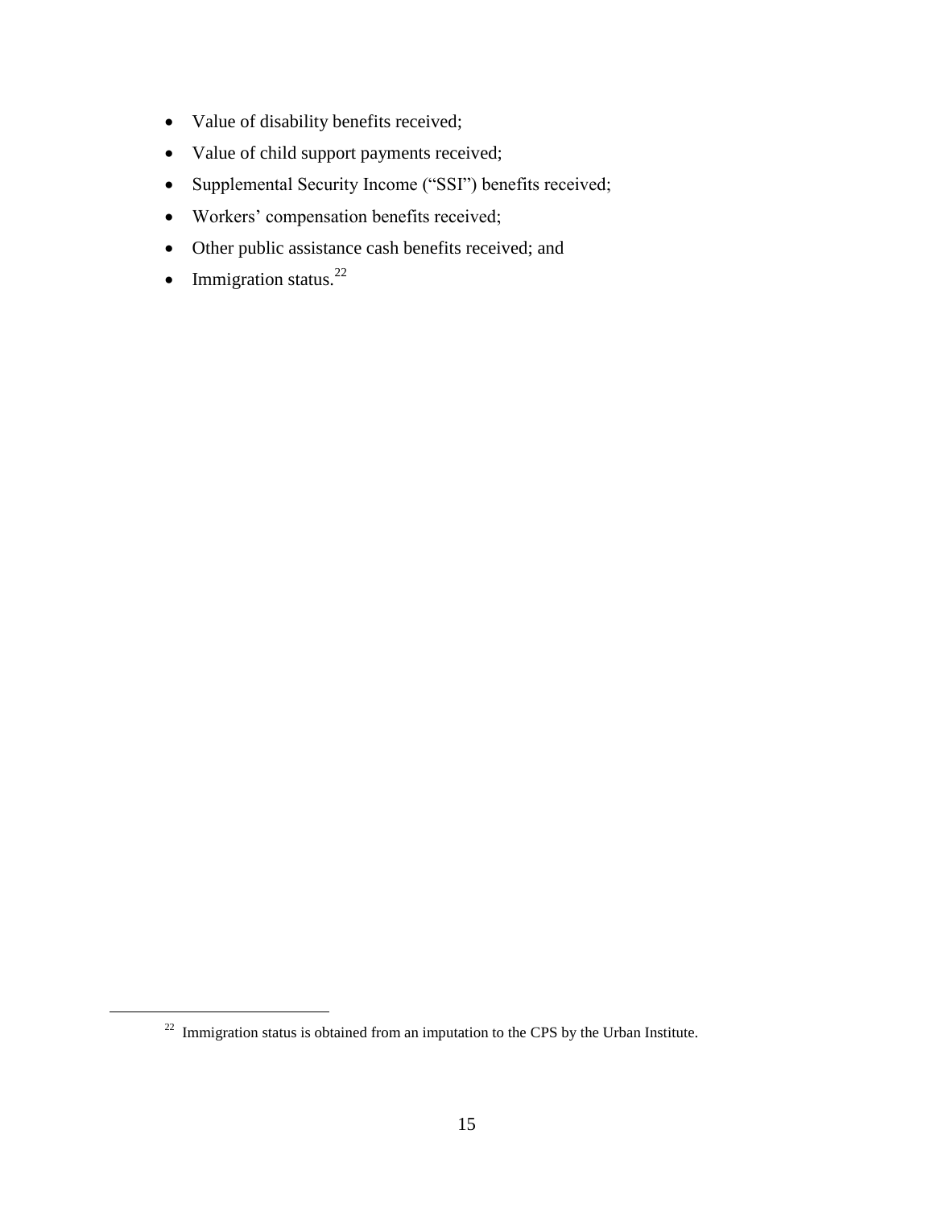- Value of disability benefits received;
- Value of child support payments received;
- Supplemental Security Income ("SSI") benefits received;
- Workers' compensation benefits received;
- Other public assistance cash benefits received; and
- Immigration status.[22]

[22] Immigration status is obtained from an imputation to the CPS by the Urban Institute.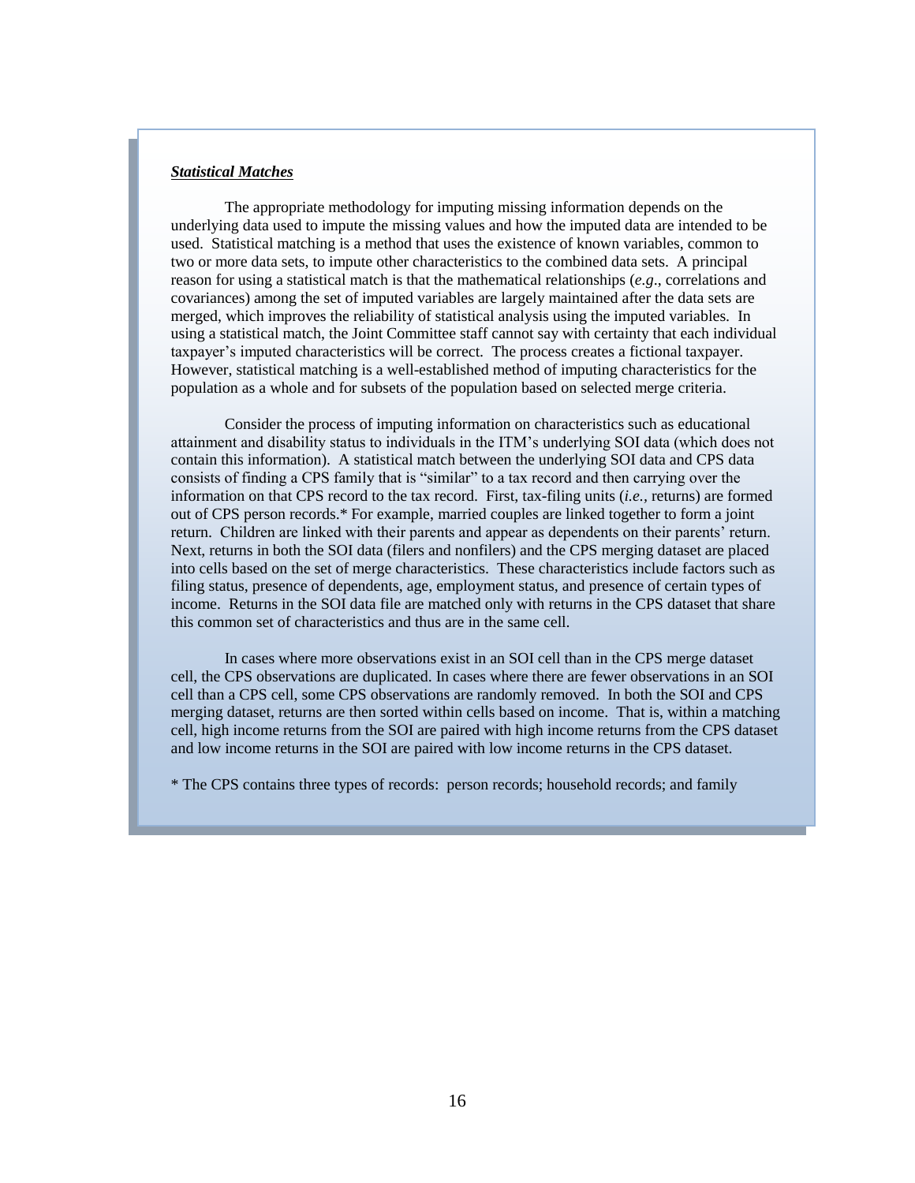***Statistical Matches***

The appropriate methodology for imputing missing information depends on the underlying data used to impute the missing values and how the imputed data are intended to be used. Statistical matching is a method that uses the existence of known variables, common to two or more data sets, to impute other characteristics to the combined data sets. A principal reason for using a statistical match is that the mathematical relationships (*e.g.*, correlations and covariances) among the set of imputed variables are largely maintained after the data sets are merged, which improves the reliability of statistical analysis using the imputed variables. In using a statistical match, the Joint Committee staff cannot say with certainty that each individual taxpayer's imputed characteristics will be correct. The process creates a fictional taxpayer. However, statistical matching is a well-established method of imputing characteristics for the population as a whole and for subsets of the population based on selected merge criteria.

Consider the process of imputing information on characteristics such as educational attainment and disability status to individuals in the ITM's underlying SOI data (which does not contain this information). A statistical match between the underlying SOI data and CPS data consists of finding a CPS family that is "similar" to a tax record and then carrying over the information on that CPS record to the tax record. First, tax-filing units (*i.e.,* returns) are formed out of CPS person records.* For example, married couples are linked together to form a joint return. Children are linked with their parents and appear as dependents on their parents' return. Next, returns in both the SOI data (filers and nonfilers) and the CPS merging dataset are placed into cells based on the set of merge characteristics. These characteristics include factors such as filing status, presence of dependents, age, employment status, and presence of certain types of income. Returns in the SOI data file are matched only with returns in the CPS dataset that share this common set of characteristics and thus are in the same cell.

In cases where more observations exist in an SOI cell than in the CPS merge dataset cell, the CPS observations are duplicated. In cases where there are fewer observations in an SOI cell than a CPS cell, some CPS observations are randomly removed. In both the SOI and CPS merging dataset, returns are then sorted within cells based on income. That is, within a matching cell, high income returns from the SOI are paired with high income returns from the CPS dataset and low income returns in the SOI are paired with low income returns in the CPS dataset.

* The CPS contains three types of records: person records; household records; and family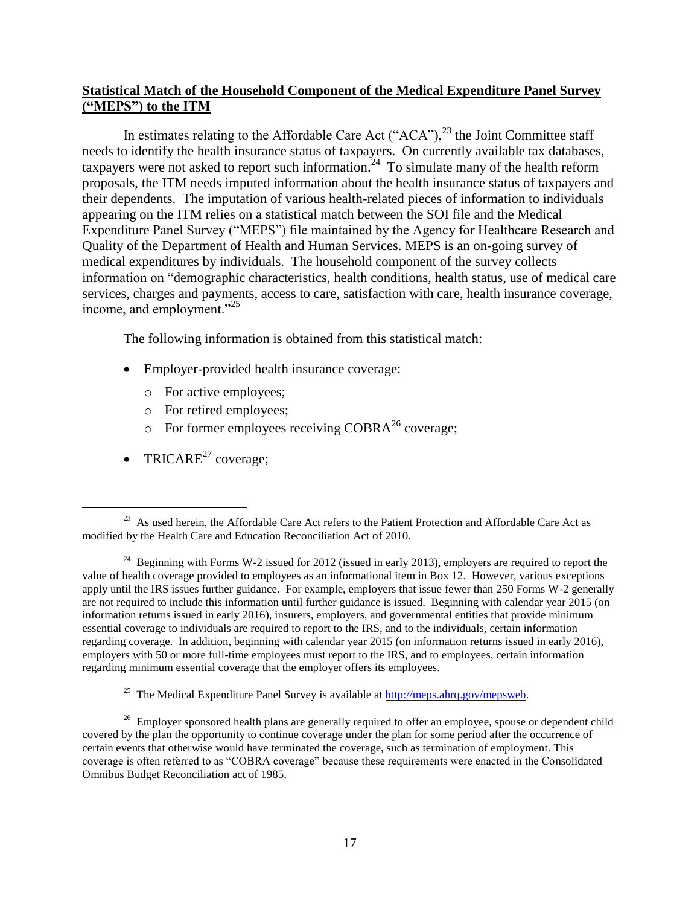**<u>Statistical Match of the Household Component of the Medical Expenditure Panel Survey ("MEPS") to the ITM</u>**

In estimates relating to the Affordable Care Act ("ACA"),[23] the Joint Committee staff needs to identify the health insurance status of taxpayers. On currently available tax databases, taxpayers were not asked to report such information.[24] To simulate many of the health reform proposals, the ITM needs imputed information about the health insurance status of taxpayers and their dependents. The imputation of various health-related pieces of information to individuals appearing on the ITM relies on a statistical match between the SOI file and the Medical Expenditure Panel Survey ("MEPS") file maintained by the Agency for Healthcare Research and Quality of the Department of Health and Human Services. MEPS is an on-going survey of medical expenditures by individuals. The household component of the survey collects information on "demographic characteristics, health conditions, health status, use of medical care services, charges and payments, access to care, satisfaction with care, health insurance coverage, income, and employment."[25]

The following information is obtained from this statistical match:

- Employer-provided health insurance coverage:
  - For active employees;
  - For retired employees;
  - For former employees receiving COBRA[26] coverage;
- TRICARE[27] coverage;

---

[23] As used herein, the Affordable Care Act refers to the Patient Protection and Affordable Care Act as modified by the Health Care and Education Reconciliation Act of 2010.

[24] Beginning with Forms W-2 issued for 2012 (issued in early 2013), employers are required to report the value of health coverage provided to employees as an informational item in Box 12. However, various exceptions apply until the IRS issues further guidance. For example, employers that issue fewer than 250 Forms W-2 generally are not required to include this information until further guidance is issued. Beginning with calendar year 2015 (on information returns issued in early 2016), insurers, employers, and governmental entities that provide minimum essential coverage to individuals are required to report to the IRS, and to the individuals, certain information regarding coverage. In addition, beginning with calendar year 2015 (on information returns issued in early 2016), employers with 50 or more full-time employees must report to the IRS, and to employees, certain information regarding minimum essential coverage that the employer offers its employees.

[25] The Medical Expenditure Panel Survey is available at http://meps.ahrq.gov/mepsweb.

[26] Employer sponsored health plans are generally required to offer an employee, spouse or dependent child covered by the plan the opportunity to continue coverage under the plan for some period after the occurrence of certain events that otherwise would have terminated the coverage, such as termination of employment. This coverage is often referred to as "COBRA coverage" because these requirements were enacted in the Consolidated Omnibus Budget Reconciliation act of 1985.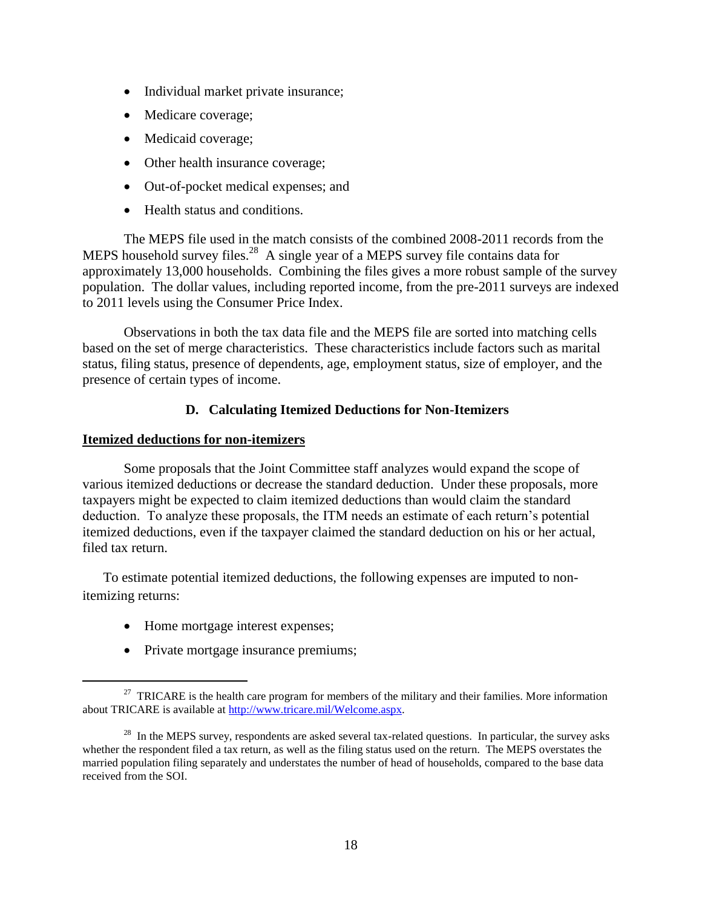- Individual market private insurance;
- Medicare coverage;
- Medicaid coverage;
- Other health insurance coverage;
- Out-of-pocket medical expenses; and
- Health status and conditions.

The MEPS file used in the match consists of the combined 2008-2011 records from the MEPS household survey files.[28] A single year of a MEPS survey file contains data for approximately 13,000 households. Combining the files gives a more robust sample of the survey population. The dollar values, including reported income, from the pre-2011 surveys are indexed to 2011 levels using the Consumer Price Index.

Observations in both the tax data file and the MEPS file are sorted into matching cells based on the set of merge characteristics. These characteristics include factors such as marital status, filing status, presence of dependents, age, employment status, size of employer, and the presence of certain types of income.

### D. Calculating Itemized Deductions for Non-Itemizers

**Itemized deductions for non-itemizers**

Some proposals that the Joint Committee staff analyzes would expand the scope of various itemized deductions or decrease the standard deduction. Under these proposals, more taxpayers might be expected to claim itemized deductions than would claim the standard deduction. To analyze these proposals, the ITM needs an estimate of each return's potential itemized deductions, even if the taxpayer claimed the standard deduction on his or her actual, filed tax return.

To estimate potential itemized deductions, the following expenses are imputed to non-itemizing returns:

- Home mortgage interest expenses;
- Private mortgage insurance premiums;

---

[27] TRICARE is the health care program for members of the military and their families. More information about TRICARE is available at http://www.tricare.mil/Welcome.aspx.

[28] In the MEPS survey, respondents are asked several tax-related questions. In particular, the survey asks whether the respondent filed a tax return, as well as the filing status used on the return. The MEPS overstates the married population filing separately and understates the number of head of households, compared to the base data received from the SOI.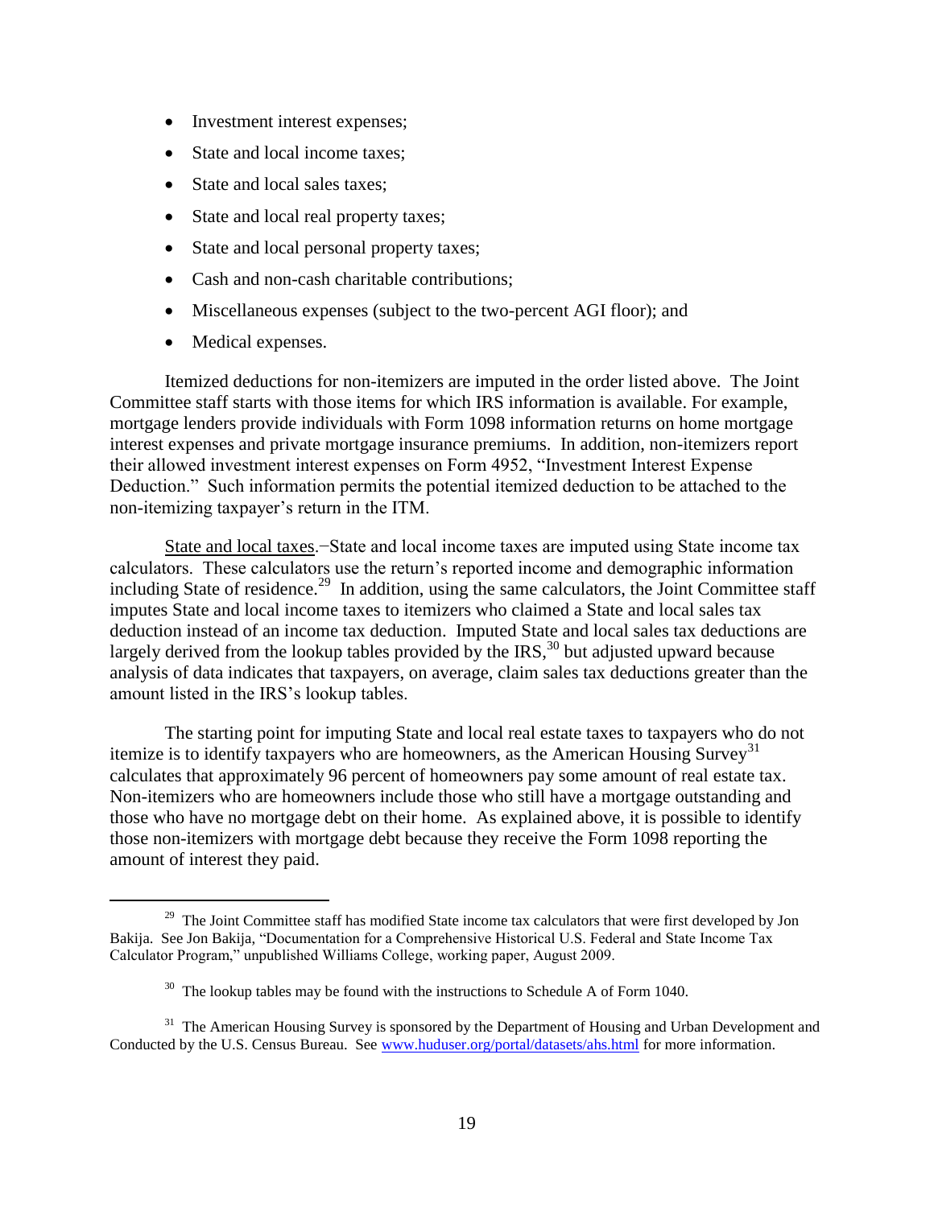- Investment interest expenses;
- State and local income taxes;
- State and local sales taxes;
- State and local real property taxes;
- State and local personal property taxes;
- Cash and non-cash charitable contributions;
- Miscellaneous expenses (subject to the two-percent AGI floor); and
- Medical expenses.

Itemized deductions for non-itemizers are imputed in the order listed above. The Joint Committee staff starts with those items for which IRS information is available. For example, mortgage lenders provide individuals with Form 1098 information returns on home mortgage interest expenses and private mortgage insurance premiums. In addition, non-itemizers report their allowed investment interest expenses on Form 4952, "Investment Interest Expense Deduction." Such information permits the potential itemized deduction to be attached to the non-itemizing taxpayer's return in the ITM.

State and local taxes.–State and local income taxes are imputed using State income tax calculators. These calculators use the return's reported income and demographic information including State of residence.[29] In addition, using the same calculators, the Joint Committee staff imputes State and local income taxes to itemizers who claimed a State and local sales tax deduction instead of an income tax deduction. Imputed State and local sales tax deductions are largely derived from the lookup tables provided by the IRS,[30] but adjusted upward because analysis of data indicates that taxpayers, on average, claim sales tax deductions greater than the amount listed in the IRS's lookup tables.

The starting point for imputing State and local real estate taxes to taxpayers who do not itemize is to identify taxpayers who are homeowners, as the American Housing Survey[31] calculates that approximately 96 percent of homeowners pay some amount of real estate tax. Non-itemizers who are homeowners include those who still have a mortgage outstanding and those who have no mortgage debt on their home. As explained above, it is possible to identify those non-itemizers with mortgage debt because they receive the Form 1098 reporting the amount of interest they paid.

---

[29] The Joint Committee staff has modified State income tax calculators that were first developed by Jon Bakija. See Jon Bakija, "Documentation for a Comprehensive Historical U.S. Federal and State Income Tax Calculator Program," unpublished Williams College, working paper, August 2009.

[30] The lookup tables may be found with the instructions to Schedule A of Form 1040.

[31] The American Housing Survey is sponsored by the Department of Housing and Urban Development and Conducted by the U.S. Census Bureau. See www.huduser.org/portal/datasets/ahs.html for more information.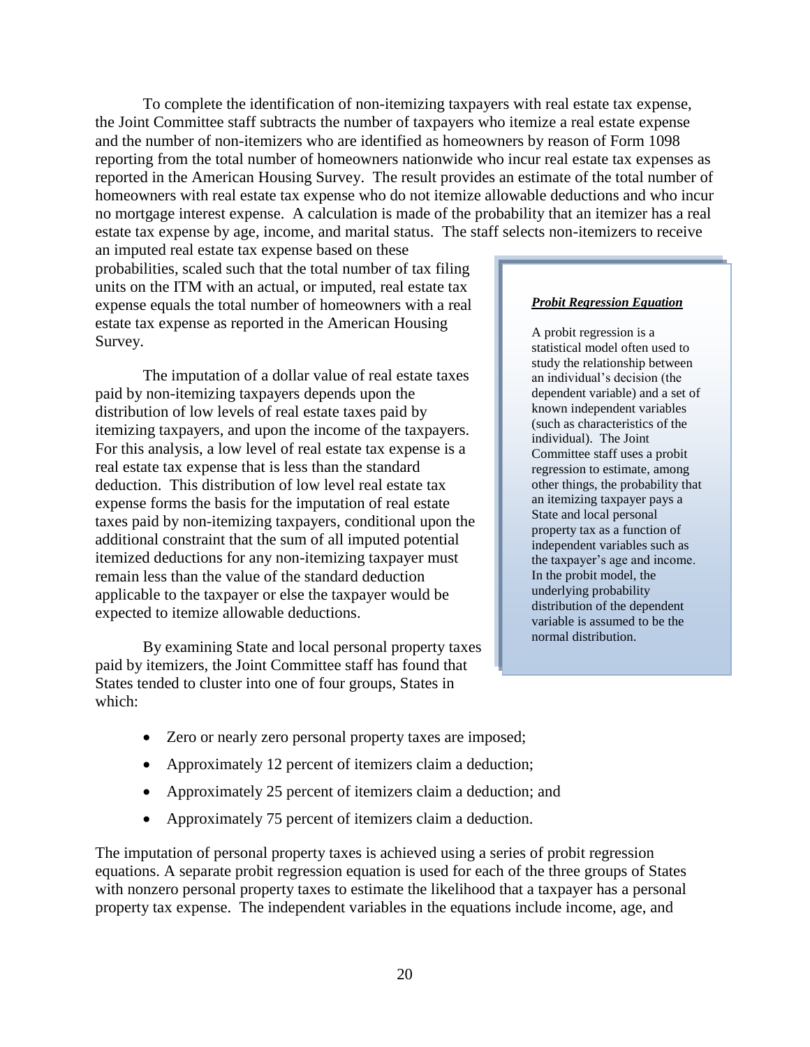To complete the identification of non-itemizing taxpayers with real estate tax expense, the Joint Committee staff subtracts the number of taxpayers who itemize a real estate expense and the number of non-itemizers who are identified as homeowners by reason of Form 1098 reporting from the total number of homeowners nationwide who incur real estate tax expenses as reported in the American Housing Survey. The result provides an estimate of the total number of homeowners with real estate tax expense who do not itemize allowable deductions and who incur no mortgage interest expense. A calculation is made of the probability that an itemizer has a real estate tax expense by age, income, and marital status. The staff selects non-itemizers to receive an imputed real estate tax expense based on these probabilities, scaled such that the total number of tax filing units on the ITM with an actual, or imputed, real estate tax expense equals the total number of homeowners with a real estate tax expense as reported in the American Housing Survey.

The imputation of a dollar value of real estate taxes paid by non-itemizing taxpayers depends upon the distribution of low levels of real estate taxes paid by itemizing taxpayers, and upon the income of the taxpayers. For this analysis, a low level of real estate tax expense is a real estate tax expense that is less than the standard deduction. This distribution of low level real estate tax expense forms the basis for the imputation of real estate taxes paid by non-itemizing taxpayers, conditional upon the additional constraint that the sum of all imputed potential itemized deductions for any non-itemizing taxpayer must remain less than the value of the standard deduction applicable to the taxpayer or else the taxpayer would be expected to itemize allowable deductions.

> ***Probit Regression Equation***
>
> A probit regression is a statistical model often used to study the relationship between an individual's decision (the dependent variable) and a set of known independent variables (such as characteristics of the individual). The Joint Committee staff uses a probit regression to estimate, among other things, the probability that an itemizing taxpayer pays a State and local personal property tax as a function of independent variables such as the taxpayer's age and income. In the probit model, the underlying probability distribution of the dependent variable is assumed to be the normal distribution.

By examining State and local personal property taxes paid by itemizers, the Joint Committee staff has found that States tended to cluster into one of four groups, States in which:

- Zero or nearly zero personal property taxes are imposed;
- Approximately 12 percent of itemizers claim a deduction;
- Approximately 25 percent of itemizers claim a deduction; and
- Approximately 75 percent of itemizers claim a deduction.

The imputation of personal property taxes is achieved using a series of probit regression equations. A separate probit regression equation is used for each of the three groups of States with nonzero personal property taxes to estimate the likelihood that a taxpayer has a personal property tax expense. The independent variables in the equations include income, age, and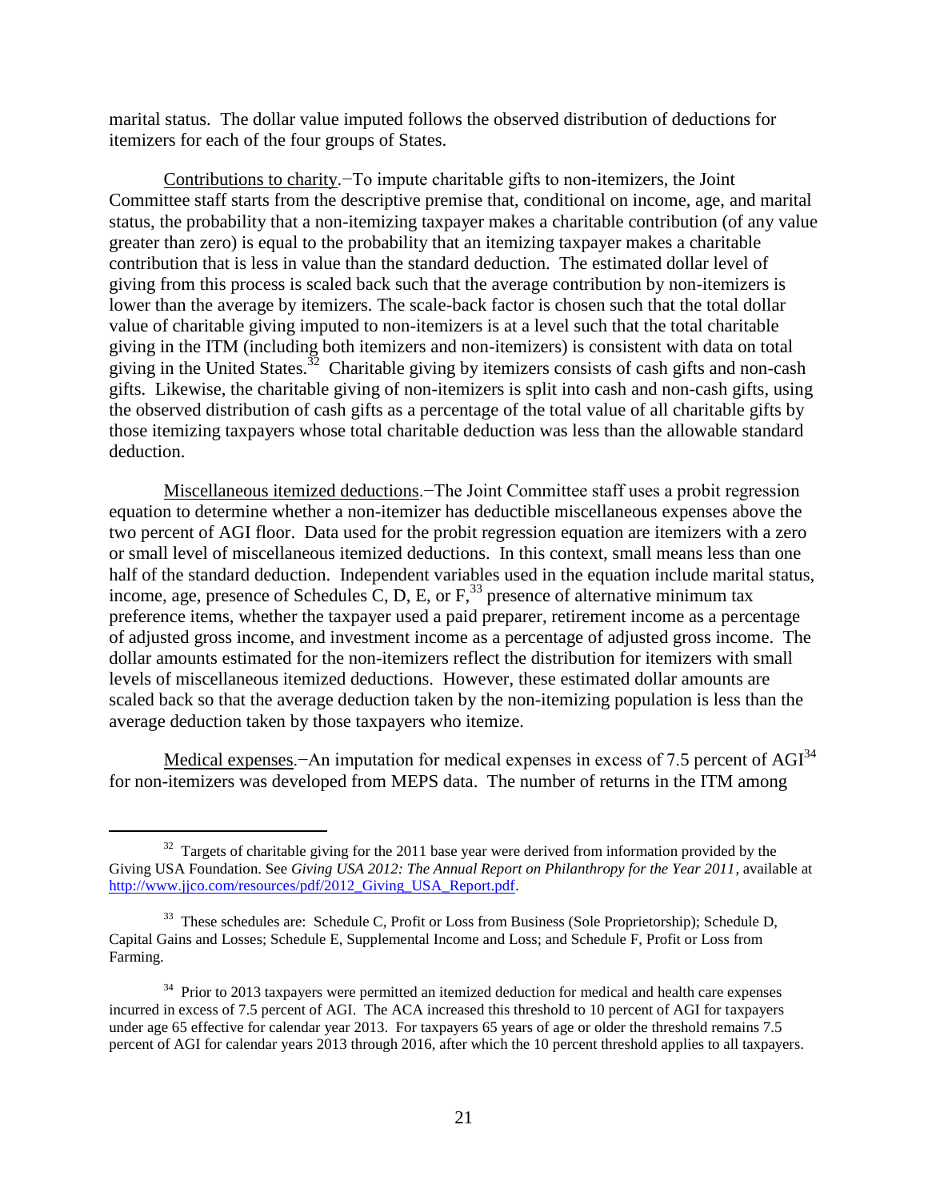marital status. The dollar value imputed follows the observed distribution of deductions for itemizers for each of the four groups of States.

Contributions to charity.−To impute charitable gifts to non-itemizers, the Joint Committee staff starts from the descriptive premise that, conditional on income, age, and marital status, the probability that a non-itemizing taxpayer makes a charitable contribution (of any value greater than zero) is equal to the probability that an itemizing taxpayer makes a charitable contribution that is less in value than the standard deduction. The estimated dollar level of giving from this process is scaled back such that the average contribution by non-itemizers is lower than the average by itemizers. The scale-back factor is chosen such that the total dollar value of charitable giving imputed to non-itemizers is at a level such that the total charitable giving in the ITM (including both itemizers and non-itemizers) is consistent with data on total giving in the United States.[32] Charitable giving by itemizers consists of cash gifts and non-cash gifts. Likewise, the charitable giving of non-itemizers is split into cash and non-cash gifts, using the observed distribution of cash gifts as a percentage of the total value of all charitable gifts by those itemizing taxpayers whose total charitable deduction was less than the allowable standard deduction.

Miscellaneous itemized deductions.−The Joint Committee staff uses a probit regression equation to determine whether a non-itemizer has deductible miscellaneous expenses above the two percent of AGI floor. Data used for the probit regression equation are itemizers with a zero or small level of miscellaneous itemized deductions. In this context, small means less than one half of the standard deduction. Independent variables used in the equation include marital status, income, age, presence of Schedules C, D, E, or F,[33] presence of alternative minimum tax preference items, whether the taxpayer used a paid preparer, retirement income as a percentage of adjusted gross income, and investment income as a percentage of adjusted gross income. The dollar amounts estimated for the non-itemizers reflect the distribution for itemizers with small levels of miscellaneous itemized deductions. However, these estimated dollar amounts are scaled back so that the average deduction taken by the non-itemizing population is less than the average deduction taken by those taxpayers who itemize.

Medical expenses.−An imputation for medical expenses in excess of 7.5 percent of AGI[34] for non-itemizers was developed from MEPS data. The number of returns in the ITM among

---

[32] Targets of charitable giving for the 2011 base year were derived from information provided by the Giving USA Foundation. See *Giving USA 2012: The Annual Report on Philanthropy for the Year 2011*, available at http://www.jjco.com/resources/pdf/2012_Giving_USA_Report.pdf.

[33] These schedules are: Schedule C, Profit or Loss from Business (Sole Proprietorship); Schedule D, Capital Gains and Losses; Schedule E, Supplemental Income and Loss; and Schedule F, Profit or Loss from Farming.

[34] Prior to 2013 taxpayers were permitted an itemized deduction for medical and health care expenses incurred in excess of 7.5 percent of AGI. The ACA increased this threshold to 10 percent of AGI for taxpayers under age 65 effective for calendar year 2013. For taxpayers 65 years of age or older the threshold remains 7.5 percent of AGI for calendar years 2013 through 2016, after which the 10 percent threshold applies to all taxpayers.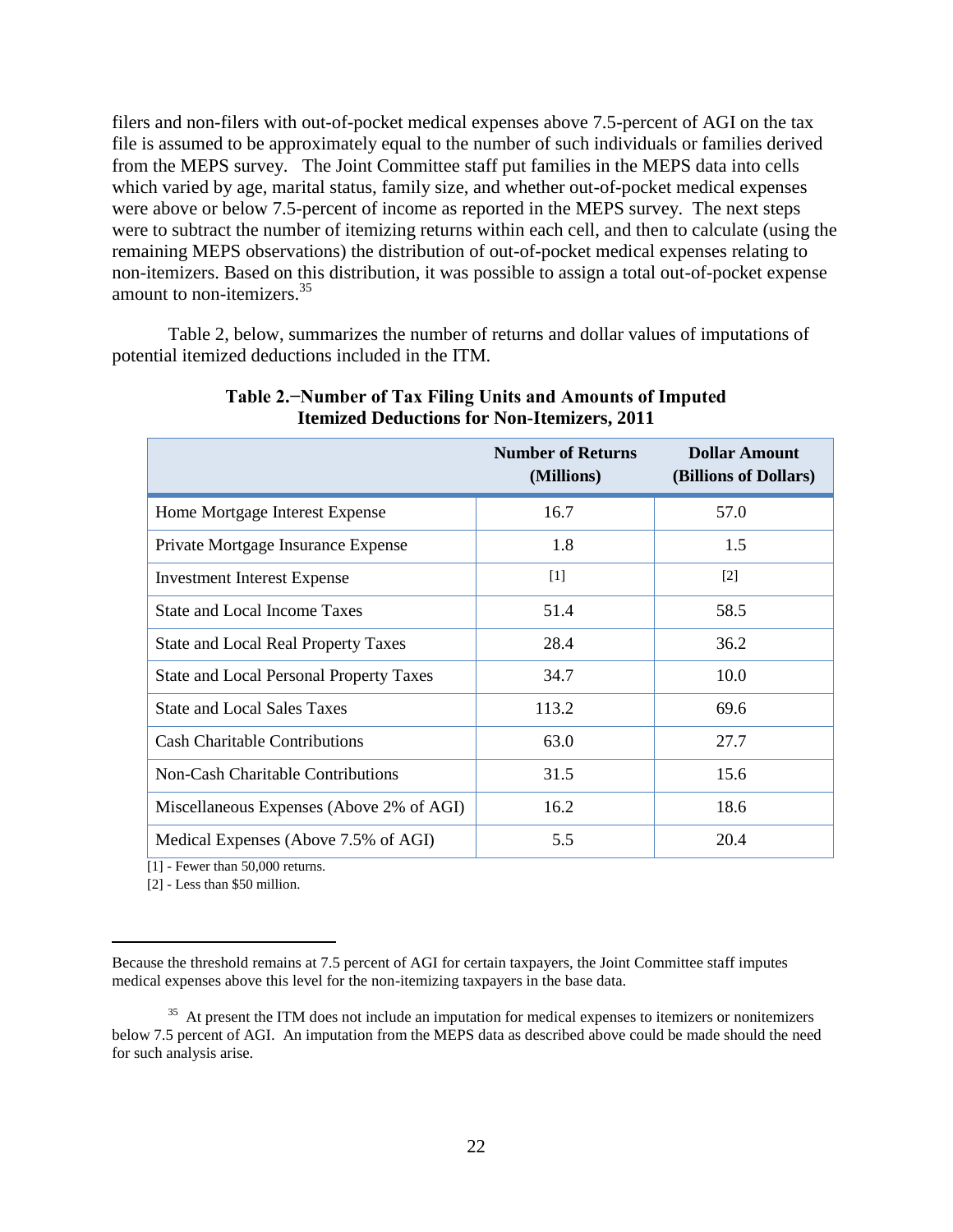filers and non-filers with out-of-pocket medical expenses above 7.5-percent of AGI on the tax file is assumed to be approximately equal to the number of such individuals or families derived from the MEPS survey. The Joint Committee staff put families in the MEPS data into cells which varied by age, marital status, family size, and whether out-of-pocket medical expenses were above or below 7.5-percent of income as reported in the MEPS survey. The next steps were to subtract the number of itemizing returns within each cell, and then to calculate (using the remaining MEPS observations) the distribution of out-of-pocket medical expenses relating to non-itemizers. Based on this distribution, it was possible to assign a total out-of-pocket expense amount to non-itemizers.[35]

Table 2, below, summarizes the number of returns and dollar values of imputations of potential itemized deductions included in the ITM.

**Table 2.−Number of Tax Filing Units and Amounts of Imputed Itemized Deductions for Non-Itemizers, 2011**

| | Number of Returns (Millions) | Dollar Amount (Billions of Dollars) |
|---|---|---|
| Home Mortgage Interest Expense | 16.7 | 57.0 |
| Private Mortgage Insurance Expense | 1.8 | 1.5 |
| Investment Interest Expense | [1] | [2] |
| State and Local Income Taxes | 51.4 | 58.5 |
| State and Local Real Property Taxes | 28.4 | 36.2 |
| State and Local Personal Property Taxes | 34.7 | 10.0 |
| State and Local Sales Taxes | 113.2 | 69.6 |
| Cash Charitable Contributions | 63.0 | 27.7 |
| Non-Cash Charitable Contributions | 31.5 | 15.6 |
| Miscellaneous Expenses (Above 2% of AGI) | 16.2 | 18.6 |
| Medical Expenses (Above 7.5% of AGI) | 5.5 | 20.4 |

[1] - Fewer than 50,000 returns.

[2] - Less than $50 million.

---

Because the threshold remains at 7.5 percent of AGI for certain taxpayers, the Joint Committee staff imputes medical expenses above this level for the non-itemizing taxpayers in the base data.

[35] At present the ITM does not include an imputation for medical expenses to itemizers or nonitemizers below 7.5 percent of AGI. An imputation from the MEPS data as described above could be made should the need for such analysis arise.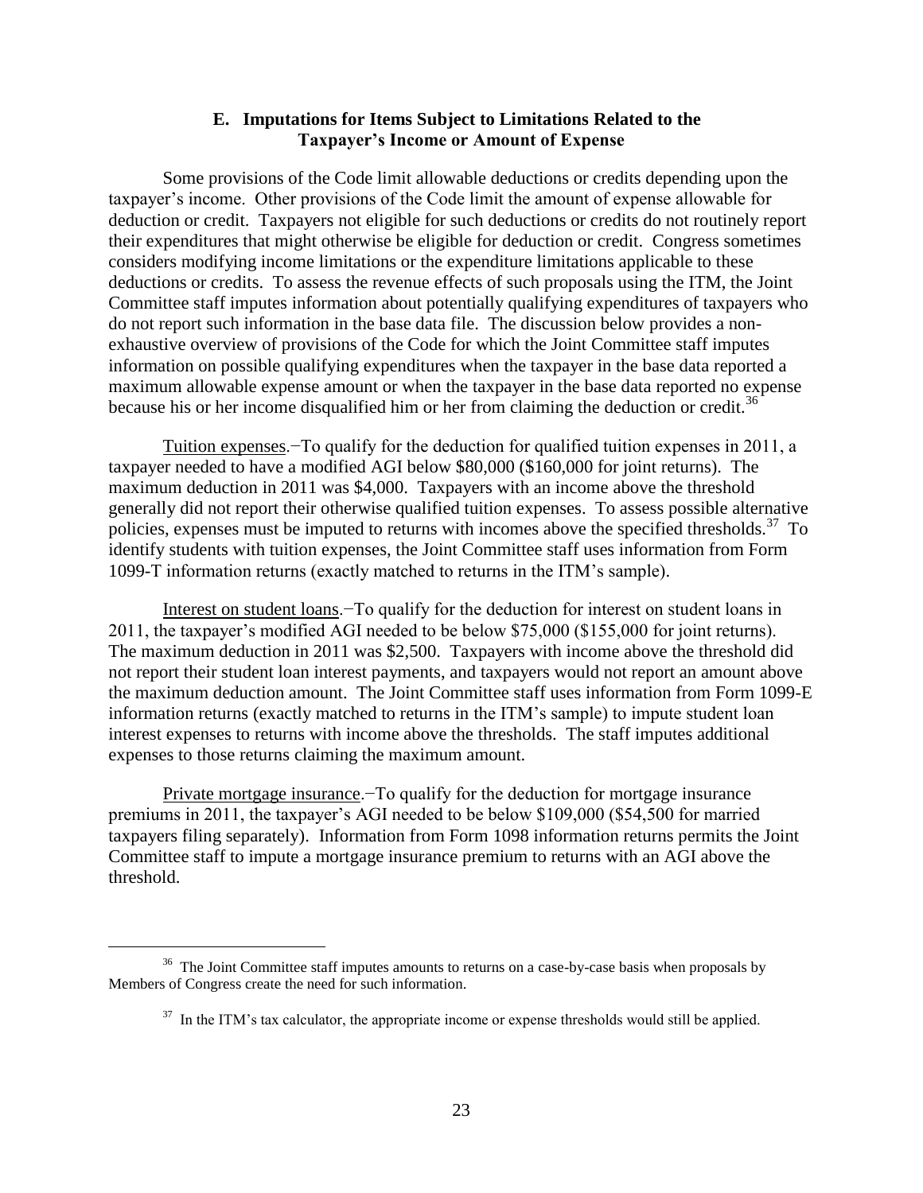### E. Imputations for Items Subject to Limitations Related to the Taxpayer's Income or Amount of Expense

Some provisions of the Code limit allowable deductions or credits depending upon the taxpayer's income. Other provisions of the Code limit the amount of expense allowable for deduction or credit. Taxpayers not eligible for such deductions or credits do not routinely report their expenditures that might otherwise be eligible for deduction or credit. Congress sometimes considers modifying income limitations or the expenditure limitations applicable to these deductions or credits. To assess the revenue effects of such proposals using the ITM, the Joint Committee staff imputes information about potentially qualifying expenditures of taxpayers who do not report such information in the base data file. The discussion below provides a non-exhaustive overview of provisions of the Code for which the Joint Committee staff imputes information on possible qualifying expenditures when the taxpayer in the base data reported a maximum allowable expense amount or when the taxpayer in the base data reported no expense because his or her income disqualified him or her from claiming the deduction or credit.[36]

Tuition expenses.−To qualify for the deduction for qualified tuition expenses in 2011, a taxpayer needed to have a modified AGI below $80,000 ($160,000 for joint returns). The maximum deduction in 2011 was $4,000. Taxpayers with an income above the threshold generally did not report their otherwise qualified tuition expenses. To assess possible alternative policies, expenses must be imputed to returns with incomes above the specified thresholds.[37] To identify students with tuition expenses, the Joint Committee staff uses information from Form 1099-T information returns (exactly matched to returns in the ITM's sample).

Interest on student loans.−To qualify for the deduction for interest on student loans in 2011, the taxpayer's modified AGI needed to be below $75,000 ($155,000 for joint returns). The maximum deduction in 2011 was $2,500. Taxpayers with income above the threshold did not report their student loan interest payments, and taxpayers would not report an amount above the maximum deduction amount. The Joint Committee staff uses information from Form 1099-E information returns (exactly matched to returns in the ITM's sample) to impute student loan interest expenses to returns with income above the thresholds. The staff imputes additional expenses to those returns claiming the maximum amount.

Private mortgage insurance.−To qualify for the deduction for mortgage insurance premiums in 2011, the taxpayer's AGI needed to be below $109,000 ($54,500 for married taxpayers filing separately). Information from Form 1098 information returns permits the Joint Committee staff to impute a mortgage insurance premium to returns with an AGI above the threshold.

---

[36] The Joint Committee staff imputes amounts to returns on a case-by-case basis when proposals by Members of Congress create the need for such information.

[37] In the ITM's tax calculator, the appropriate income or expense thresholds would still be applied.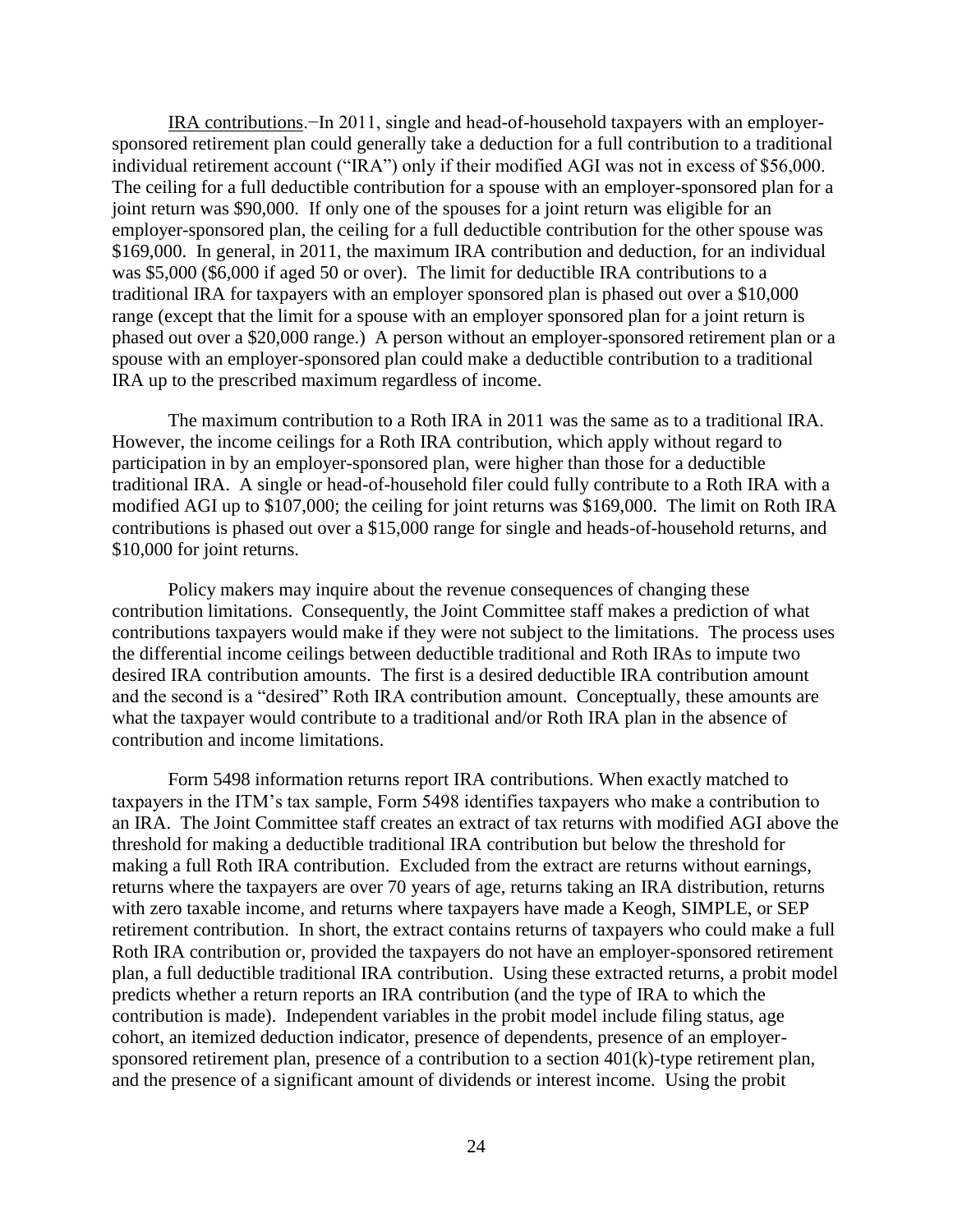_IRA contributions_.–In 2011, single and head-of-household taxpayers with an employer-sponsored retirement plan could generally take a deduction for a full contribution to a traditional individual retirement account ("IRA") only if their modified AGI was not in excess of $56,000. The ceiling for a full deductible contribution for a spouse with an employer-sponsored plan for a joint return was $90,000. If only one of the spouses for a joint return was eligible for an employer-sponsored plan, the ceiling for a full deductible contribution for the other spouse was $169,000. In general, in 2011, the maximum IRA contribution and deduction, for an individual was $5,000 ($6,000 if aged 50 or over). The limit for deductible IRA contributions to a traditional IRA for taxpayers with an employer sponsored plan is phased out over a $10,000 range (except that the limit for a spouse with an employer sponsored plan for a joint return is phased out over a $20,000 range.) A person without an employer-sponsored retirement plan or a spouse with an employer-sponsored plan could make a deductible contribution to a traditional IRA up to the prescribed maximum regardless of income.

The maximum contribution to a Roth IRA in 2011 was the same as to a traditional IRA. However, the income ceilings for a Roth IRA contribution, which apply without regard to participation in by an employer-sponsored plan, were higher than those for a deductible traditional IRA. A single or head-of-household filer could fully contribute to a Roth IRA with a modified AGI up to $107,000; the ceiling for joint returns was $169,000. The limit on Roth IRA contributions is phased out over a $15,000 range for single and heads-of-household returns, and $10,000 for joint returns.

Policy makers may inquire about the revenue consequences of changing these contribution limitations. Consequently, the Joint Committee staff makes a prediction of what contributions taxpayers would make if they were not subject to the limitations. The process uses the differential income ceilings between deductible traditional and Roth IRAs to impute two desired IRA contribution amounts. The first is a desired deductible IRA contribution amount and the second is a "desired" Roth IRA contribution amount. Conceptually, these amounts are what the taxpayer would contribute to a traditional and/or Roth IRA plan in the absence of contribution and income limitations.

Form 5498 information returns report IRA contributions. When exactly matched to taxpayers in the ITM's tax sample, Form 5498 identifies taxpayers who make a contribution to an IRA. The Joint Committee staff creates an extract of tax returns with modified AGI above the threshold for making a deductible traditional IRA contribution but below the threshold for making a full Roth IRA contribution. Excluded from the extract are returns without earnings, returns where the taxpayers are over 70 years of age, returns taking an IRA distribution, returns with zero taxable income, and returns where taxpayers have made a Keogh, SIMPLE, or SEP retirement contribution. In short, the extract contains returns of taxpayers who could make a full Roth IRA contribution or, provided the taxpayers do not have an employer-sponsored retirement plan, a full deductible traditional IRA contribution. Using these extracted returns, a probit model predicts whether a return reports an IRA contribution (and the type of IRA to which the contribution is made). Independent variables in the probit model include filing status, age cohort, an itemized deduction indicator, presence of dependents, presence of an employer-sponsored retirement plan, presence of a contribution to a section 401(k)-type retirement plan, and the presence of a significant amount of dividends or interest income. Using the probit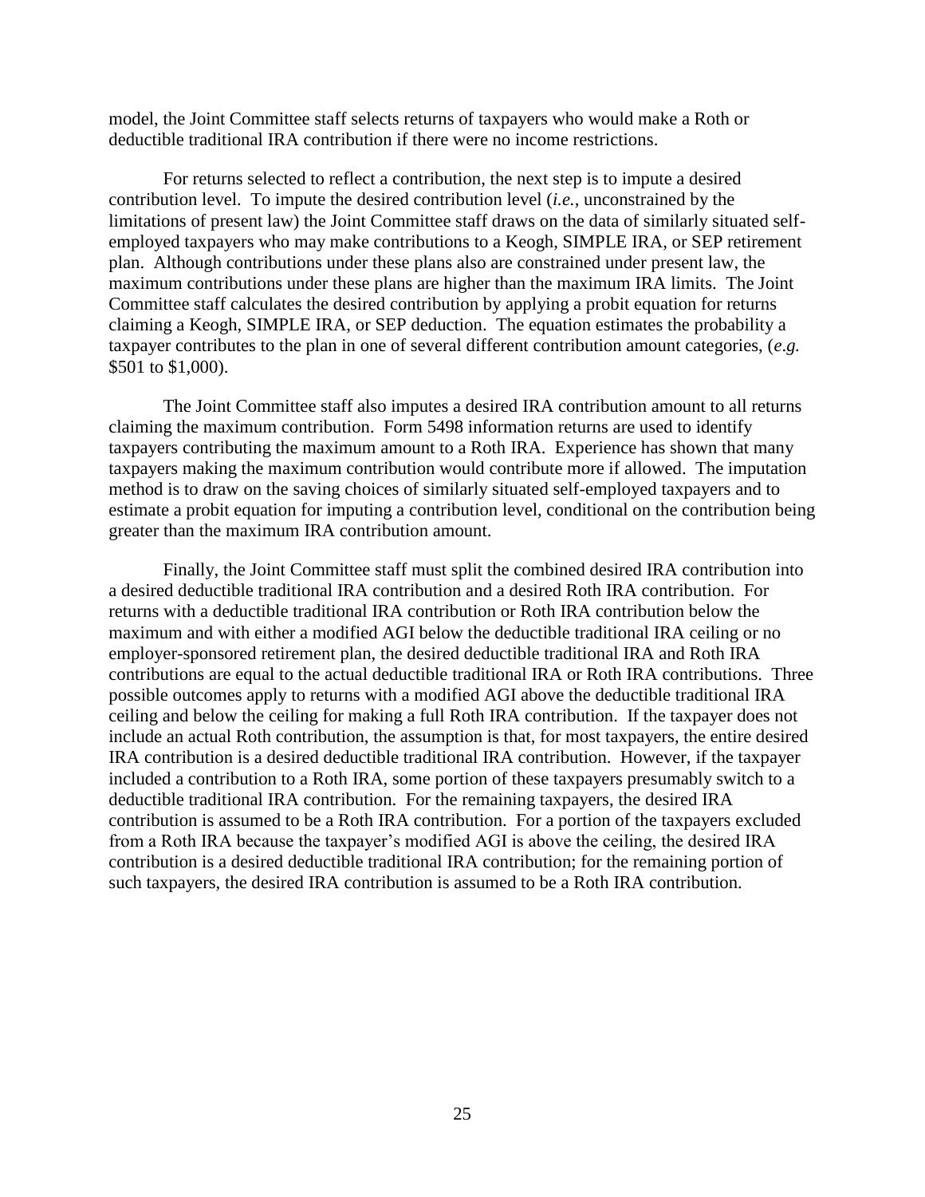model, the Joint Committee staff selects returns of taxpayers who would make a Roth or deductible traditional IRA contribution if there were no income restrictions.

For returns selected to reflect a contribution, the next step is to impute a desired contribution level. To impute the desired contribution level (*i.e.*, unconstrained by the limitations of present law) the Joint Committee staff draws on the data of similarly situated self-employed taxpayers who may make contributions to a Keogh, SIMPLE IRA, or SEP retirement plan. Although contributions under these plans also are constrained under present law, the maximum contributions under these plans are higher than the maximum IRA limits. The Joint Committee staff calculates the desired contribution by applying a probit equation for returns claiming a Keogh, SIMPLE IRA, or SEP deduction. The equation estimates the probability a taxpayer contributes to the plan in one of several different contribution amount categories, (*e.g.* $501 to $1,000).

The Joint Committee staff also imputes a desired IRA contribution amount to all returns claiming the maximum contribution. Form 5498 information returns are used to identify taxpayers contributing the maximum amount to a Roth IRA. Experience has shown that many taxpayers making the maximum contribution would contribute more if allowed. The imputation method is to draw on the saving choices of similarly situated self-employed taxpayers and to estimate a probit equation for imputing a contribution level, conditional on the contribution being greater than the maximum IRA contribution amount.

Finally, the Joint Committee staff must split the combined desired IRA contribution into a desired deductible traditional IRA contribution and a desired Roth IRA contribution. For returns with a deductible traditional IRA contribution or Roth IRA contribution below the maximum and with either a modified AGI below the deductible traditional IRA ceiling or no employer-sponsored retirement plan, the desired deductible traditional IRA and Roth IRA contributions are equal to the actual deductible traditional IRA or Roth IRA contributions. Three possible outcomes apply to returns with a modified AGI above the deductible traditional IRA ceiling and below the ceiling for making a full Roth IRA contribution. If the taxpayer does not include an actual Roth contribution, the assumption is that, for most taxpayers, the entire desired IRA contribution is a desired deductible traditional IRA contribution. However, if the taxpayer included a contribution to a Roth IRA, some portion of these taxpayers presumably switch to a deductible traditional IRA contribution. For the remaining taxpayers, the desired IRA contribution is assumed to be a Roth IRA contribution. For a portion of the taxpayers excluded from a Roth IRA because the taxpayer's modified AGI is above the ceiling, the desired IRA contribution is a desired deductible traditional IRA contribution; for the remaining portion of such taxpayers, the desired IRA contribution is assumed to be a Roth IRA contribution.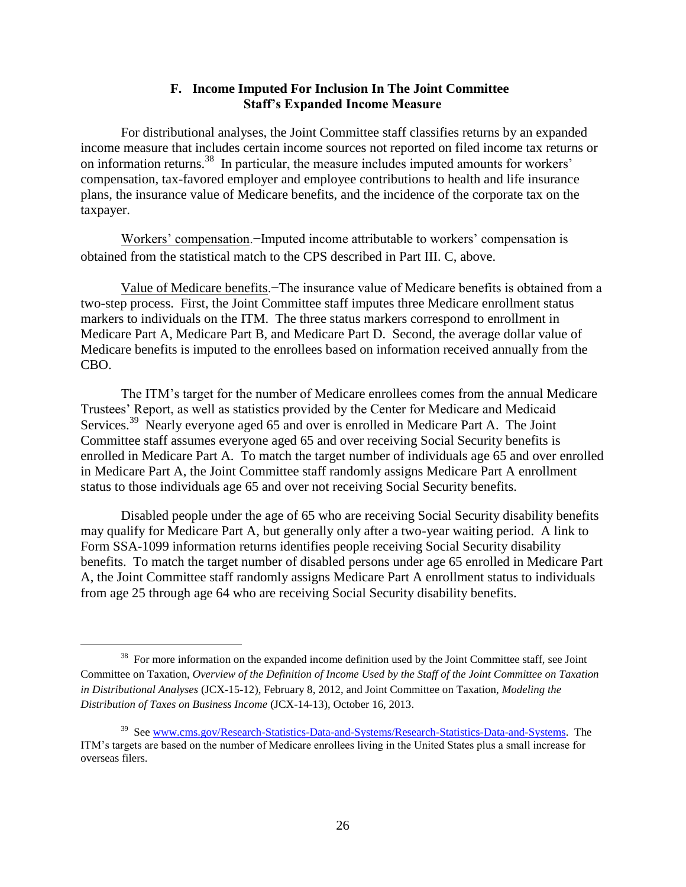### F. Income Imputed For Inclusion In The Joint Committee Staff's Expanded Income Measure

For distributional analyses, the Joint Committee staff classifies returns by an expanded income measure that includes certain income sources not reported on filed income tax returns or on information returns.[38] In particular, the measure includes imputed amounts for workers' compensation, tax-favored employer and employee contributions to health and life insurance plans, the insurance value of Medicare benefits, and the incidence of the corporate tax on the taxpayer.

Workers' compensation.−Imputed income attributable to workers' compensation is obtained from the statistical match to the CPS described in Part III. C, above.

Value of Medicare benefits.−The insurance value of Medicare benefits is obtained from a two-step process. First, the Joint Committee staff imputes three Medicare enrollment status markers to individuals on the ITM. The three status markers correspond to enrollment in Medicare Part A, Medicare Part B, and Medicare Part D. Second, the average dollar value of Medicare benefits is imputed to the enrollees based on information received annually from the CBO.

The ITM's target for the number of Medicare enrollees comes from the annual Medicare Trustees' Report, as well as statistics provided by the Center for Medicare and Medicaid Services.[39] Nearly everyone aged 65 and over is enrolled in Medicare Part A. The Joint Committee staff assumes everyone aged 65 and over receiving Social Security benefits is enrolled in Medicare Part A. To match the target number of individuals age 65 and over enrolled in Medicare Part A, the Joint Committee staff randomly assigns Medicare Part A enrollment status to those individuals age 65 and over not receiving Social Security benefits.

Disabled people under the age of 65 who are receiving Social Security disability benefits may qualify for Medicare Part A, but generally only after a two-year waiting period. A link to Form SSA-1099 information returns identifies people receiving Social Security disability benefits. To match the target number of disabled persons under age 65 enrolled in Medicare Part A, the Joint Committee staff randomly assigns Medicare Part A enrollment status to individuals from age 25 through age 64 who are receiving Social Security disability benefits.

---

[38] For more information on the expanded income definition used by the Joint Committee staff, see Joint Committee on Taxation, *Overview of the Definition of Income Used by the Staff of the Joint Committee on Taxation in Distributional Analyses* (JCX-15-12), February 8, 2012, and Joint Committee on Taxation, *Modeling the Distribution of Taxes on Business Income* (JCX-14-13), October 16, 2013.

[39] See www.cms.gov/Research-Statistics-Data-and-Systems/Research-Statistics-Data-and-Systems. The ITM's targets are based on the number of Medicare enrollees living in the United States plus a small increase for overseas filers.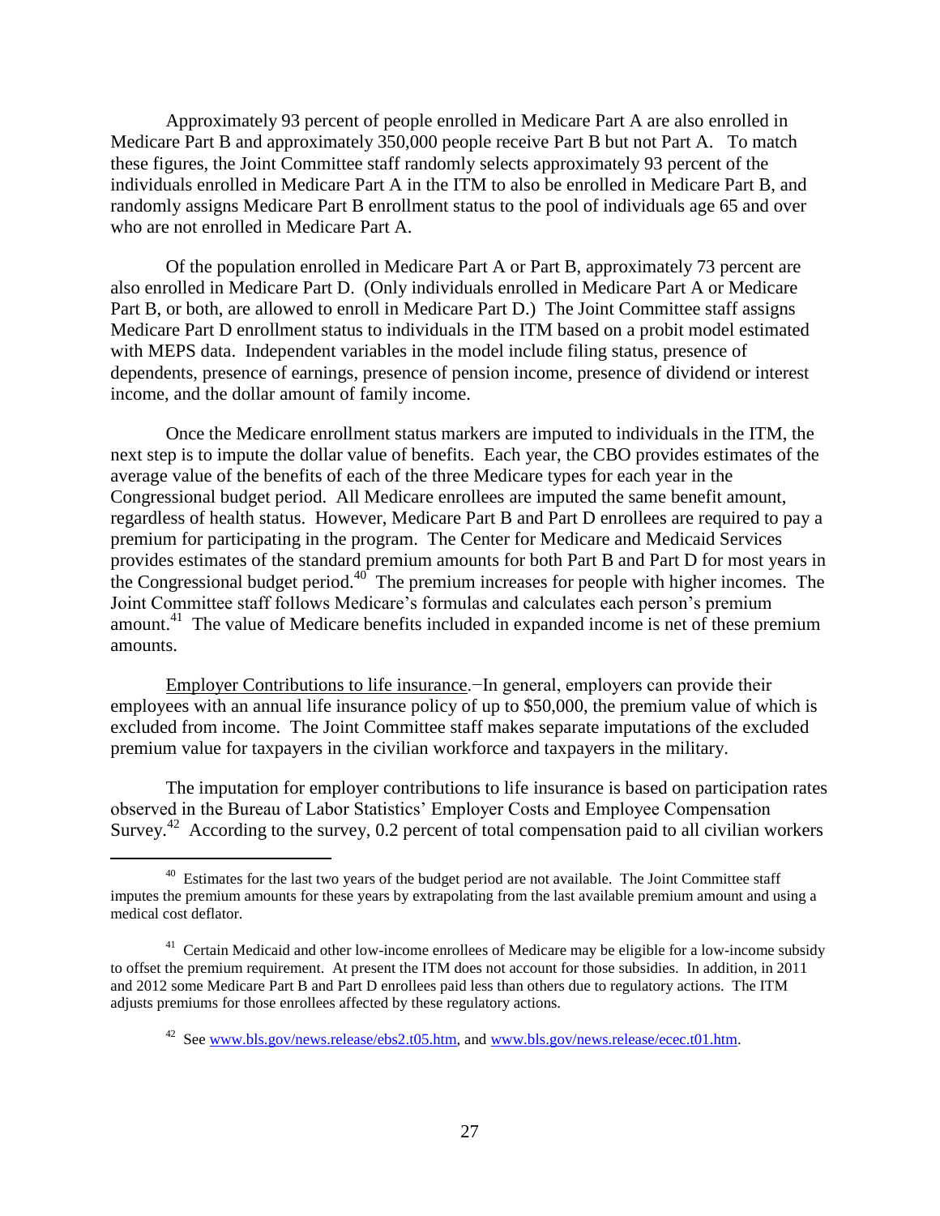Approximately 93 percent of people enrolled in Medicare Part A are also enrolled in Medicare Part B and approximately 350,000 people receive Part B but not Part A. To match these figures, the Joint Committee staff randomly selects approximately 93 percent of the individuals enrolled in Medicare Part A in the ITM to also be enrolled in Medicare Part B, and randomly assigns Medicare Part B enrollment status to the pool of individuals age 65 and over who are not enrolled in Medicare Part A.

Of the population enrolled in Medicare Part A or Part B, approximately 73 percent are also enrolled in Medicare Part D. (Only individuals enrolled in Medicare Part A or Medicare Part B, or both, are allowed to enroll in Medicare Part D.) The Joint Committee staff assigns Medicare Part D enrollment status to individuals in the ITM based on a probit model estimated with MEPS data. Independent variables in the model include filing status, presence of dependents, presence of earnings, presence of pension income, presence of dividend or interest income, and the dollar amount of family income.

Once the Medicare enrollment status markers are imputed to individuals in the ITM, the next step is to impute the dollar value of benefits. Each year, the CBO provides estimates of the average value of the benefits of each of the three Medicare types for each year in the Congressional budget period. All Medicare enrollees are imputed the same benefit amount, regardless of health status. However, Medicare Part B and Part D enrollees are required to pay a premium for participating in the program. The Center for Medicare and Medicaid Services provides estimates of the standard premium amounts for both Part B and Part D for most years in the Congressional budget period.[40] The premium increases for people with higher incomes. The Joint Committee staff follows Medicare's formulas and calculates each person's premium amount.[41] The value of Medicare benefits included in expanded income is net of these premium amounts.

Employer Contributions to life insurance.−In general, employers can provide their employees with an annual life insurance policy of up to $50,000, the premium value of which is excluded from income. The Joint Committee staff makes separate imputations of the excluded premium value for taxpayers in the civilian workforce and taxpayers in the military.

The imputation for employer contributions to life insurance is based on participation rates observed in the Bureau of Labor Statistics' Employer Costs and Employee Compensation Survey.[42] According to the survey, 0.2 percent of total compensation paid to all civilian workers

---

[40] Estimates for the last two years of the budget period are not available. The Joint Committee staff imputes the premium amounts for these years by extrapolating from the last available premium amount and using a medical cost deflator.

[41] Certain Medicaid and other low-income enrollees of Medicare may be eligible for a low-income subsidy to offset the premium requirement. At present the ITM does not account for those subsidies. In addition, in 2011 and 2012 some Medicare Part B and Part D enrollees paid less than others due to regulatory actions. The ITM adjusts premiums for those enrollees affected by these regulatory actions.

[42] See www.bls.gov/news.release/ebs2.t05.htm, and www.bls.gov/news.release/ecec.t01.htm.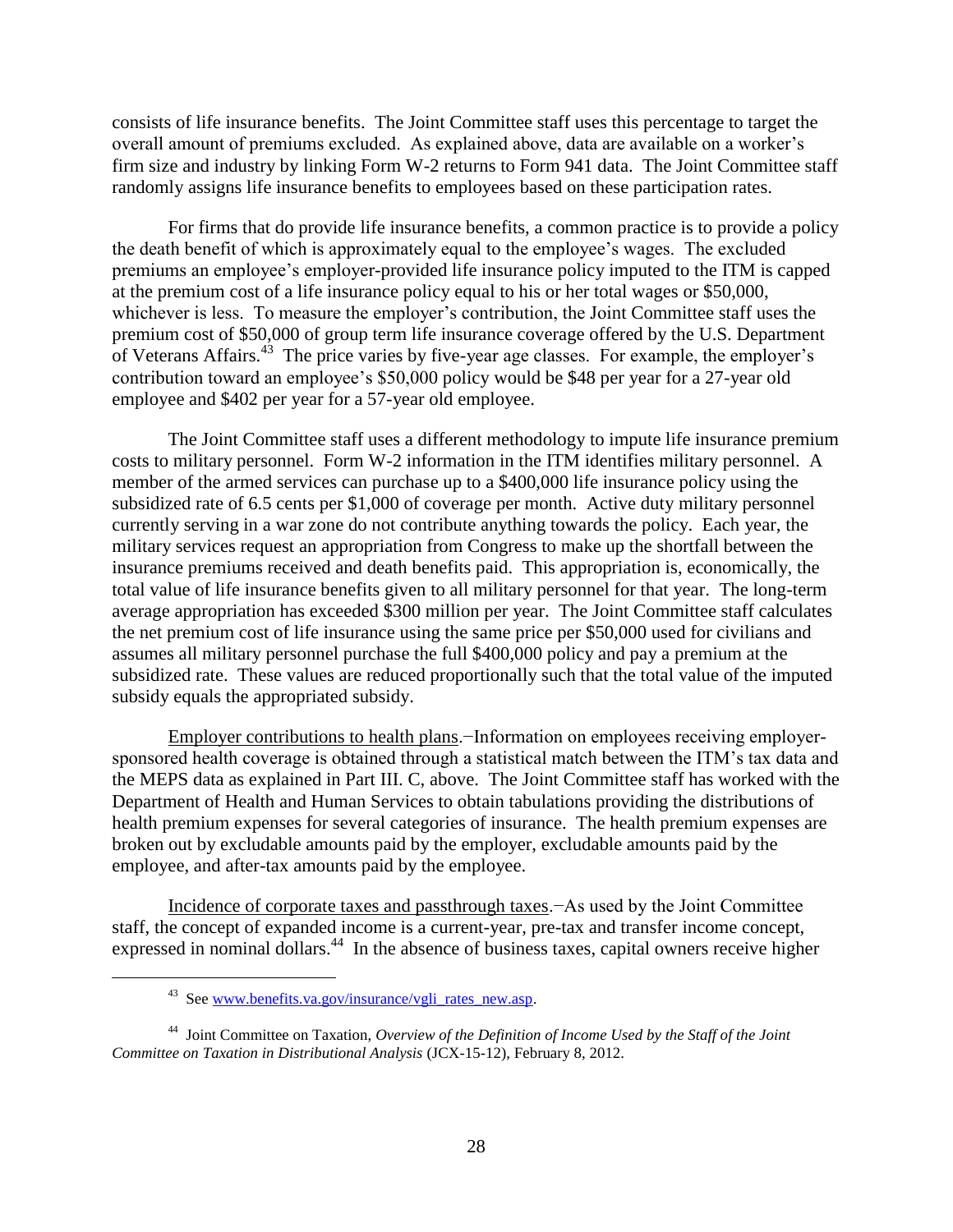consists of life insurance benefits. The Joint Committee staff uses this percentage to target the overall amount of premiums excluded. As explained above, data are available on a worker's firm size and industry by linking Form W-2 returns to Form 941 data. The Joint Committee staff randomly assigns life insurance benefits to employees based on these participation rates.

For firms that do provide life insurance benefits, a common practice is to provide a policy the death benefit of which is approximately equal to the employee's wages. The excluded premiums an employee's employer-provided life insurance policy imputed to the ITM is capped at the premium cost of a life insurance policy equal to his or her total wages or $50,000, whichever is less. To measure the employer's contribution, the Joint Committee staff uses the premium cost of $50,000 of group term life insurance coverage offered by the U.S. Department of Veterans Affairs.[43] The price varies by five-year age classes. For example, the employer's contribution toward an employee's $50,000 policy would be $48 per year for a 27-year old employee and $402 per year for a 57-year old employee.

The Joint Committee staff uses a different methodology to impute life insurance premium costs to military personnel. Form W-2 information in the ITM identifies military personnel. A member of the armed services can purchase up to a $400,000 life insurance policy using the subsidized rate of 6.5 cents per $1,000 of coverage per month. Active duty military personnel currently serving in a war zone do not contribute anything towards the policy. Each year, the military services request an appropriation from Congress to make up the shortfall between the insurance premiums received and death benefits paid. This appropriation is, economically, the total value of life insurance benefits given to all military personnel for that year. The long-term average appropriation has exceeded $300 million per year. The Joint Committee staff calculates the net premium cost of life insurance using the same price per $50,000 used for civilians and assumes all military personnel purchase the full $400,000 policy and pay a premium at the subsidized rate. These values are reduced proportionally such that the total value of the imputed subsidy equals the appropriated subsidy.

Employer contributions to health plans.−Information on employees receiving employer-sponsored health coverage is obtained through a statistical match between the ITM's tax data and the MEPS data as explained in Part III. C, above. The Joint Committee staff has worked with the Department of Health and Human Services to obtain tabulations providing the distributions of health premium expenses for several categories of insurance. The health premium expenses are broken out by excludable amounts paid by the employer, excludable amounts paid by the employee, and after-tax amounts paid by the employee.

Incidence of corporate taxes and passthrough taxes.−As used by the Joint Committee staff, the concept of expanded income is a current-year, pre-tax and transfer income concept, expressed in nominal dollars.[44] In the absence of business taxes, capital owners receive higher

---

[43] See www.benefits.va.gov/insurance/vgli_rates_new.asp.

[44] Joint Committee on Taxation, *Overview of the Definition of Income Used by the Staff of the Joint Committee on Taxation in Distributional Analysis* (JCX-15-12), February 8, 2012.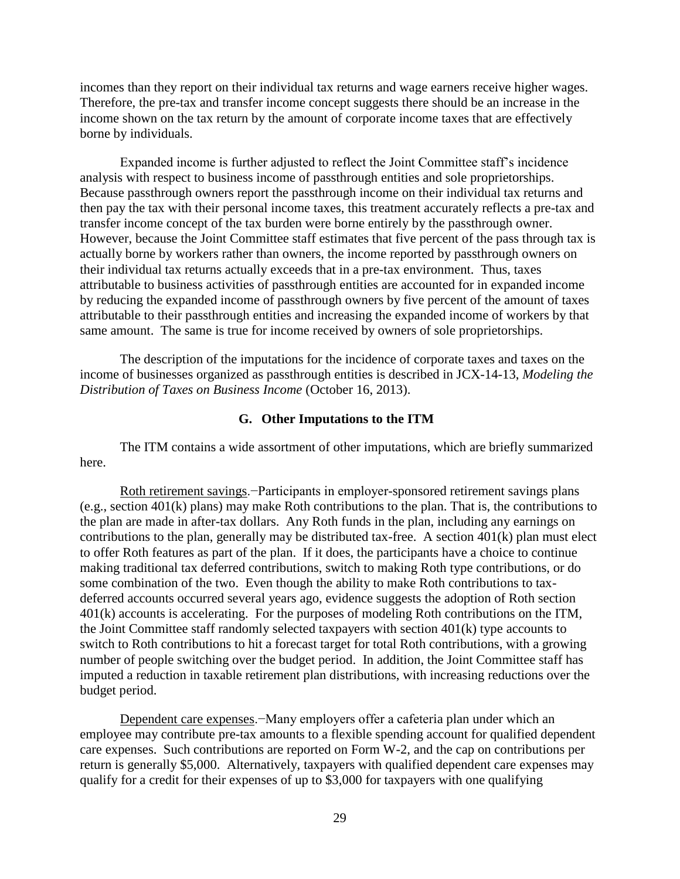incomes than they report on their individual tax returns and wage earners receive higher wages. Therefore, the pre-tax and transfer income concept suggests there should be an increase in the income shown on the tax return by the amount of corporate income taxes that are effectively borne by individuals.

Expanded income is further adjusted to reflect the Joint Committee staff's incidence analysis with respect to business income of passthrough entities and sole proprietorships. Because passthrough owners report the passthrough income on their individual tax returns and then pay the tax with their personal income taxes, this treatment accurately reflects a pre-tax and transfer income concept of the tax burden were borne entirely by the passthrough owner. However, because the Joint Committee staff estimates that five percent of the pass through tax is actually borne by workers rather than owners, the income reported by passthrough owners on their individual tax returns actually exceeds that in a pre-tax environment. Thus, taxes attributable to business activities of passthrough entities are accounted for in expanded income by reducing the expanded income of passthrough owners by five percent of the amount of taxes attributable to their passthrough entities and increasing the expanded income of workers by that same amount. The same is true for income received by owners of sole proprietorships.

The description of the imputations for the incidence of corporate taxes and taxes on the income of businesses organized as passthrough entities is described in JCX-14-13, *Modeling the Distribution of Taxes on Business Income* (October 16, 2013).

## G. Other Imputations to the ITM

The ITM contains a wide assortment of other imputations, which are briefly summarized here.

Roth retirement savings.−Participants in employer-sponsored retirement savings plans (e.g., section 401(k) plans) may make Roth contributions to the plan. That is, the contributions to the plan are made in after-tax dollars. Any Roth funds in the plan, including any earnings on contributions to the plan, generally may be distributed tax-free. A section 401(k) plan must elect to offer Roth features as part of the plan. If it does, the participants have a choice to continue making traditional tax deferred contributions, switch to making Roth type contributions, or do some combination of the two. Even though the ability to make Roth contributions to tax-deferred accounts occurred several years ago, evidence suggests the adoption of Roth section 401(k) accounts is accelerating. For the purposes of modeling Roth contributions on the ITM, the Joint Committee staff randomly selected taxpayers with section 401(k) type accounts to switch to Roth contributions to hit a forecast target for total Roth contributions, with a growing number of people switching over the budget period. In addition, the Joint Committee staff has imputed a reduction in taxable retirement plan distributions, with increasing reductions over the budget period.

Dependent care expenses.−Many employers offer a cafeteria plan under which an employee may contribute pre-tax amounts to a flexible spending account for qualified dependent care expenses. Such contributions are reported on Form W-2, and the cap on contributions per return is generally $5,000. Alternatively, taxpayers with qualified dependent care expenses may qualify for a credit for their expenses of up to $3,000 for taxpayers with one qualifying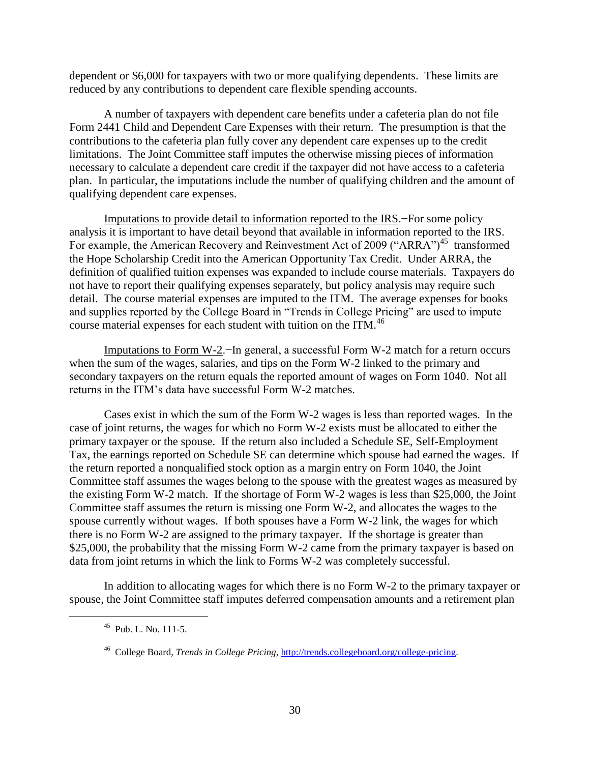dependent or \$6,000 for taxpayers with two or more qualifying dependents. These limits are reduced by any contributions to dependent care flexible spending accounts.

A number of taxpayers with dependent care benefits under a cafeteria plan do not file Form 2441 Child and Dependent Care Expenses with their return. The presumption is that the contributions to the cafeteria plan fully cover any dependent care expenses up to the credit limitations. The Joint Committee staff imputes the otherwise missing pieces of information necessary to calculate a dependent care credit if the taxpayer did not have access to a cafeteria plan. In particular, the imputations include the number of qualifying children and the amount of qualifying dependent care expenses.

Imputations to provide detail to information reported to the IRS.—For some policy analysis it is important to have detail beyond that available in information reported to the IRS. For example, the American Recovery and Reinvestment Act of 2009 ("ARRA")[45] transformed the Hope Scholarship Credit into the American Opportunity Tax Credit. Under ARRA, the definition of qualified tuition expenses was expanded to include course materials. Taxpayers do not have to report their qualifying expenses separately, but policy analysis may require such detail. The course material expenses are imputed to the ITM. The average expenses for books and supplies reported by the College Board in "Trends in College Pricing" are used to impute course material expenses for each student with tuition on the ITM.[46]

Imputations to Form W-2.—In general, a successful Form W-2 match for a return occurs when the sum of the wages, salaries, and tips on the Form W-2 linked to the primary and secondary taxpayers on the return equals the reported amount of wages on Form 1040. Not all returns in the ITM's data have successful Form W-2 matches.

Cases exist in which the sum of the Form W-2 wages is less than reported wages. In the case of joint returns, the wages for which no Form W-2 exists must be allocated to either the primary taxpayer or the spouse. If the return also included a Schedule SE, Self-Employment Tax, the earnings reported on Schedule SE can determine which spouse had earned the wages. If the return reported a nonqualified stock option as a margin entry on Form 1040, the Joint Committee staff assumes the wages belong to the spouse with the greatest wages as measured by the existing Form W-2 match. If the shortage of Form W-2 wages is less than \$25,000, the Joint Committee staff assumes the return is missing one Form W-2, and allocates the wages to the spouse currently without wages. If both spouses have a Form W-2 link, the wages for which there is no Form W-2 are assigned to the primary taxpayer. If the shortage is greater than \$25,000, the probability that the missing Form W-2 came from the primary taxpayer is based on data from joint returns in which the link to Forms W-2 was completely successful.

In addition to allocating wages for which there is no Form W-2 to the primary taxpayer or spouse, the Joint Committee staff imputes deferred compensation amounts and a retirement plan

---

[45] Pub. L. No. 111-5.

[46] College Board, *Trends in College Pricing*, http://trends.collegeboard.org/college-pricing.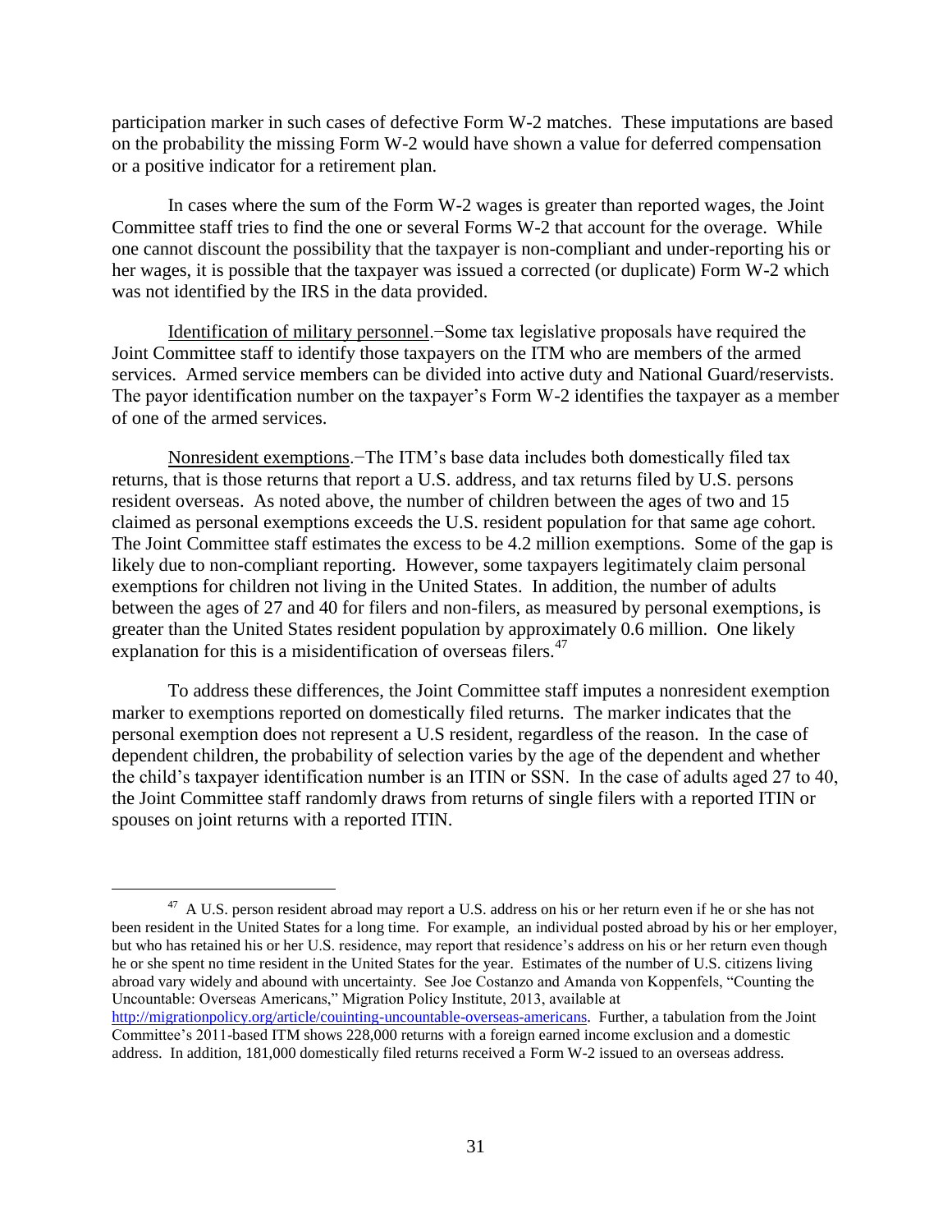participation marker in such cases of defective Form W-2 matches. These imputations are based on the probability the missing Form W-2 would have shown a value for deferred compensation or a positive indicator for a retirement plan.

In cases where the sum of the Form W-2 wages is greater than reported wages, the Joint Committee staff tries to find the one or several Forms W-2 that account for the overage. While one cannot discount the possibility that the taxpayer is non-compliant and under-reporting his or her wages, it is possible that the taxpayer was issued a corrected (or duplicate) Form W-2 which was not identified by the IRS in the data provided.

Identification of military personnel.−Some tax legislative proposals have required the Joint Committee staff to identify those taxpayers on the ITM who are members of the armed services. Armed service members can be divided into active duty and National Guard/reservists. The payor identification number on the taxpayer's Form W-2 identifies the taxpayer as a member of one of the armed services.

Nonresident exemptions.−The ITM's base data includes both domestically filed tax returns, that is those returns that report a U.S. address, and tax returns filed by U.S. persons resident overseas. As noted above, the number of children between the ages of two and 15 claimed as personal exemptions exceeds the U.S. resident population for that same age cohort. The Joint Committee staff estimates the excess to be 4.2 million exemptions. Some of the gap is likely due to non-compliant reporting. However, some taxpayers legitimately claim personal exemptions for children not living in the United States. In addition, the number of adults between the ages of 27 and 40 for filers and non-filers, as measured by personal exemptions, is greater than the United States resident population by approximately 0.6 million. One likely explanation for this is a misidentification of overseas filers.[47]

To address these differences, the Joint Committee staff imputes a nonresident exemption marker to exemptions reported on domestically filed returns. The marker indicates that the personal exemption does not represent a U.S resident, regardless of the reason. In the case of dependent children, the probability of selection varies by the age of the dependent and whether the child's taxpayer identification number is an ITIN or SSN. In the case of adults aged 27 to 40, the Joint Committee staff randomly draws from returns of single filers with a reported ITIN or spouses on joint returns with a reported ITIN.

---

[47] A U.S. person resident abroad may report a U.S. address on his or her return even if he or she has not been resident in the United States for a long time. For example, an individual posted abroad by his or her employer, but who has retained his or her U.S. residence, may report that residence's address on his or her return even though he or she spent no time resident in the United States for the year. Estimates of the number of U.S. citizens living abroad vary widely and abound with uncertainty. See Joe Costanzo and Amanda von Koppenfels, "Counting the Uncountable: Overseas Americans," Migration Policy Institute, 2013, available at http://migrationpolicy.org/article/couinting-uncountable-overseas-americans. Further, a tabulation from the Joint Committee's 2011-based ITM shows 228,000 returns with a foreign earned income exclusion and a domestic address. In addition, 181,000 domestically filed returns received a Form W-2 issued to an overseas address.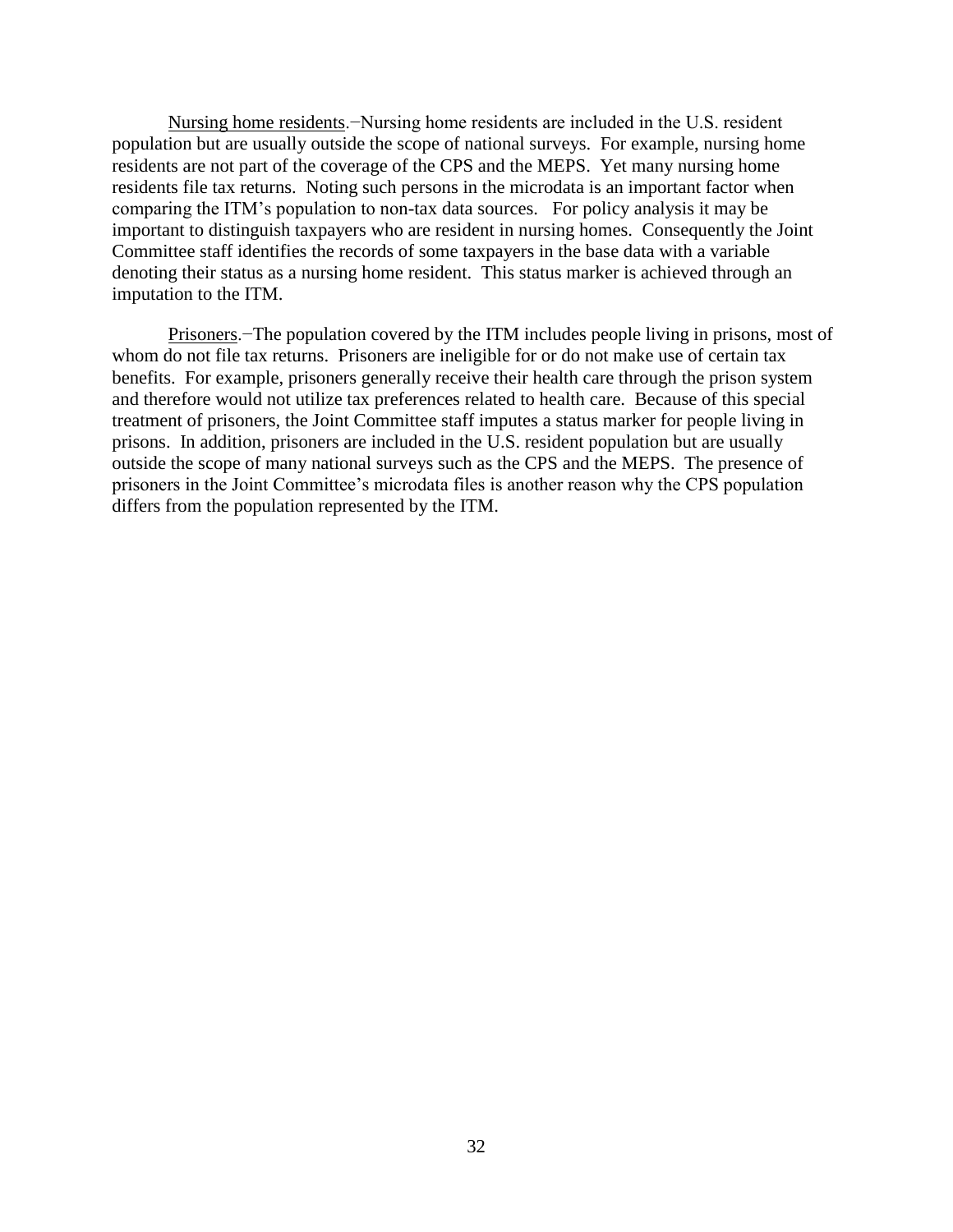Nursing home residents.−Nursing home residents are included in the U.S. resident population but are usually outside the scope of national surveys. For example, nursing home residents are not part of the coverage of the CPS and the MEPS. Yet many nursing home residents file tax returns. Noting such persons in the microdata is an important factor when comparing the ITM's population to non-tax data sources. For policy analysis it may be important to distinguish taxpayers who are resident in nursing homes. Consequently the Joint Committee staff identifies the records of some taxpayers in the base data with a variable denoting their status as a nursing home resident. This status marker is achieved through an imputation to the ITM.

Prisoners.−The population covered by the ITM includes people living in prisons, most of whom do not file tax returns. Prisoners are ineligible for or do not make use of certain tax benefits. For example, prisoners generally receive their health care through the prison system and therefore would not utilize tax preferences related to health care. Because of this special treatment of prisoners, the Joint Committee staff imputes a status marker for people living in prisons. In addition, prisoners are included in the U.S. resident population but are usually outside the scope of many national surveys such as the CPS and the MEPS. The presence of prisoners in the Joint Committee's microdata files is another reason why the CPS population differs from the population represented by the ITM.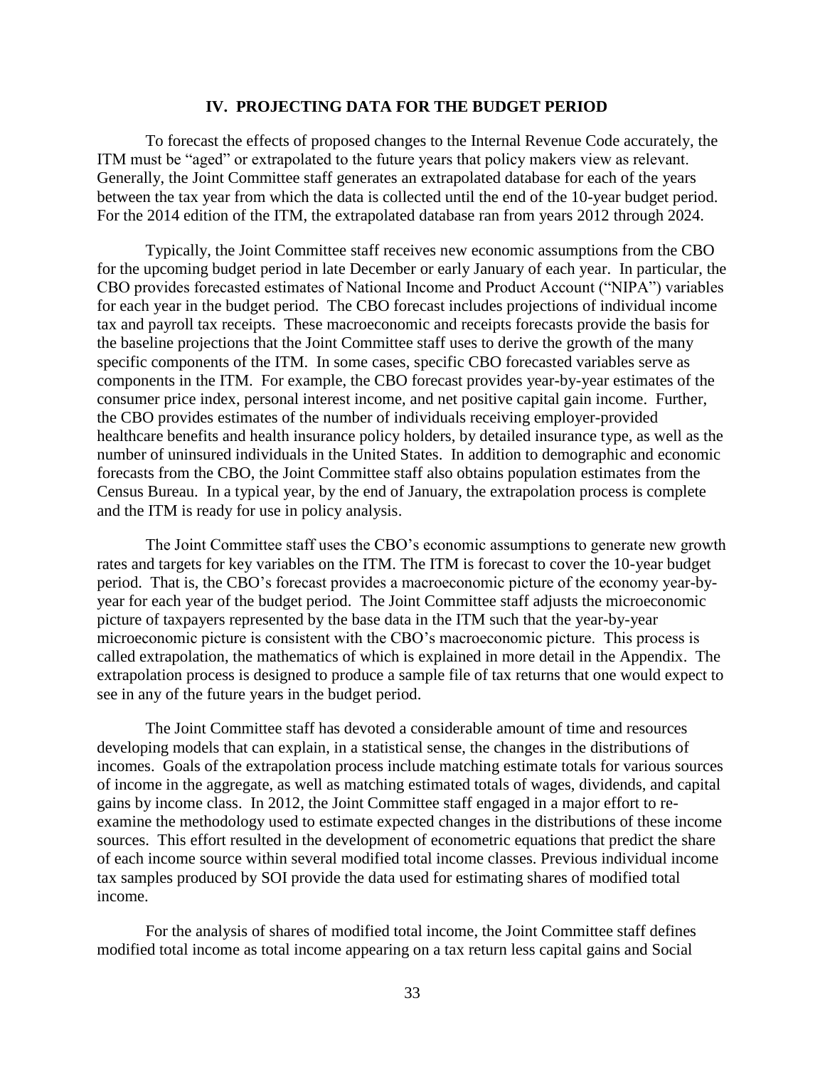## IV. PROJECTING DATA FOR THE BUDGET PERIOD

To forecast the effects of proposed changes to the Internal Revenue Code accurately, the ITM must be "aged" or extrapolated to the future years that policy makers view as relevant. Generally, the Joint Committee staff generates an extrapolated database for each of the years between the tax year from which the data is collected until the end of the 10-year budget period. For the 2014 edition of the ITM, the extrapolated database ran from years 2012 through 2024.

Typically, the Joint Committee staff receives new economic assumptions from the CBO for the upcoming budget period in late December or early January of each year. In particular, the CBO provides forecasted estimates of National Income and Product Account ("NIPA") variables for each year in the budget period. The CBO forecast includes projections of individual income tax and payroll tax receipts. These macroeconomic and receipts forecasts provide the basis for the baseline projections that the Joint Committee staff uses to derive the growth of the many specific components of the ITM. In some cases, specific CBO forecasted variables serve as components in the ITM. For example, the CBO forecast provides year-by-year estimates of the consumer price index, personal interest income, and net positive capital gain income. Further, the CBO provides estimates of the number of individuals receiving employer-provided healthcare benefits and health insurance policy holders, by detailed insurance type, as well as the number of uninsured individuals in the United States. In addition to demographic and economic forecasts from the CBO, the Joint Committee staff also obtains population estimates from the Census Bureau. In a typical year, by the end of January, the extrapolation process is complete and the ITM is ready for use in policy analysis.

The Joint Committee staff uses the CBO's economic assumptions to generate new growth rates and targets for key variables on the ITM. The ITM is forecast to cover the 10-year budget period. That is, the CBO's forecast provides a macroeconomic picture of the economy year-by-year for each year of the budget period. The Joint Committee staff adjusts the microeconomic picture of taxpayers represented by the base data in the ITM such that the year-by-year microeconomic picture is consistent with the CBO's macroeconomic picture. This process is called extrapolation, the mathematics of which is explained in more detail in the Appendix. The extrapolation process is designed to produce a sample file of tax returns that one would expect to see in any of the future years in the budget period.

The Joint Committee staff has devoted a considerable amount of time and resources developing models that can explain, in a statistical sense, the changes in the distributions of incomes. Goals of the extrapolation process include matching estimate totals for various sources of income in the aggregate, as well as matching estimated totals of wages, dividends, and capital gains by income class. In 2012, the Joint Committee staff engaged in a major effort to re-examine the methodology used to estimate expected changes in the distributions of these income sources. This effort resulted in the development of econometric equations that predict the share of each income source within several modified total income classes. Previous individual income tax samples produced by SOI provide the data used for estimating shares of modified total income.

For the analysis of shares of modified total income, the Joint Committee staff defines modified total income as total income appearing on a tax return less capital gains and Social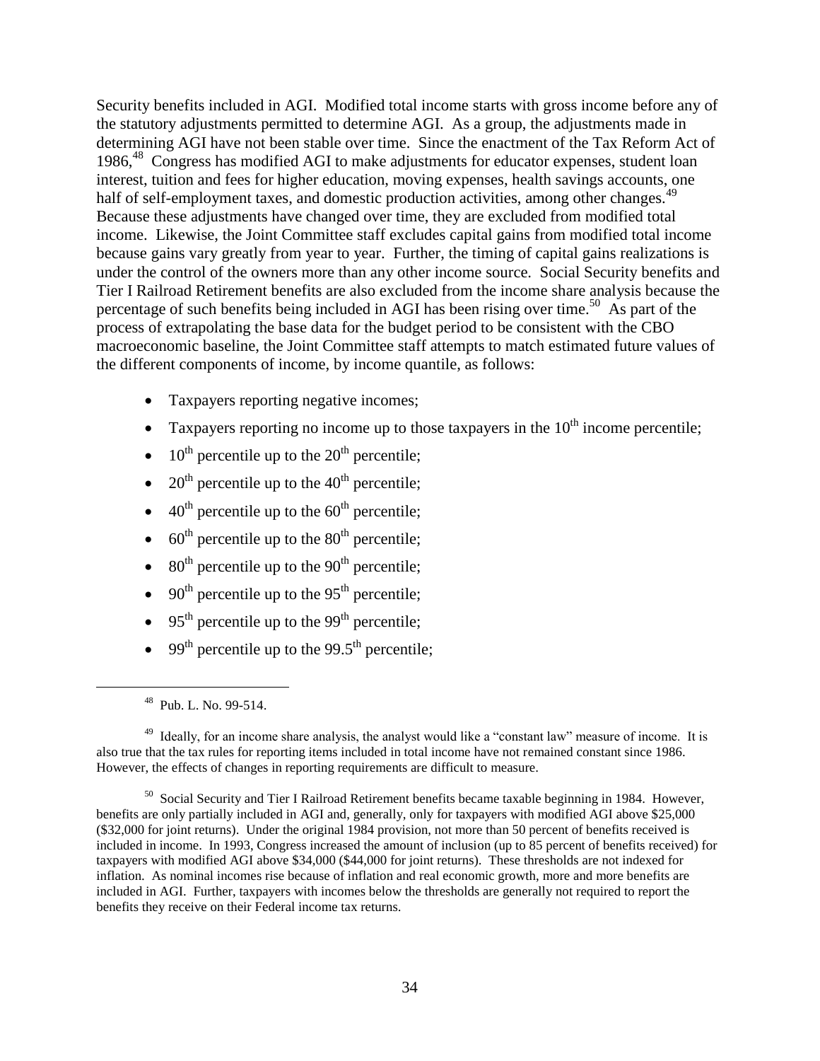Security benefits included in AGI. Modified total income starts with gross income before any of the statutory adjustments permitted to determine AGI. As a group, the adjustments made in determining AGI have not been stable over time. Since the enactment of the Tax Reform Act of 1986,[48] Congress has modified AGI to make adjustments for educator expenses, student loan interest, tuition and fees for higher education, moving expenses, health savings accounts, one half of self-employment taxes, and domestic production activities, among other changes.[49] Because these adjustments have changed over time, they are excluded from modified total income. Likewise, the Joint Committee staff excludes capital gains from modified total income because gains vary greatly from year to year. Further, the timing of capital gains realizations is under the control of the owners more than any other income source. Social Security benefits and Tier I Railroad Retirement benefits are also excluded from the income share analysis because the percentage of such benefits being included in AGI has been rising over time.[50] As part of the process of extrapolating the base data for the budget period to be consistent with the CBO macroeconomic baseline, the Joint Committee staff attempts to match estimated future values of the different components of income, by income quantile, as follows:

- Taxpayers reporting negative incomes;
- Taxpayers reporting no income up to those taxpayers in the 10th income percentile;
- 10th percentile up to the 20th percentile;
- 20th percentile up to the 40th percentile;
- 40th percentile up to the 60th percentile;
- 60th percentile up to the 80th percentile;
- 80th percentile up to the 90th percentile;
- 90th percentile up to the 95th percentile;
- 95th percentile up to the 99th percentile;
- 99th percentile up to the 99.5th percentile;

---

[48] Pub. L. No. 99-514.

[49] Ideally, for an income share analysis, the analyst would like a "constant law" measure of income. It is also true that the tax rules for reporting items included in total income have not remained constant since 1986. However, the effects of changes in reporting requirements are difficult to measure.

[50] Social Security and Tier I Railroad Retirement benefits became taxable beginning in 1984. However, benefits are only partially included in AGI and, generally, only for taxpayers with modified AGI above $25,000 ($32,000 for joint returns). Under the original 1984 provision, not more than 50 percent of benefits received is included in income. In 1993, Congress increased the amount of inclusion (up to 85 percent of benefits received) for taxpayers with modified AGI above $34,000 ($44,000 for joint returns). These thresholds are not indexed for inflation. As nominal incomes rise because of inflation and real economic growth, more and more benefits are included in AGI. Further, taxpayers with incomes below the thresholds are generally not required to report the benefits they receive on their Federal income tax returns.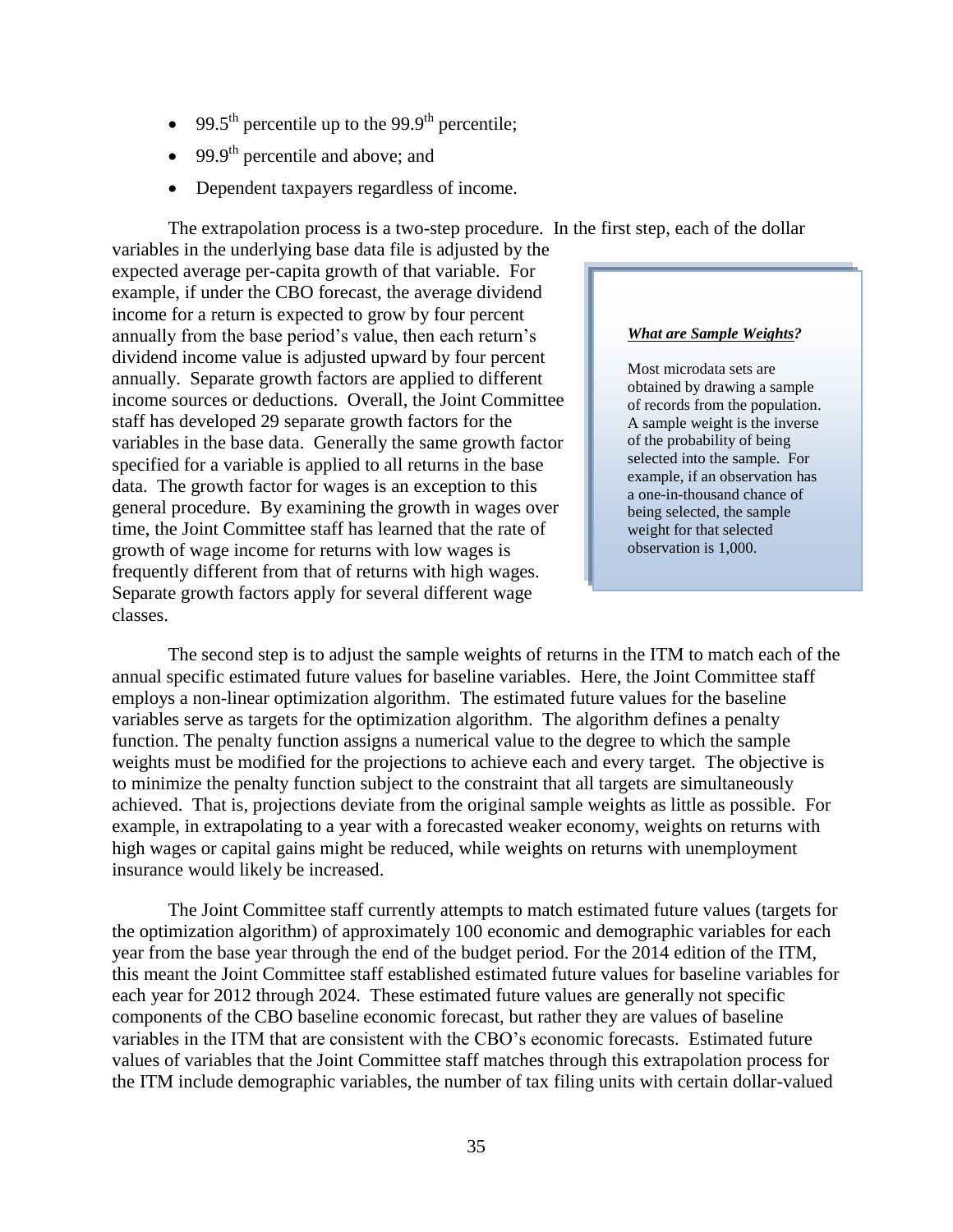- 99.5$^{th}$ percentile up to the 99.9$^{th}$ percentile;
- 99.9$^{th}$ percentile and above; and
- Dependent taxpayers regardless of income.

The extrapolation process is a two-step procedure. In the first step, each of the dollar variables in the underlying base data file is adjusted by the expected average per-capita growth of that variable. For example, if under the CBO forecast, the average dividend income for a return is expected to grow by four percent annually from the base period's value, then each return's dividend income value is adjusted upward by four percent annually. Separate growth factors are applied to different income sources or deductions. Overall, the Joint Committee staff has developed 29 separate growth factors for the variables in the base data. Generally the same growth factor specified for a variable is applied to all returns in the base data. The growth factor for wages is an exception to this general procedure. By examining the growth in wages over time, the Joint Committee staff has learned that the rate of growth of wage income for returns with low wages is frequently different from that of returns with high wages. Separate growth factors apply for several different wage classes.

> ***<u>What are Sample Weights</u>?***
>
> Most microdata sets are obtained by drawing a sample of records from the population. A sample weight is the inverse of the probability of being selected into the sample. For example, if an observation has a one-in-thousand chance of being selected, the sample weight for that selected observation is 1,000.

The second step is to adjust the sample weights of returns in the ITM to match each of the annual specific estimated future values for baseline variables. Here, the Joint Committee staff employs a non-linear optimization algorithm. The estimated future values for the baseline variables serve as targets for the optimization algorithm. The algorithm defines a penalty function. The penalty function assigns a numerical value to the degree to which the sample weights must be modified for the projections to achieve each and every target. The objective is to minimize the penalty function subject to the constraint that all targets are simultaneously achieved. That is, projections deviate from the original sample weights as little as possible. For example, in extrapolating to a year with a forecasted weaker economy, weights on returns with high wages or capital gains might be reduced, while weights on returns with unemployment insurance would likely be increased.

The Joint Committee staff currently attempts to match estimated future values (targets for the optimization algorithm) of approximately 100 economic and demographic variables for each year from the base year through the end of the budget period. For the 2014 edition of the ITM, this meant the Joint Committee staff established estimated future values for baseline variables for each year for 2012 through 2024. These estimated future values are generally not specific components of the CBO baseline economic forecast, but rather they are values of baseline variables in the ITM that are consistent with the CBO's economic forecasts. Estimated future values of variables that the Joint Committee staff matches through this extrapolation process for the ITM include demographic variables, the number of tax filing units with certain dollar-valued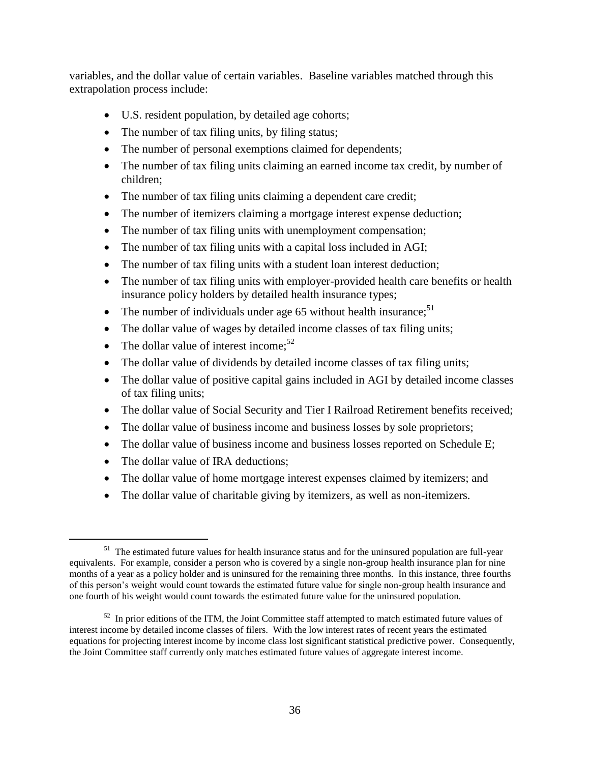variables, and the dollar value of certain variables. Baseline variables matched through this extrapolation process include:

- U.S. resident population, by detailed age cohorts;
- The number of tax filing units, by filing status;
- The number of personal exemptions claimed for dependents;
- The number of tax filing units claiming an earned income tax credit, by number of children;
- The number of tax filing units claiming a dependent care credit;
- The number of itemizers claiming a mortgage interest expense deduction;
- The number of tax filing units with unemployment compensation;
- The number of tax filing units with a capital loss included in AGI;
- The number of tax filing units with a student loan interest deduction;
- The number of tax filing units with employer-provided health care benefits or health insurance policy holders by detailed health insurance types;
- The number of individuals under age 65 without health insurance;[51]
- The dollar value of wages by detailed income classes of tax filing units;
- The dollar value of interest income;[52]
- The dollar value of dividends by detailed income classes of tax filing units;
- The dollar value of positive capital gains included in AGI by detailed income classes of tax filing units;
- The dollar value of Social Security and Tier I Railroad Retirement benefits received;
- The dollar value of business income and business losses by sole proprietors;
- The dollar value of business income and business losses reported on Schedule E;
- The dollar value of IRA deductions;
- The dollar value of home mortgage interest expenses claimed by itemizers; and
- The dollar value of charitable giving by itemizers, as well as non-itemizers.

---

[51] The estimated future values for health insurance status and for the uninsured population are full-year equivalents. For example, consider a person who is covered by a single non-group health insurance plan for nine months of a year as a policy holder and is uninsured for the remaining three months. In this instance, three fourths of this person's weight would count towards the estimated future value for single non-group health insurance and one fourth of his weight would count towards the estimated future value for the uninsured population.

[52] In prior editions of the ITM, the Joint Committee staff attempted to match estimated future values of interest income by detailed income classes of filers. With the low interest rates of recent years the estimated equations for projecting interest income by income class lost significant statistical predictive power. Consequently, the Joint Committee staff currently only matches estimated future values of aggregate interest income.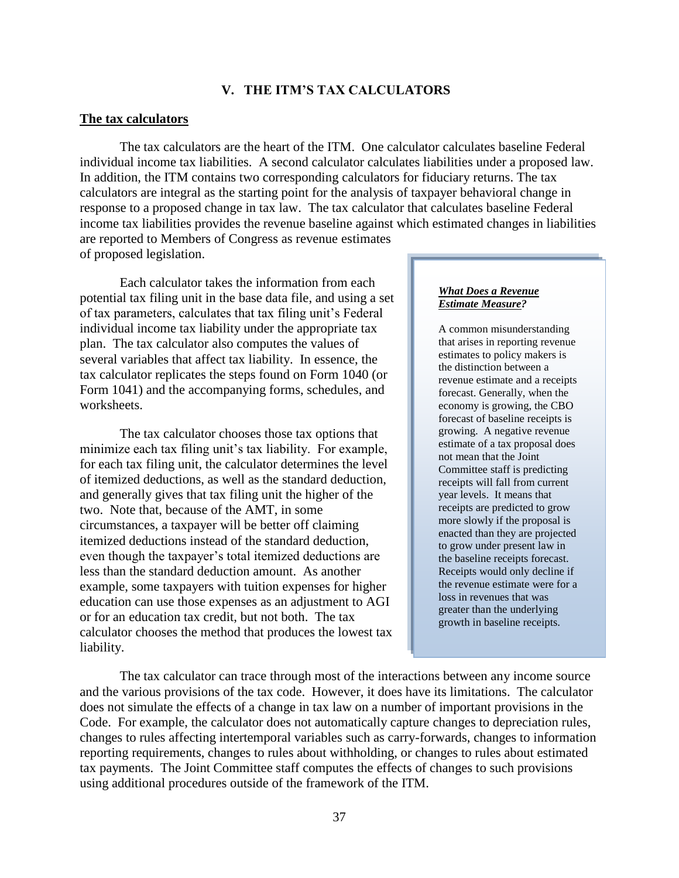# V. THE ITM'S TAX CALCULATORS

## The tax calculators

The tax calculators are the heart of the ITM. One calculator calculates baseline Federal individual income tax liabilities. A second calculator calculates liabilities under a proposed law. In addition, the ITM contains two corresponding calculators for fiduciary returns. The tax calculators are integral as the starting point for the analysis of taxpayer behavioral change in response to a proposed change in tax law. The tax calculator that calculates baseline Federal income tax liabilities provides the revenue baseline against which estimated changes in liabilities are reported to Members of Congress as revenue estimates of proposed legislation.

Each calculator takes the information from each potential tax filing unit in the base data file, and using a set of tax parameters, calculates that tax filing unit's Federal individual income tax liability under the appropriate tax plan. The tax calculator also computes the values of several variables that affect tax liability. In essence, the tax calculator replicates the steps found on Form 1040 (or Form 1041) and the accompanying forms, schedules, and worksheets.

The tax calculator chooses those tax options that minimize each tax filing unit's tax liability. For example, for each tax filing unit, the calculator determines the level of itemized deductions, as well as the standard deduction, and generally gives that tax filing unit the higher of the two. Note that, because of the AMT, in some circumstances, a taxpayer will be better off claiming itemized deductions instead of the standard deduction, even though the taxpayer's total itemized deductions are less than the standard deduction amount. As another example, some taxpayers with tuition expenses for higher education can use those expenses as an adjustment to AGI or for an education tax credit, but not both. The tax calculator chooses the method that produces the lowest tax liability.

> ***What Does a Revenue Estimate Measure?***
>
> A common misunderstanding that arises in reporting revenue estimates to policy makers is the distinction between a revenue estimate and a receipts forecast. Generally, when the economy is growing, the CBO forecast of baseline receipts is growing. A negative revenue estimate of a tax proposal does not mean that the Joint Committee staff is predicting receipts will fall from current year levels. It means that receipts are predicted to grow more slowly if the proposal is enacted than they are projected to grow under present law in the baseline receipts forecast. Receipts would only decline if the revenue estimate were for a loss in revenues that was greater than the underlying growth in baseline receipts.

The tax calculator can trace through most of the interactions between any income source and the various provisions of the tax code. However, it does have its limitations. The calculator does not simulate the effects of a change in tax law on a number of important provisions in the Code. For example, the calculator does not automatically capture changes to depreciation rules, changes to rules affecting intertemporal variables such as carry-forwards, changes to information reporting requirements, changes to rules about withholding, or changes to rules about estimated tax payments. The Joint Committee staff computes the effects of changes to such provisions using additional procedures outside of the framework of the ITM.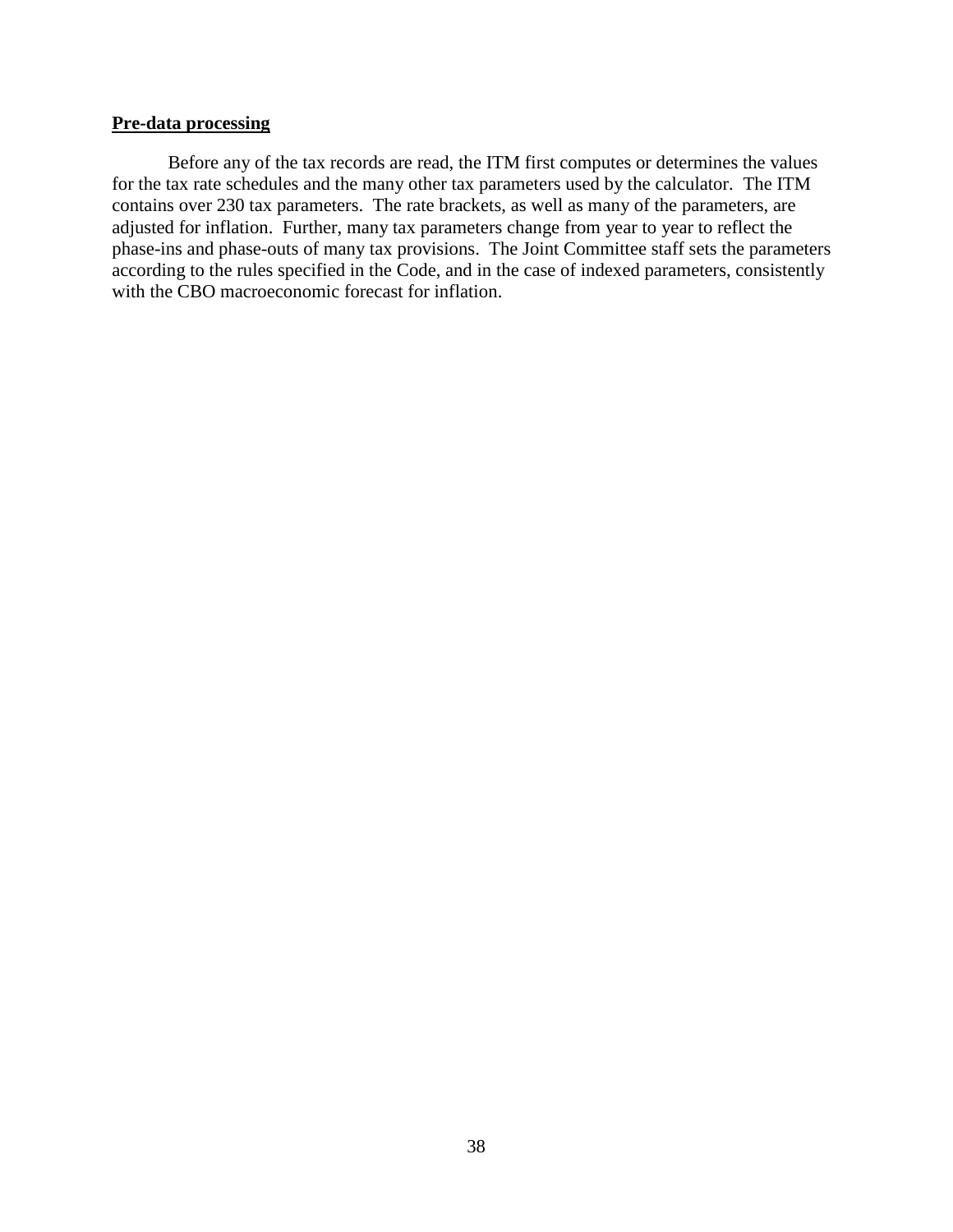**Pre-data processing**

Before any of the tax records are read, the ITM first computes or determines the values for the tax rate schedules and the many other tax parameters used by the calculator. The ITM contains over 230 tax parameters. The rate brackets, as well as many of the parameters, are adjusted for inflation. Further, many tax parameters change from year to year to reflect the phase-ins and phase-outs of many tax provisions. The Joint Committee staff sets the parameters according to the rules specified in the Code, and in the case of indexed parameters, consistently with the CBO macroeconomic forecast for inflation.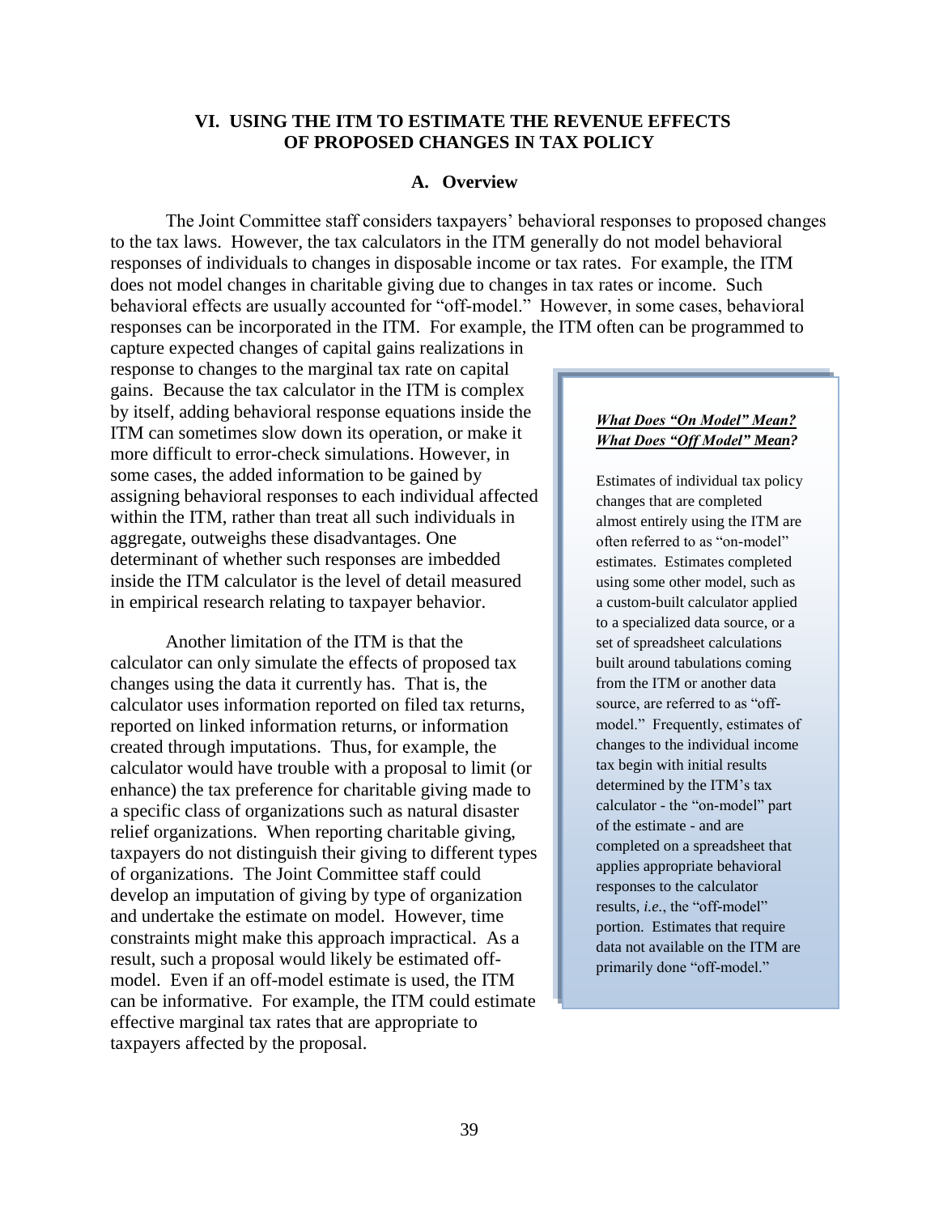## VI. USING THE ITM TO ESTIMATE THE REVENUE EFFECTS OF PROPOSED CHANGES IN TAX POLICY

### A. Overview

The Joint Committee staff considers taxpayers' behavioral responses to proposed changes to the tax laws. However, the tax calculators in the ITM generally do not model behavioral responses of individuals to changes in disposable income or tax rates. For example, the ITM does not model changes in charitable giving due to changes in tax rates or income. Such behavioral effects are usually accounted for "off-model." However, in some cases, behavioral responses can be incorporated in the ITM. For example, the ITM often can be programmed to capture expected changes of capital gains realizations in response to changes to the marginal tax rate on capital gains. Because the tax calculator in the ITM is complex by itself, adding behavioral response equations inside the ITM can sometimes slow down its operation, or make it more difficult to error-check simulations. However, in some cases, the added information to be gained by assigning behavioral responses to each individual affected within the ITM, rather than treat all such individuals in aggregate, outweighs these disadvantages. One determinant of whether such responses are imbedded inside the ITM calculator is the level of detail measured in empirical research relating to taxpayer behavior.

Another limitation of the ITM is that the calculator can only simulate the effects of proposed tax changes using the data it currently has. That is, the calculator uses information reported on filed tax returns, reported on linked information returns, or information created through imputations. Thus, for example, the calculator would have trouble with a proposal to limit (or enhance) the tax preference for charitable giving made to a specific class of organizations such as natural disaster relief organizations. When reporting charitable giving, taxpayers do not distinguish their giving to different types of organizations. The Joint Committee staff could develop an imputation of giving by type of organization and undertake the estimate on model. However, time constraints might make this approach impractical. As a result, such a proposal would likely be estimated off-model. Even if an off-model estimate is used, the ITM can be informative. For example, the ITM could estimate effective marginal tax rates that are appropriate to taxpayers affected by the proposal.

> ***What Does "On Model" Mean?***
> ***What Does "Off Model" Mean?***
>
> Estimates of individual tax policy changes that are completed almost entirely using the ITM are often referred to as "on-model" estimates. Estimates completed using some other model, such as a custom-built calculator applied to a specialized data source, or a set of spreadsheet calculations built around tabulations coming from the ITM or another data source, are referred to as "off-model." Frequently, estimates of changes to the individual income tax begin with initial results determined by the ITM's tax calculator - the "on-model" part of the estimate - and are completed on a spreadsheet that applies appropriate behavioral responses to the calculator results, *i.e.*, the "off-model" portion. Estimates that require data not available on the ITM are primarily done "off-model."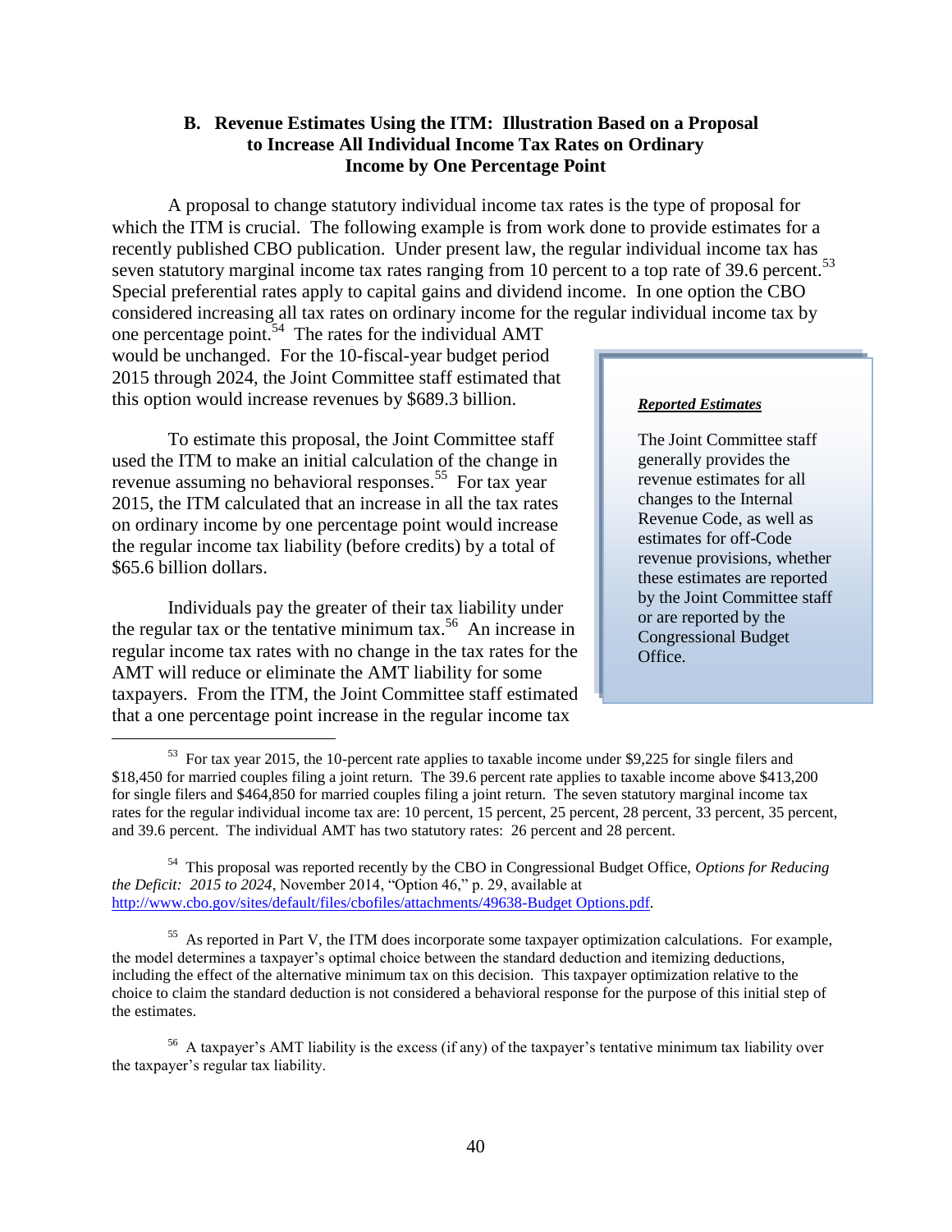### B. Revenue Estimates Using the ITM: Illustration Based on a Proposal to Increase All Individual Income Tax Rates on Ordinary Income by One Percentage Point

A proposal to change statutory individual income tax rates is the type of proposal for which the ITM is crucial. The following example is from work done to provide estimates for a recently published CBO publication. Under present law, the regular individual income tax has seven statutory marginal income tax rates ranging from 10 percent to a top rate of 39.6 percent.[53] Special preferential rates apply to capital gains and dividend income. In one option the CBO considered increasing all tax rates on ordinary income for the regular individual income tax by one percentage point.[54] The rates for the individual AMT would be unchanged. For the 10-fiscal-year budget period 2015 through 2024, the Joint Committee staff estimated that this option would increase revenues by $689.3 billion.

> ***Reported Estimates***
>
> The Joint Committee staff generally provides the revenue estimates for all changes to the Internal Revenue Code, as well as estimates for off-Code revenue provisions, whether these estimates are reported by the Joint Committee staff or are reported by the Congressional Budget Office.

To estimate this proposal, the Joint Committee staff used the ITM to make an initial calculation of the change in revenue assuming no behavioral responses.[55] For tax year 2015, the ITM calculated that an increase in all the tax rates on ordinary income by one percentage point would increase the regular income tax liability (before credits) by a total of $65.6 billion dollars.

Individuals pay the greater of their tax liability under the regular tax or the tentative minimum tax.[56] An increase in regular income tax rates with no change in the tax rates for the AMT will reduce or eliminate the AMT liability for some taxpayers. From the ITM, the Joint Committee staff estimated that a one percentage point increase in the regular income tax

---

[53] For tax year 2015, the 10-percent rate applies to taxable income under $9,225 for single filers and $18,450 for married couples filing a joint return. The 39.6 percent rate applies to taxable income above $413,200 for single filers and $464,850 for married couples filing a joint return. The seven statutory marginal income tax rates for the regular individual income tax are: 10 percent, 15 percent, 25 percent, 28 percent, 33 percent, 35 percent, and 39.6 percent. The individual AMT has two statutory rates: 26 percent and 28 percent.

[54] This proposal was reported recently by the CBO in Congressional Budget Office, *Options for Reducing the Deficit: 2015 to 2024*, November 2014, "Option 46," p. 29, available at http://www.cbo.gov/sites/default/files/cbofiles/attachments/49638-Budget Options.pdf.

[55] As reported in Part V, the ITM does incorporate some taxpayer optimization calculations. For example, the model determines a taxpayer's optimal choice between the standard deduction and itemizing deductions, including the effect of the alternative minimum tax on this decision. This taxpayer optimization relative to the choice to claim the standard deduction is not considered a behavioral response for the purpose of this initial step of the estimates.

[56] A taxpayer's AMT liability is the excess (if any) of the taxpayer's tentative minimum tax liability over the taxpayer's regular tax liability.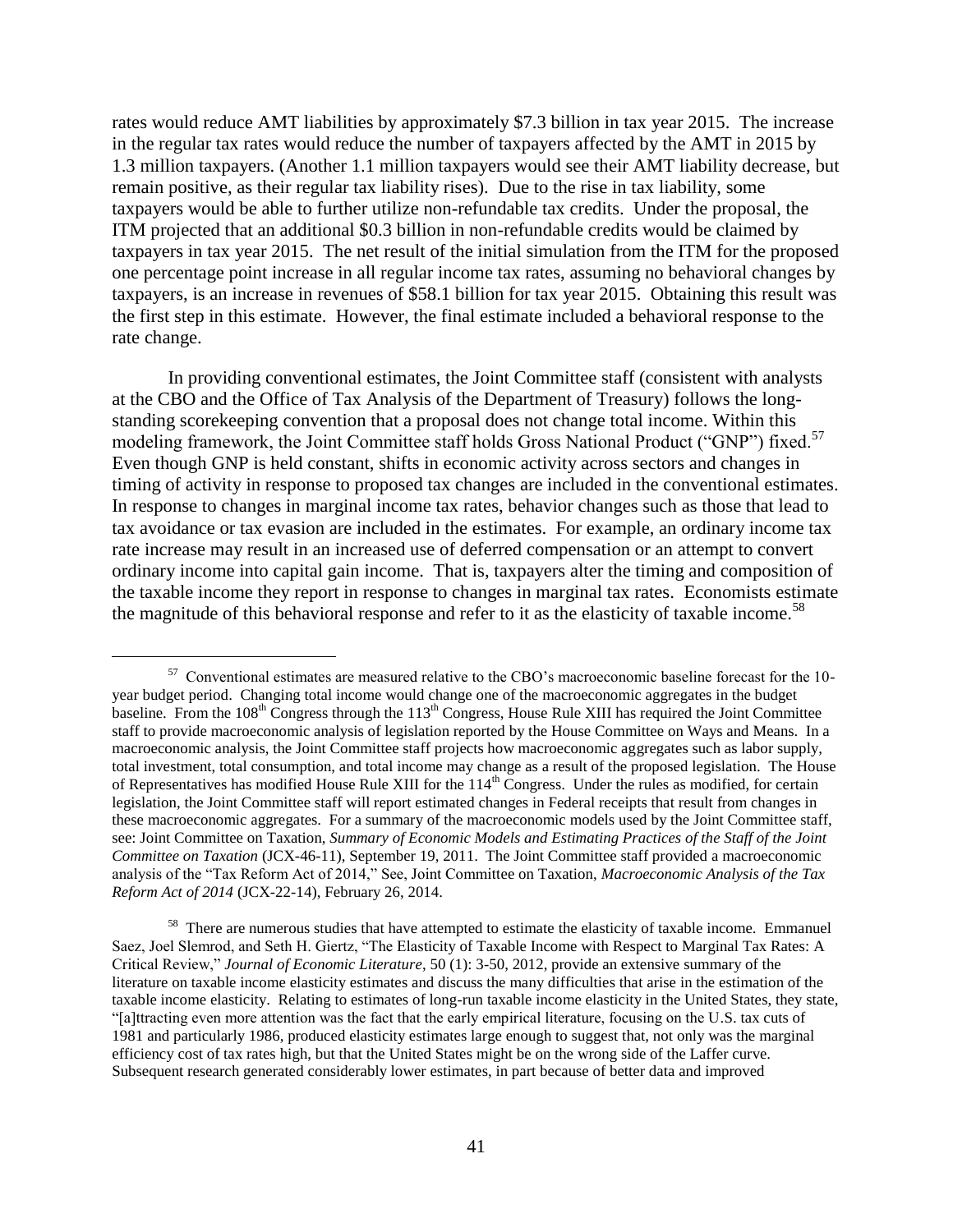rates would reduce AMT liabilities by approximately $7.3 billion in tax year 2015. The increase in the regular tax rates would reduce the number of taxpayers affected by the AMT in 2015 by 1.3 million taxpayers. (Another 1.1 million taxpayers would see their AMT liability decrease, but remain positive, as their regular tax liability rises). Due to the rise in tax liability, some taxpayers would be able to further utilize non-refundable tax credits. Under the proposal, the ITM projected that an additional $0.3 billion in non-refundable credits would be claimed by taxpayers in tax year 2015. The net result of the initial simulation from the ITM for the proposed one percentage point increase in all regular income tax rates, assuming no behavioral changes by taxpayers, is an increase in revenues of $58.1 billion for tax year 2015. Obtaining this result was the first step in this estimate. However, the final estimate included a behavioral response to the rate change.

In providing conventional estimates, the Joint Committee staff (consistent with analysts at the CBO and the Office of Tax Analysis of the Department of Treasury) follows the long-standing scorekeeping convention that a proposal does not change total income. Within this modeling framework, the Joint Committee staff holds Gross National Product ("GNP") fixed.[57] Even though GNP is held constant, shifts in economic activity across sectors and changes in timing of activity in response to proposed tax changes are included in the conventional estimates. In response to changes in marginal income tax rates, behavior changes such as those that lead to tax avoidance or tax evasion are included in the estimates. For example, an ordinary income tax rate increase may result in an increased use of deferred compensation or an attempt to convert ordinary income into capital gain income. That is, taxpayers alter the timing and composition of the taxable income they report in response to changes in marginal tax rates. Economists estimate the magnitude of this behavioral response and refer to it as the elasticity of taxable income.[58]

---

[57] Conventional estimates are measured relative to the CBO's macroeconomic baseline forecast for the 10-year budget period. Changing total income would change one of the macroeconomic aggregates in the budget baseline. From the 108th Congress through the 113th Congress, House Rule XIII has required the Joint Committee staff to provide macroeconomic analysis of legislation reported by the House Committee on Ways and Means. In a macroeconomic analysis, the Joint Committee staff projects how macroeconomic aggregates such as labor supply, total investment, total consumption, and total income may change as a result of the proposed legislation. The House of Representatives has modified House Rule XIII for the 114th Congress. Under the rules as modified, for certain legislation, the Joint Committee staff will report estimated changes in Federal receipts that result from changes in these macroeconomic aggregates. For a summary of the macroeconomic models used by the Joint Committee staff, see: Joint Committee on Taxation, *Summary of Economic Models and Estimating Practices of the Staff of the Joint Committee on Taxation* (JCX-46-11), September 19, 2011. The Joint Committee staff provided a macroeconomic analysis of the "Tax Reform Act of 2014," See, Joint Committee on Taxation, *Macroeconomic Analysis of the Tax Reform Act of 2014* (JCX-22-14), February 26, 2014.

[58] There are numerous studies that have attempted to estimate the elasticity of taxable income. Emmanuel Saez, Joel Slemrod, and Seth H. Giertz, "The Elasticity of Taxable Income with Respect to Marginal Tax Rates: A Critical Review," *Journal of Economic Literature*, 50 (1): 3-50, 2012, provide an extensive summary of the literature on taxable income elasticity estimates and discuss the many difficulties that arise in the estimation of the taxable income elasticity. Relating to estimates of long-run taxable income elasticity in the United States, they state, "[a]ttracting even more attention was the fact that the early empirical literature, focusing on the U.S. tax cuts of 1981 and particularly 1986, produced elasticity estimates large enough to suggest that, not only was the marginal efficiency cost of tax rates high, but that the United States might be on the wrong side of the Laffer curve. Subsequent research generated considerably lower estimates, in part because of better data and improved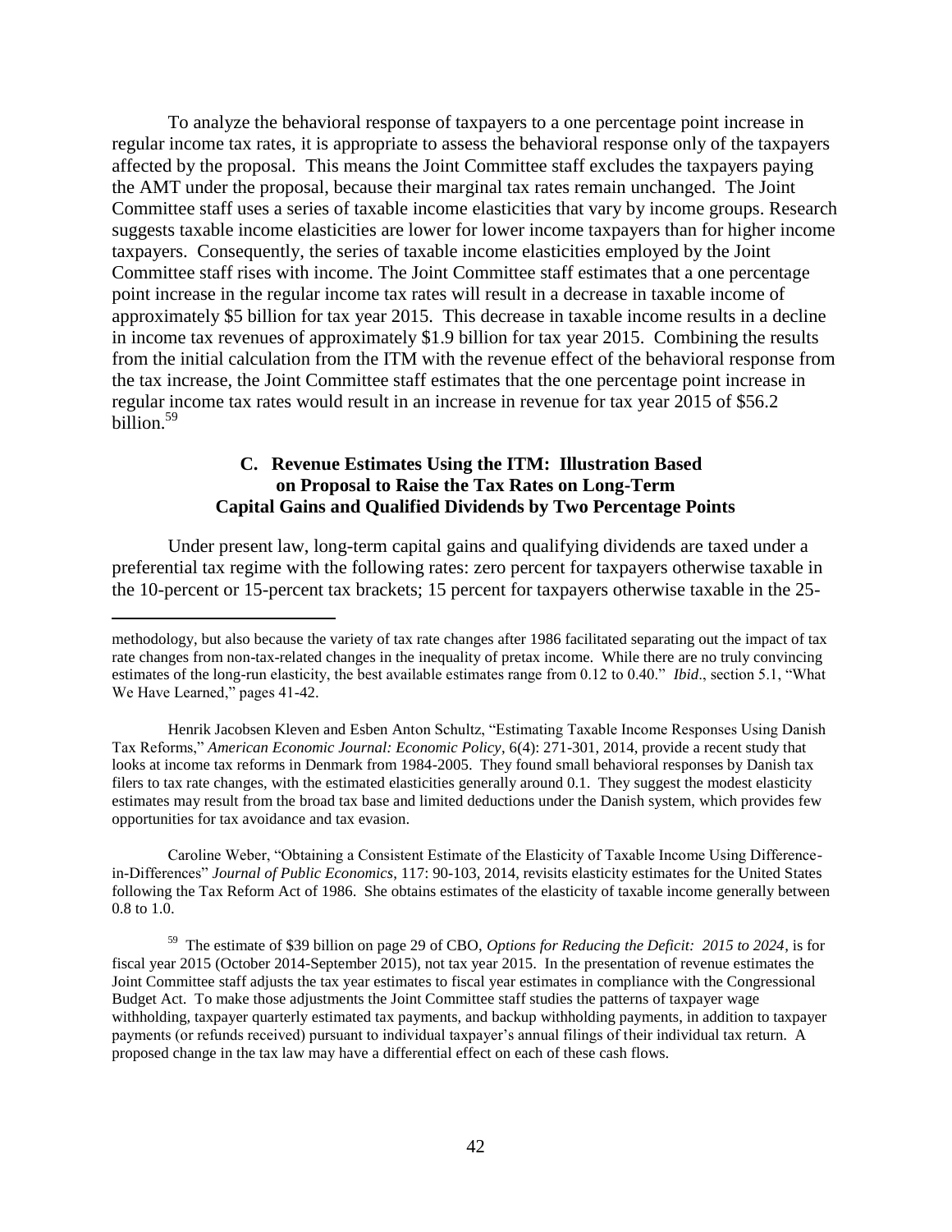To analyze the behavioral response of taxpayers to a one percentage point increase in regular income tax rates, it is appropriate to assess the behavioral response only of the taxpayers affected by the proposal. This means the Joint Committee staff excludes the taxpayers paying the AMT under the proposal, because their marginal tax rates remain unchanged. The Joint Committee staff uses a series of taxable income elasticities that vary by income groups. Research suggests taxable income elasticities are lower for lower income taxpayers than for higher income taxpayers. Consequently, the series of taxable income elasticities employed by the Joint Committee staff rises with income. The Joint Committee staff estimates that a one percentage point increase in the regular income tax rates will result in a decrease in taxable income of approximately \$5 billion for tax year 2015. This decrease in taxable income results in a decline in income tax revenues of approximately \$1.9 billion for tax year 2015. Combining the results from the initial calculation from the ITM with the revenue effect of the behavioral response from the tax increase, the Joint Committee staff estimates that the one percentage point increase in regular income tax rates would result in an increase in revenue for tax year 2015 of \$56.2 billion.[59]

### C. Revenue Estimates Using the ITM: Illustration Based on Proposal to Raise the Tax Rates on Long-Term Capital Gains and Qualified Dividends by Two Percentage Points

Under present law, long-term capital gains and qualifying dividends are taxed under a preferential tax regime with the following rates: zero percent for taxpayers otherwise taxable in the 10-percent or 15-percent tax brackets; 15 percent for taxpayers otherwise taxable in the 25-

---

methodology, but also because the variety of tax rate changes after 1986 facilitated separating out the impact of tax rate changes from non-tax-related changes in the inequality of pretax income. While there are no truly convincing estimates of the long-run elasticity, the best available estimates range from 0.12 to 0.40." *Ibid*., section 5.1, "What We Have Learned," pages 41-42.

Henrik Jacobsen Kleven and Esben Anton Schultz, "Estimating Taxable Income Responses Using Danish Tax Reforms," *American Economic Journal: Economic Policy*, 6(4): 271-301, 2014, provide a recent study that looks at income tax reforms in Denmark from 1984-2005. They found small behavioral responses by Danish tax filers to tax rate changes, with the estimated elasticities generally around 0.1. They suggest the modest elasticity estimates may result from the broad tax base and limited deductions under the Danish system, which provides few opportunities for tax avoidance and tax evasion.

Caroline Weber, "Obtaining a Consistent Estimate of the Elasticity of Taxable Income Using Difference-in-Differences" *Journal of Public Economics*, 117: 90-103, 2014, revisits elasticity estimates for the United States following the Tax Reform Act of 1986. She obtains estimates of the elasticity of taxable income generally between 0.8 to 1.0.

[59] The estimate of \$39 billion on page 29 of CBO, *Options for Reducing the Deficit: 2015 to 2024*, is for fiscal year 2015 (October 2014-September 2015), not tax year 2015. In the presentation of revenue estimates the Joint Committee staff adjusts the tax year estimates to fiscal year estimates in compliance with the Congressional Budget Act. To make those adjustments the Joint Committee staff studies the patterns of taxpayer wage withholding, taxpayer quarterly estimated tax payments, and backup withholding payments, in addition to taxpayer payments (or refunds received) pursuant to individual taxpayer's annual filings of their individual tax return. A proposed change in the tax law may have a differential effect on each of these cash flows.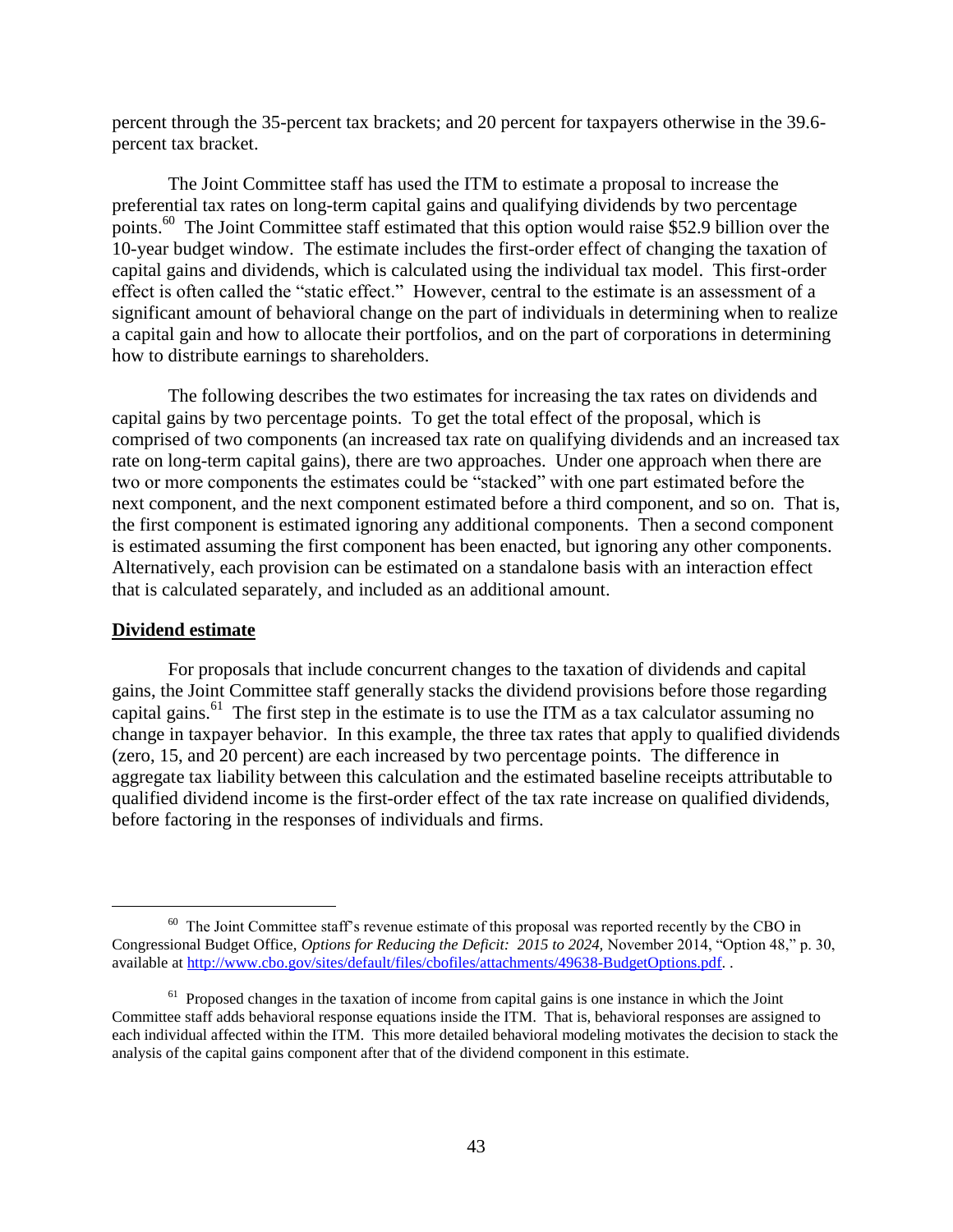percent through the 35-percent tax brackets; and 20 percent for taxpayers otherwise in the 39.6-percent tax bracket.

The Joint Committee staff has used the ITM to estimate a proposal to increase the preferential tax rates on long-term capital gains and qualifying dividends by two percentage points.[60] The Joint Committee staff estimated that this option would raise $52.9 billion over the 10-year budget window. The estimate includes the first-order effect of changing the taxation of capital gains and dividends, which is calculated using the individual tax model. This first-order effect is often called the "static effect." However, central to the estimate is an assessment of a significant amount of behavioral change on the part of individuals in determining when to realize a capital gain and how to allocate their portfolios, and on the part of corporations in determining how to distribute earnings to shareholders.

The following describes the two estimates for increasing the tax rates on dividends and capital gains by two percentage points. To get the total effect of the proposal, which is comprised of two components (an increased tax rate on qualifying dividends and an increased tax rate on long-term capital gains), there are two approaches. Under one approach when there are two or more components the estimates could be "stacked" with one part estimated before the next component, and the next component estimated before a third component, and so on. That is, the first component is estimated ignoring any additional components. Then a second component is estimated assuming the first component has been enacted, but ignoring any other components. Alternatively, each provision can be estimated on a standalone basis with an interaction effect that is calculated separately, and included as an additional amount.

**Dividend estimate**

For proposals that include concurrent changes to the taxation of dividends and capital gains, the Joint Committee staff generally stacks the dividend provisions before those regarding capital gains.[61] The first step in the estimate is to use the ITM as a tax calculator assuming no change in taxpayer behavior. In this example, the three tax rates that apply to qualified dividends (zero, 15, and 20 percent) are each increased by two percentage points. The difference in aggregate tax liability between this calculation and the estimated baseline receipts attributable to qualified dividend income is the first-order effect of the tax rate increase on qualified dividends, before factoring in the responses of individuals and firms.

---

[60] The Joint Committee staff's revenue estimate of this proposal was reported recently by the CBO in Congressional Budget Office, *Options for Reducing the Deficit: 2015 to 2024,* November 2014, "Option 48," p. 30, available at http://www.cbo.gov/sites/default/files/cbofiles/attachments/49638-BudgetOptions.pdf. .

[61] Proposed changes in the taxation of income from capital gains is one instance in which the Joint Committee staff adds behavioral response equations inside the ITM. That is, behavioral responses are assigned to each individual affected within the ITM. This more detailed behavioral modeling motivates the decision to stack the analysis of the capital gains component after that of the dividend component in this estimate.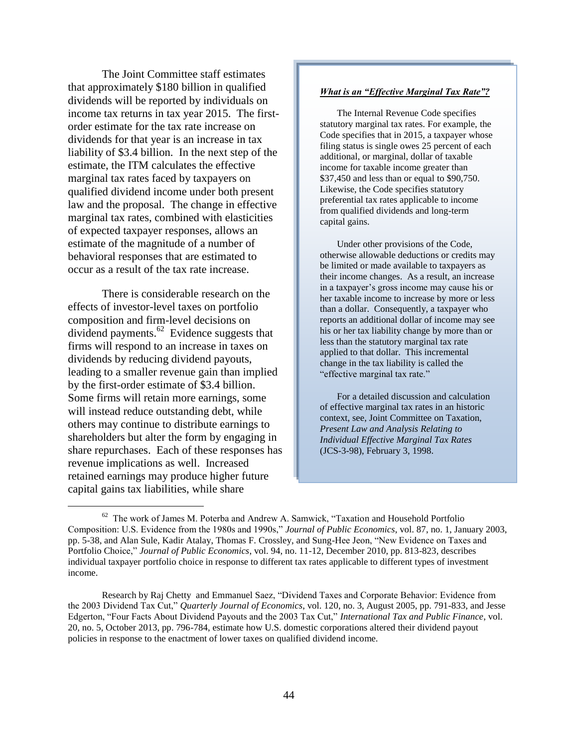The Joint Committee staff estimates that approximately $180 billion in qualified dividends will be reported by individuals on income tax returns in tax year 2015. The first-order estimate for the tax rate increase on dividends for that year is an increase in tax liability of $3.4 billion. In the next step of the estimate, the ITM calculates the effective marginal tax rates faced by taxpayers on qualified dividend income under both present law and the proposal. The change in effective marginal tax rates, combined with elasticities of expected taxpayer responses, allows an estimate of the magnitude of a number of behavioral responses that are estimated to occur as a result of the tax rate increase.

> ***What is an "Effective Marginal Tax Rate"?***
>
> The Internal Revenue Code specifies statutory marginal tax rates. For example, the Code specifies that in 2015, a taxpayer whose filing status is single owes 25 percent of each additional, or marginal, dollar of taxable income for taxable income greater than $37,450 and less than or equal to $90,750. Likewise, the Code specifies statutory preferential tax rates applicable to income from qualified dividends and long-term capital gains.
>
> Under other provisions of the Code, otherwise allowable deductions or credits may be limited or made available to taxpayers as their income changes. As a result, an increase in a taxpayer's gross income may cause his or her taxable income to increase by more or less than a dollar. Consequently, a taxpayer who reports an additional dollar of income may see his or her tax liability change by more than or less than the statutory marginal tax rate applied to that dollar. This incremental change in the tax liability is called the "effective marginal tax rate."
>
> For a detailed discussion and calculation of effective marginal tax rates in an historic context, see, Joint Committee on Taxation, *Present Law and Analysis Relating to Individual Effective Marginal Tax Rates* (JCS-3-98), February 3, 1998.

There is considerable research on the effects of investor-level taxes on portfolio composition and firm-level decisions on dividend payments.[62] Evidence suggests that firms will respond to an increase in taxes on dividends by reducing dividend payouts, leading to a smaller revenue gain than implied by the first-order estimate of $3.4 billion. Some firms will retain more earnings, some will instead reduce outstanding debt, while others may continue to distribute earnings to shareholders but alter the form by engaging in share repurchases. Each of these responses has revenue implications as well. Increased retained earnings may produce higher future capital gains tax liabilities, while share

---

[62] The work of James M. Poterba and Andrew A. Samwick, "Taxation and Household Portfolio Composition: U.S. Evidence from the 1980s and 1990s," *Journal of Public Economics*, vol. 87, no. 1, January 2003, pp. 5-38, and Alan Sule, Kadir Atalay, Thomas F. Crossley, and Sung-Hee Jeon, "New Evidence on Taxes and Portfolio Choice," *Journal of Public Economics*, vol. 94, no. 11-12, December 2010, pp. 813-823, describes individual taxpayer portfolio choice in response to different tax rates applicable to different types of investment income.

Research by Raj Chetty and Emmanuel Saez, "Dividend Taxes and Corporate Behavior: Evidence from the 2003 Dividend Tax Cut," *Quarterly Journal of Economics*, vol. 120, no. 3, August 2005, pp. 791-833, and Jesse Edgerton, "Four Facts About Dividend Payouts and the 2003 Tax Cut," *International Tax and Public Finance*, vol. 20, no. 5, October 2013, pp. 796-784, estimate how U.S. domestic corporations altered their dividend payout policies in response to the enactment of lower taxes on qualified dividend income.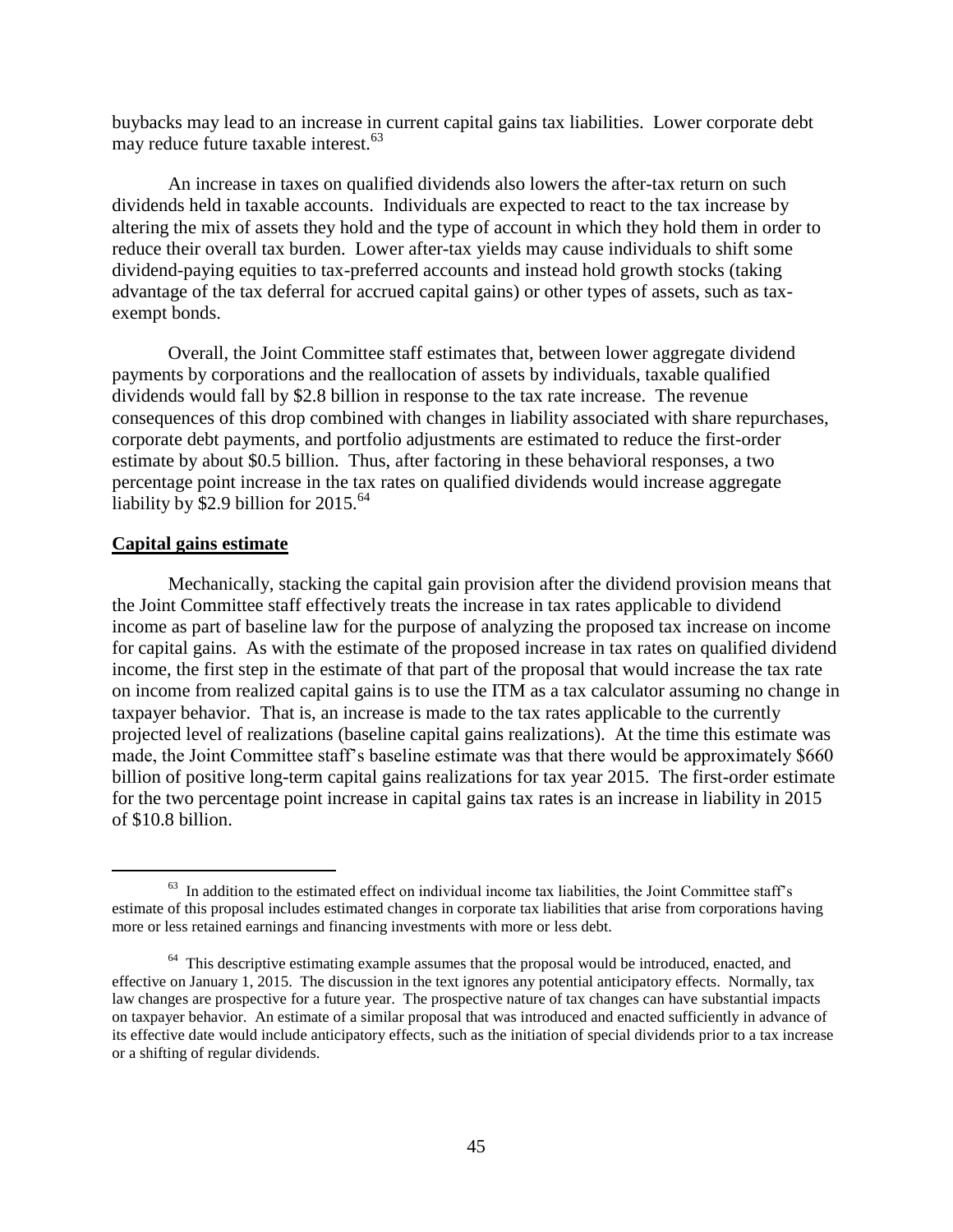buybacks may lead to an increase in current capital gains tax liabilities. Lower corporate debt may reduce future taxable interest.[63]

An increase in taxes on qualified dividends also lowers the after-tax return on such dividends held in taxable accounts. Individuals are expected to react to the tax increase by altering the mix of assets they hold and the type of account in which they hold them in order to reduce their overall tax burden. Lower after-tax yields may cause individuals to shift some dividend-paying equities to tax-preferred accounts and instead hold growth stocks (taking advantage of the tax deferral for accrued capital gains) or other types of assets, such as tax-exempt bonds.

Overall, the Joint Committee staff estimates that, between lower aggregate dividend payments by corporations and the reallocation of assets by individuals, taxable qualified dividends would fall by $2.8 billion in response to the tax rate increase. The revenue consequences of this drop combined with changes in liability associated with share repurchases, corporate debt payments, and portfolio adjustments are estimated to reduce the first-order estimate by about $0.5 billion. Thus, after factoring in these behavioral responses, a two percentage point increase in the tax rates on qualified dividends would increase aggregate liability by $2.9 billion for 2015.[64]

**Capital gains estimate**

Mechanically, stacking the capital gain provision after the dividend provision means that the Joint Committee staff effectively treats the increase in tax rates applicable to dividend income as part of baseline law for the purpose of analyzing the proposed tax increase on income for capital gains. As with the estimate of the proposed increase in tax rates on qualified dividend income, the first step in the estimate of that part of the proposal that would increase the tax rate on income from realized capital gains is to use the ITM as a tax calculator assuming no change in taxpayer behavior. That is, an increase is made to the tax rates applicable to the currently projected level of realizations (baseline capital gains realizations). At the time this estimate was made, the Joint Committee staff's baseline estimate was that there would be approximately $660 billion of positive long-term capital gains realizations for tax year 2015. The first-order estimate for the two percentage point increase in capital gains tax rates is an increase in liability in 2015 of $10.8 billion.

---

[63] In addition to the estimated effect on individual income tax liabilities, the Joint Committee staff's estimate of this proposal includes estimated changes in corporate tax liabilities that arise from corporations having more or less retained earnings and financing investments with more or less debt.

[64] This descriptive estimating example assumes that the proposal would be introduced, enacted, and effective on January 1, 2015. The discussion in the text ignores any potential anticipatory effects. Normally, tax law changes are prospective for a future year. The prospective nature of tax changes can have substantial impacts on taxpayer behavior. An estimate of a similar proposal that was introduced and enacted sufficiently in advance of its effective date would include anticipatory effects, such as the initiation of special dividends prior to a tax increase or a shifting of regular dividends.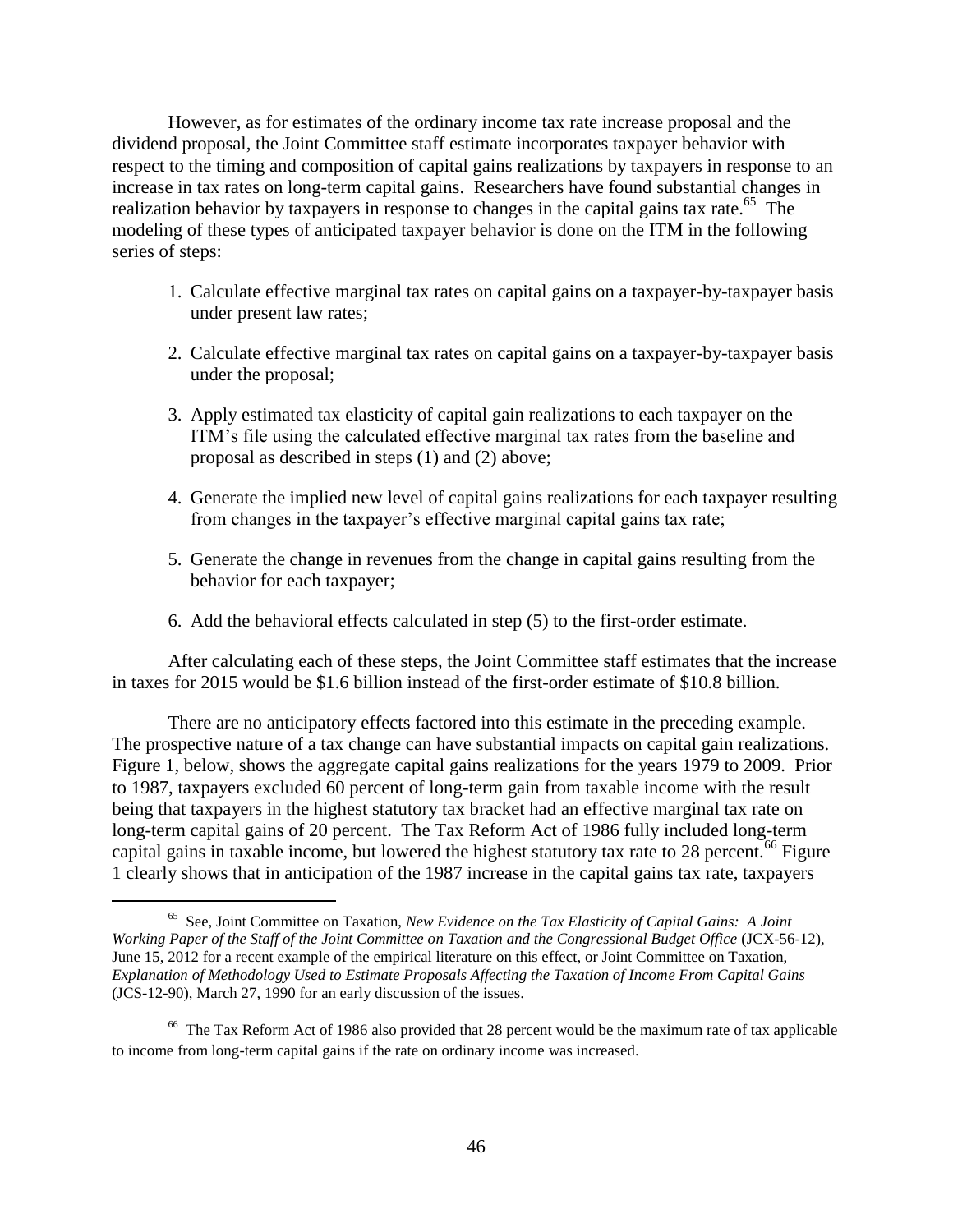However, as for estimates of the ordinary income tax rate increase proposal and the dividend proposal, the Joint Committee staff estimate incorporates taxpayer behavior with respect to the timing and composition of capital gains realizations by taxpayers in response to an increase in tax rates on long-term capital gains. Researchers have found substantial changes in realization behavior by taxpayers in response to changes in the capital gains tax rate.[65] The modeling of these types of anticipated taxpayer behavior is done on the ITM in the following series of steps:

1. Calculate effective marginal tax rates on capital gains on a taxpayer-by-taxpayer basis under present law rates;

2. Calculate effective marginal tax rates on capital gains on a taxpayer-by-taxpayer basis under the proposal;

3. Apply estimated tax elasticity of capital gain realizations to each taxpayer on the ITM's file using the calculated effective marginal tax rates from the baseline and proposal as described in steps (1) and (2) above;

4. Generate the implied new level of capital gains realizations for each taxpayer resulting from changes in the taxpayer's effective marginal capital gains tax rate;

5. Generate the change in revenues from the change in capital gains resulting from the behavior for each taxpayer;

6. Add the behavioral effects calculated in step (5) to the first-order estimate.

After calculating each of these steps, the Joint Committee staff estimates that the increase in taxes for 2015 would be $1.6 billion instead of the first-order estimate of $10.8 billion.

There are no anticipatory effects factored into this estimate in the preceding example. The prospective nature of a tax change can have substantial impacts on capital gain realizations. Figure 1, below, shows the aggregate capital gains realizations for the years 1979 to 2009. Prior to 1987, taxpayers excluded 60 percent of long-term gain from taxable income with the result being that taxpayers in the highest statutory tax bracket had an effective marginal tax rate on long-term capital gains of 20 percent. The Tax Reform Act of 1986 fully included long-term capital gains in taxable income, but lowered the highest statutory tax rate to 28 percent.[66] Figure 1 clearly shows that in anticipation of the 1987 increase in the capital gains tax rate, taxpayers

---

[65] See, Joint Committee on Taxation, *New Evidence on the Tax Elasticity of Capital Gains: A Joint Working Paper of the Staff of the Joint Committee on Taxation and the Congressional Budget Office* (JCX-56-12), June 15, 2012 for a recent example of the empirical literature on this effect, or Joint Committee on Taxation, *Explanation of Methodology Used to Estimate Proposals Affecting the Taxation of Income From Capital Gains* (JCS-12-90), March 27, 1990 for an early discussion of the issues.

[66] The Tax Reform Act of 1986 also provided that 28 percent would be the maximum rate of tax applicable to income from long-term capital gains if the rate on ordinary income was increased.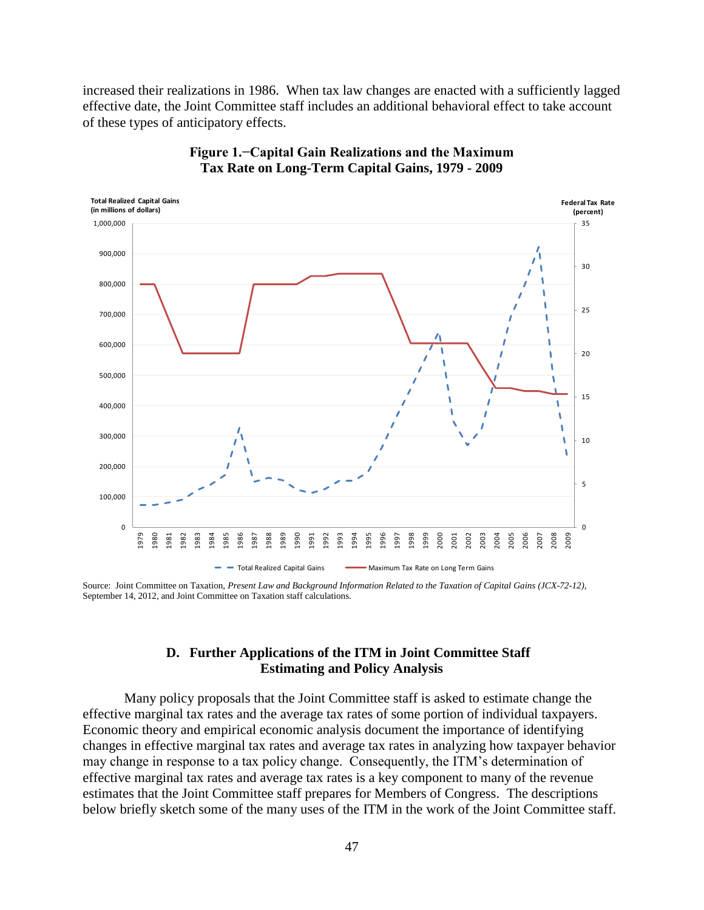increased their realizations in 1986. When tax law changes are enacted with a sufficiently lagged effective date, the Joint Committee staff includes an additional behavioral effect to take account of these types of anticipatory effects.

**Figure 1.−Capital Gain Realizations and the Maximum Tax Rate on Long-Term Capital Gains, 1979 - 2009**

Source: Joint Committee on Taxation, *Present Law and Background Information Related to the Taxation of Capital Gains (JCX-72-12)*, September 14, 2012, and Joint Committee on Taxation staff calculations.

## D. Further Applications of the ITM in Joint Committee Staff Estimating and Policy Analysis

Many policy proposals that the Joint Committee staff is asked to estimate change the effective marginal tax rates and the average tax rates of some portion of individual taxpayers. Economic theory and empirical economic analysis document the importance of identifying changes in effective marginal tax rates and average tax rates in analyzing how taxpayer behavior may change in response to a tax policy change. Consequently, the ITM's determination of effective marginal tax rates and average tax rates is a key component to many of the revenue estimates that the Joint Committee staff prepares for Members of Congress. The descriptions below briefly sketch some of the many uses of the ITM in the work of the Joint Committee staff.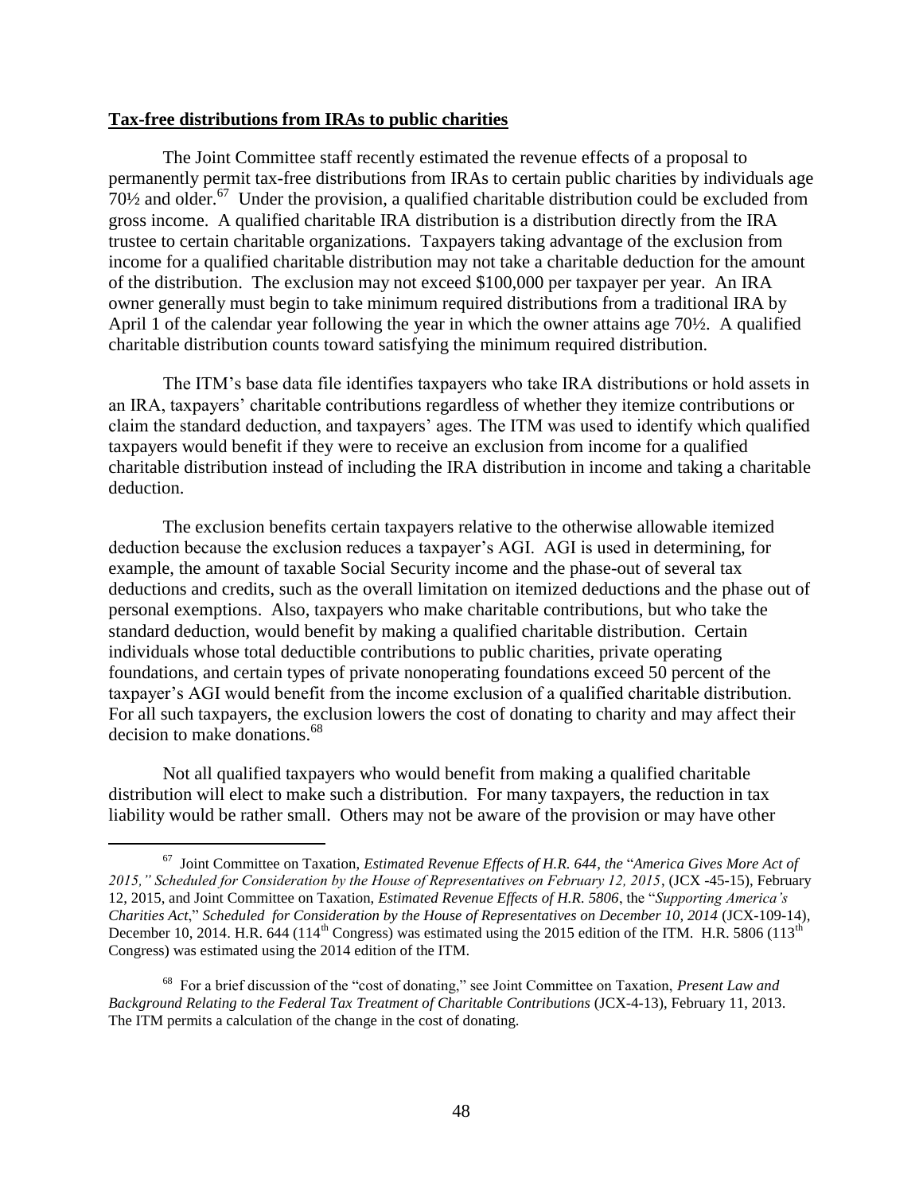**Tax-free distributions from IRAs to public charities**

The Joint Committee staff recently estimated the revenue effects of a proposal to permanently permit tax-free distributions from IRAs to certain public charities by individuals age 70½ and older.[67] Under the provision, a qualified charitable distribution could be excluded from gross income. A qualified charitable IRA distribution is a distribution directly from the IRA trustee to certain charitable organizations. Taxpayers taking advantage of the exclusion from income for a qualified charitable distribution may not take a charitable deduction for the amount of the distribution. The exclusion may not exceed $100,000 per taxpayer per year. An IRA owner generally must begin to take minimum required distributions from a traditional IRA by April 1 of the calendar year following the year in which the owner attains age 70½. A qualified charitable distribution counts toward satisfying the minimum required distribution.

The ITM's base data file identifies taxpayers who take IRA distributions or hold assets in an IRA, taxpayers' charitable contributions regardless of whether they itemize contributions or claim the standard deduction, and taxpayers' ages. The ITM was used to identify which qualified taxpayers would benefit if they were to receive an exclusion from income for a qualified charitable distribution instead of including the IRA distribution in income and taking a charitable deduction.

The exclusion benefits certain taxpayers relative to the otherwise allowable itemized deduction because the exclusion reduces a taxpayer's AGI. AGI is used in determining, for example, the amount of taxable Social Security income and the phase-out of several tax deductions and credits, such as the overall limitation on itemized deductions and the phase out of personal exemptions. Also, taxpayers who make charitable contributions, but who take the standard deduction, would benefit by making a qualified charitable distribution. Certain individuals whose total deductible contributions to public charities, private operating foundations, and certain types of private nonoperating foundations exceed 50 percent of the taxpayer's AGI would benefit from the income exclusion of a qualified charitable distribution. For all such taxpayers, the exclusion lowers the cost of donating to charity and may affect their decision to make donations.[68]

Not all qualified taxpayers who would benefit from making a qualified charitable distribution will elect to make such a distribution. For many taxpayers, the reduction in tax liability would be rather small. Others may not be aware of the provision or may have other

---

[67] Joint Committee on Taxation, *Estimated Revenue Effects of H.R. 644, the "America Gives More Act of 2015," Scheduled for Consideration by the House of Representatives on February 12, 2015*, (JCX -45-15), February 12, 2015, and Joint Committee on Taxation, *Estimated Revenue Effects of H.R. 5806*, the "*Supporting America's Charities Act*," *Scheduled for Consideration by the House of Representatives on December 10, 2014* (JCX-109-14), December 10, 2014. H.R. 644 (114th Congress) was estimated using the 2015 edition of the ITM. H.R. 5806 (113th Congress) was estimated using the 2014 edition of the ITM.

[68] For a brief discussion of the "cost of donating," see Joint Committee on Taxation, *Present Law and Background Relating to the Federal Tax Treatment of Charitable Contributions* (JCX-4-13), February 11, 2013. The ITM permits a calculation of the change in the cost of donating.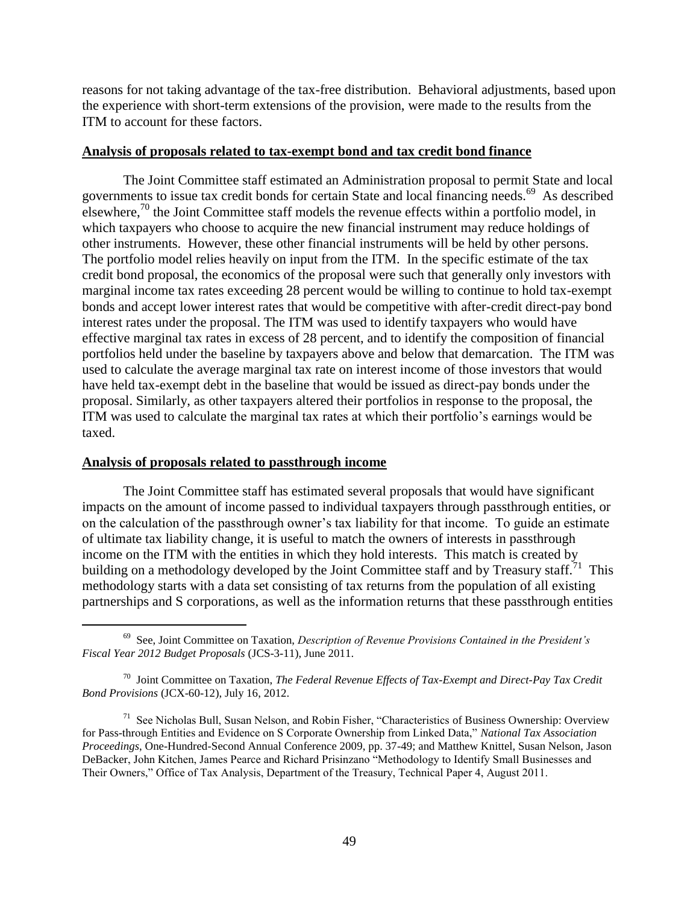reasons for not taking advantage of the tax-free distribution. Behavioral adjustments, based upon the experience with short-term extensions of the provision, were made to the results from the ITM to account for these factors.

**Analysis of proposals related to tax-exempt bond and tax credit bond finance**

The Joint Committee staff estimated an Administration proposal to permit State and local governments to issue tax credit bonds for certain State and local financing needs.[69] As described elsewhere,[70] the Joint Committee staff models the revenue effects within a portfolio model, in which taxpayers who choose to acquire the new financial instrument may reduce holdings of other instruments. However, these other financial instruments will be held by other persons. The portfolio model relies heavily on input from the ITM. In the specific estimate of the tax credit bond proposal, the economics of the proposal were such that generally only investors with marginal income tax rates exceeding 28 percent would be willing to continue to hold tax-exempt bonds and accept lower interest rates that would be competitive with after-credit direct-pay bond interest rates under the proposal. The ITM was used to identify taxpayers who would have effective marginal tax rates in excess of 28 percent, and to identify the composition of financial portfolios held under the baseline by taxpayers above and below that demarcation. The ITM was used to calculate the average marginal tax rate on interest income of those investors that would have held tax-exempt debt in the baseline that would be issued as direct-pay bonds under the proposal. Similarly, as other taxpayers altered their portfolios in response to the proposal, the ITM was used to calculate the marginal tax rates at which their portfolio's earnings would be taxed.

**Analysis of proposals related to passthrough income**

The Joint Committee staff has estimated several proposals that would have significant impacts on the amount of income passed to individual taxpayers through passthrough entities, or on the calculation of the passthrough owner's tax liability for that income. To guide an estimate of ultimate tax liability change, it is useful to match the owners of interests in passthrough income on the ITM with the entities in which they hold interests. This match is created by building on a methodology developed by the Joint Committee staff and by Treasury staff.[71] This methodology starts with a data set consisting of tax returns from the population of all existing partnerships and S corporations, as well as the information returns that these passthrough entities

---

[69] See, Joint Committee on Taxation, *Description of Revenue Provisions Contained in the President's Fiscal Year 2012 Budget Proposals* (JCS-3-11), June 2011.

[70] Joint Committee on Taxation, *The Federal Revenue Effects of Tax-Exempt and Direct-Pay Tax Credit Bond Provisions* (JCX-60-12), July 16, 2012.

[71] See Nicholas Bull, Susan Nelson, and Robin Fisher, "Characteristics of Business Ownership: Overview for Pass-through Entities and Evidence on S Corporate Ownership from Linked Data," *National Tax Association Proceedings*, One-Hundred-Second Annual Conference 2009, pp. 37-49; and Matthew Knittel, Susan Nelson, Jason DeBacker, John Kitchen, James Pearce and Richard Prisinzano "Methodology to Identify Small Businesses and Their Owners," Office of Tax Analysis, Department of the Treasury, Technical Paper 4, August 2011.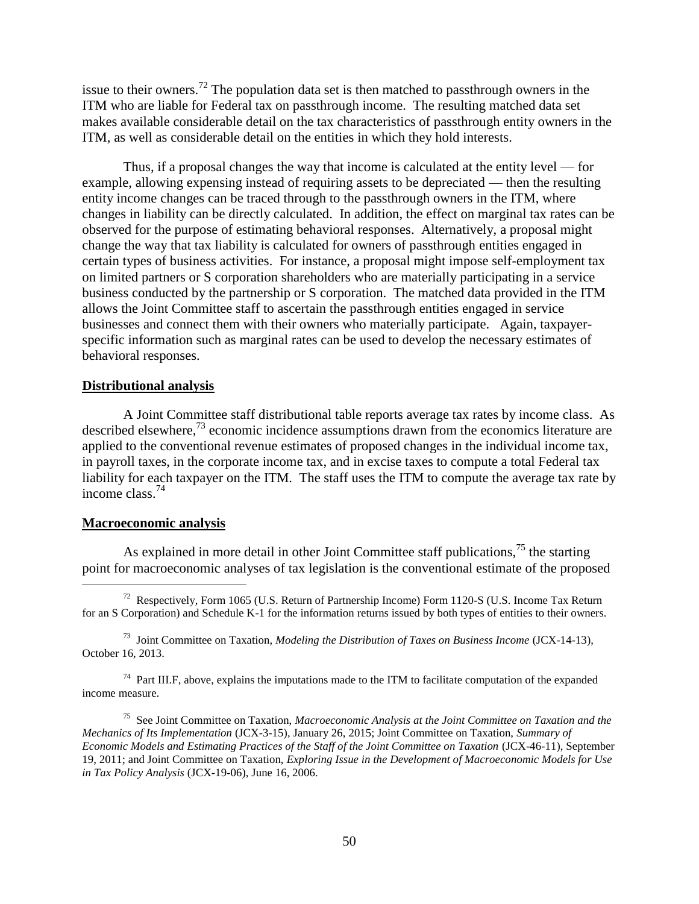issue to their owners.[72] The population data set is then matched to passthrough owners in the ITM who are liable for Federal tax on passthrough income. The resulting matched data set makes available considerable detail on the tax characteristics of passthrough entity owners in the ITM, as well as considerable detail on the entities in which they hold interests.

Thus, if a proposal changes the way that income is calculated at the entity level — for example, allowing expensing instead of requiring assets to be depreciated — then the resulting entity income changes can be traced through to the passthrough owners in the ITM, where changes in liability can be directly calculated. In addition, the effect on marginal tax rates can be observed for the purpose of estimating behavioral responses. Alternatively, a proposal might change the way that tax liability is calculated for owners of passthrough entities engaged in certain types of business activities. For instance, a proposal might impose self-employment tax on limited partners or S corporation shareholders who are materially participating in a service business conducted by the partnership or S corporation. The matched data provided in the ITM allows the Joint Committee staff to ascertain the passthrough entities engaged in service businesses and connect them with their owners who materially participate. Again, taxpayer-specific information such as marginal rates can be used to develop the necessary estimates of behavioral responses.

**Distributional analysis**

A Joint Committee staff distributional table reports average tax rates by income class. As described elsewhere,[73] economic incidence assumptions drawn from the economics literature are applied to the conventional revenue estimates of proposed changes in the individual income tax, in payroll taxes, in the corporate income tax, and in excise taxes to compute a total Federal tax liability for each taxpayer on the ITM. The staff uses the ITM to compute the average tax rate by income class.[74]

**Macroeconomic analysis**

As explained in more detail in other Joint Committee staff publications,[75] the starting point for macroeconomic analyses of tax legislation is the conventional estimate of the proposed

---

[72] Respectively, Form 1065 (U.S. Return of Partnership Income) Form 1120-S (U.S. Income Tax Return for an S Corporation) and Schedule K-1 for the information returns issued by both types of entities to their owners.

[73] Joint Committee on Taxation, *Modeling the Distribution of Taxes on Business Income* (JCX-14-13), October 16, 2013.

[74] Part III.F, above, explains the imputations made to the ITM to facilitate computation of the expanded income measure.

[75] See Joint Committee on Taxation, *Macroeconomic Analysis at the Joint Committee on Taxation and the Mechanics of Its Implementation* (JCX-3-15), January 26, 2015; Joint Committee on Taxation, *Summary of Economic Models and Estimating Practices of the Staff of the Joint Committee on Taxation* (JCX-46-11), September 19, 2011; and Joint Committee on Taxation, *Exploring Issue in the Development of Macroeconomic Models for Use in Tax Policy Analysis* (JCX-19-06), June 16, 2006.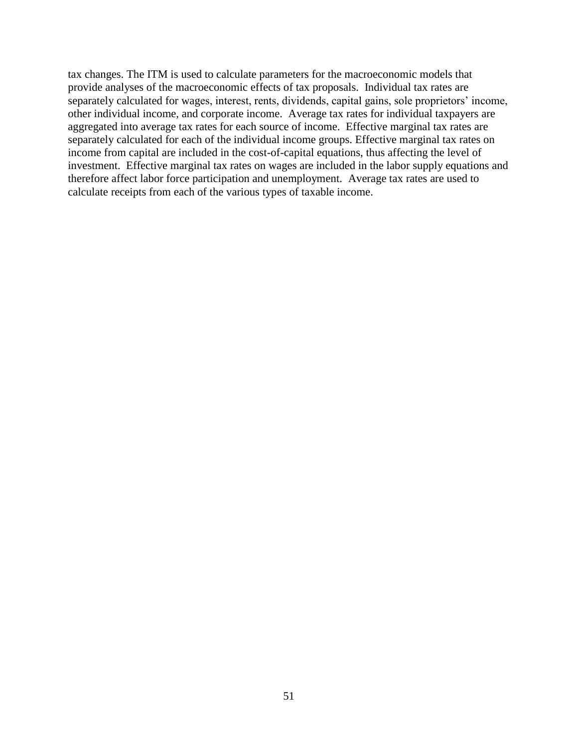tax changes. The ITM is used to calculate parameters for the macroeconomic models that provide analyses of the macroeconomic effects of tax proposals. Individual tax rates are separately calculated for wages, interest, rents, dividends, capital gains, sole proprietors' income, other individual income, and corporate income. Average tax rates for individual taxpayers are aggregated into average tax rates for each source of income. Effective marginal tax rates are separately calculated for each of the individual income groups. Effective marginal tax rates on income from capital are included in the cost-of-capital equations, thus affecting the level of investment. Effective marginal tax rates on wages are included in the labor supply equations and therefore affect labor force participation and unemployment. Average tax rates are used to calculate receipts from each of the various types of taxable income.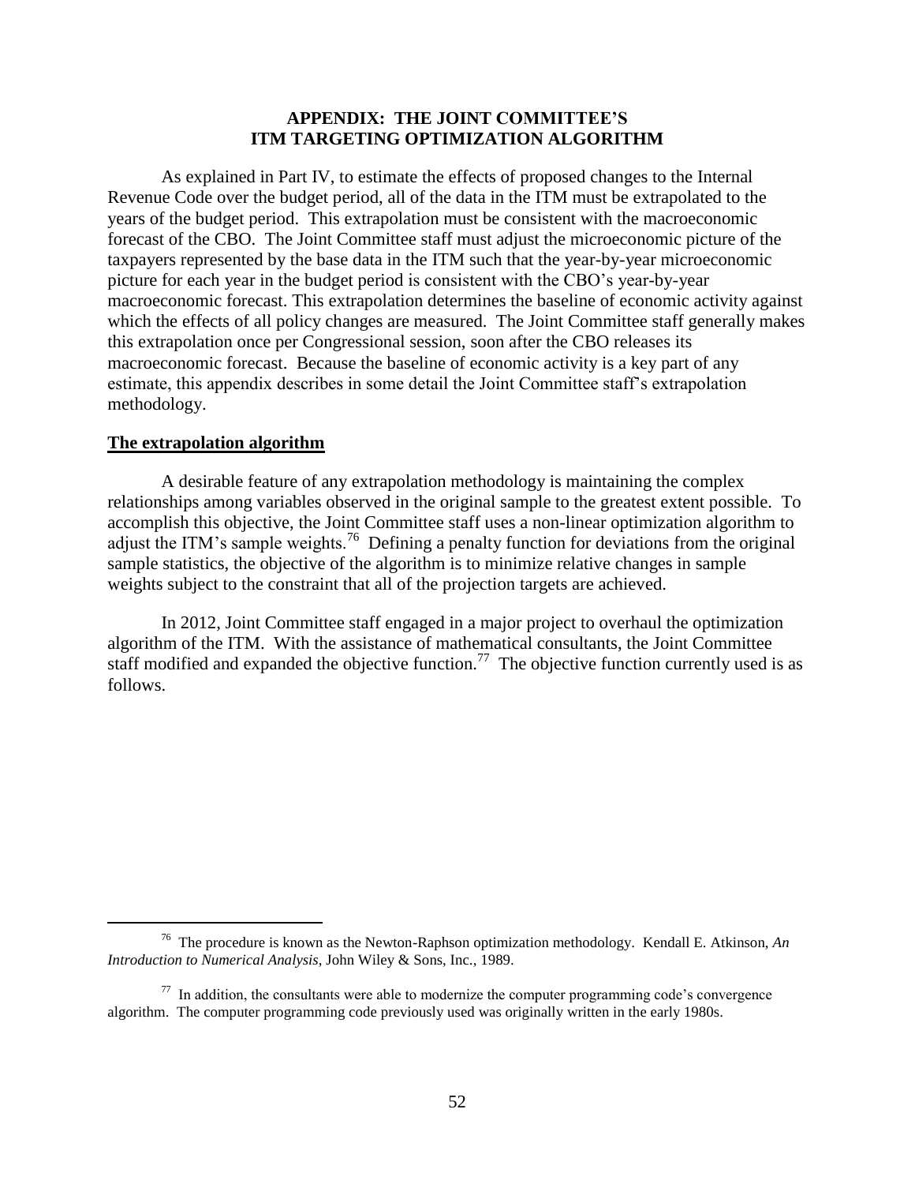## APPENDIX: THE JOINT COMMITTEE'S ITM TARGETING OPTIMIZATION ALGORITHM

As explained in Part IV, to estimate the effects of proposed changes to the Internal Revenue Code over the budget period, all of the data in the ITM must be extrapolated to the years of the budget period. This extrapolation must be consistent with the macroeconomic forecast of the CBO. The Joint Committee staff must adjust the microeconomic picture of the taxpayers represented by the base data in the ITM such that the year-by-year microeconomic picture for each year in the budget period is consistent with the CBO's year-by-year macroeconomic forecast. This extrapolation determines the baseline of economic activity against which the effects of all policy changes are measured. The Joint Committee staff generally makes this extrapolation once per Congressional session, soon after the CBO releases its macroeconomic forecast. Because the baseline of economic activity is a key part of any estimate, this appendix describes in some detail the Joint Committee staff's extrapolation methodology.

### The extrapolation algorithm

A desirable feature of any extrapolation methodology is maintaining the complex relationships among variables observed in the original sample to the greatest extent possible. To accomplish this objective, the Joint Committee staff uses a non-linear optimization algorithm to adjust the ITM's sample weights.[76] Defining a penalty function for deviations from the original sample statistics, the objective of the algorithm is to minimize relative changes in sample weights subject to the constraint that all of the projection targets are achieved.

In 2012, Joint Committee staff engaged in a major project to overhaul the optimization algorithm of the ITM. With the assistance of mathematical consultants, the Joint Committee staff modified and expanded the objective function.[77] The objective function currently used is as follows.

---

[76] The procedure is known as the Newton-Raphson optimization methodology. Kendall E. Atkinson, *An Introduction to Numerical Analysis*, John Wiley & Sons, Inc., 1989.

[77] In addition, the consultants were able to modernize the computer programming code's convergence algorithm. The computer programming code previously used was originally written in the early 1980s.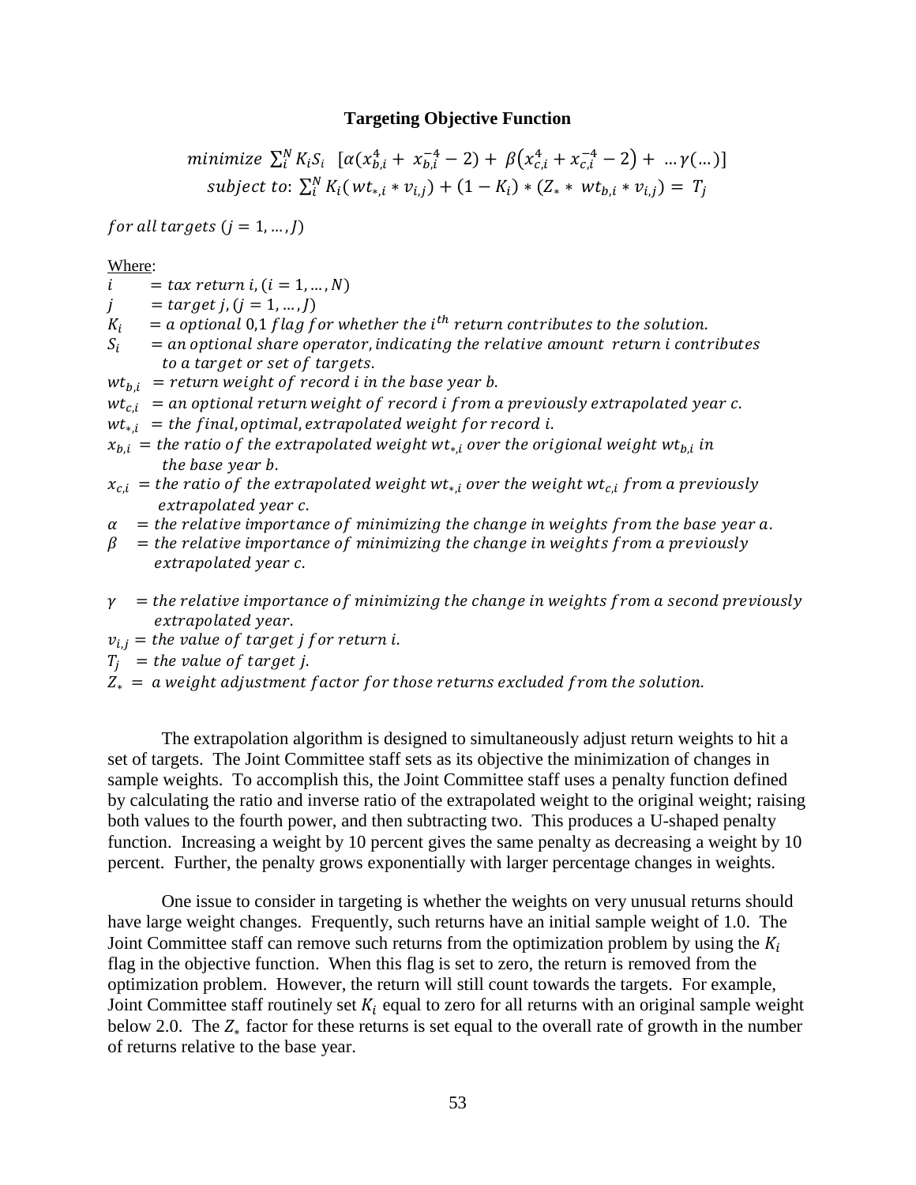### Targeting Objective Function

$$minimize \ \sum_i^N K_i S_i \ \ [\alpha(x_{b,i}^4 + x_{b,i}^{-4} - 2) + \beta(x_{c,i}^4 + x_{c,i}^{-4} - 2) + \ \ldots \gamma(\ldots)]$$

$$subject \ to \text{:} \ \sum_i^N K_i(wt_{*,i} * v_{i,j}) + (1 - K_i) * (Z_* * wt_{b,i} * v_{i,j}) = T_j$$

$for \ all \ targets \ (j = 1, \ldots, J)$

Where:

- $i$ $= tax \ return \ i, (i = 1, \ldots, N)$
- $j$ $= target \ j, (j = 1, \ldots, J)$
- $K_i$ $= a \ optional \ 0,1 \ flag \ for \ whether \ the \ i^{th} \ return \ contributes \ to \ the \ solution.$
- $S_i$ $= an \ optional \ share \ operator, indicating \ the \ relative \ amount \ return \ i \ contributes \ to \ a \ target \ or \ set \ of \ targets.$
- $wt_{b,i}$ $= return \ weight \ of \ record \ i \ in \ the \ base \ year \ b.$
- $wt_{c,i}$ $= an \ optional \ return \ weight \ of \ record \ i \ from \ a \ previously \ extrapolated \ year \ c.$
- $wt_{*,i}$ $= the \ final, optimal, extrapolated \ weight \ for \ record \ i.$
- $x_{b,i}$ $= the \ ratio \ of \ the \ extrapolated \ weight \ wt_{*,i} \ over \ the \ origional \ weight \ wt_{b,i} \ in \ the \ base \ year \ b.$
- $x_{c,i}$ $= the \ ratio \ of \ the \ extrapolated \ weight \ wt_{*,i} \ over \ the \ weight \ wt_{c,i} \ from \ a \ previously \ extrapolated \ year \ c.$
- $\alpha$ $= the \ relative \ importance \ of \ minimizing \ the \ change \ in \ weights \ from \ the \ base \ year \ a.$
- $\beta$ $= the \ relative \ importance \ of \ minimizing \ the \ change \ in \ weights \ from \ a \ previously \ extrapolated \ year \ c.$
- $\gamma$ $= the \ relative \ importance \ of \ minimizing \ the \ change \ in \ weights \ from \ a \ second \ previously \ extrapolated \ year.$
- $v_{i,j}$ $= the \ value \ of \ target \ j \ for \ return \ i.$
- $T_j$ $= the \ value \ of \ target \ j.$
- $Z_*$ $= a \ weight \ adjustment \ factor \ for \ those \ returns \ excluded \ from \ the \ solution.$

The extrapolation algorithm is designed to simultaneously adjust return weights to hit a set of targets. The Joint Committee staff sets as its objective the minimization of changes in sample weights. To accomplish this, the Joint Committee staff uses a penalty function defined by calculating the ratio and inverse ratio of the extrapolated weight to the original weight; raising both values to the fourth power, and then subtracting two. This produces a U-shaped penalty function. Increasing a weight by 10 percent gives the same penalty as decreasing a weight by 10 percent. Further, the penalty grows exponentially with larger percentage changes in weights.

One issue to consider in targeting is whether the weights on very unusual returns should have large weight changes. Frequently, such returns have an initial sample weight of 1.0. The Joint Committee staff can remove such returns from the optimization problem by using the $K_i$ flag in the objective function. When this flag is set to zero, the return is removed from the optimization problem. However, the return will still count towards the targets. For example, Joint Committee staff routinely set $K_i$ equal to zero for all returns with an original sample weight below 2.0. The $Z_*$ factor for these returns is set equal to the overall rate of growth in the number of returns relative to the base year.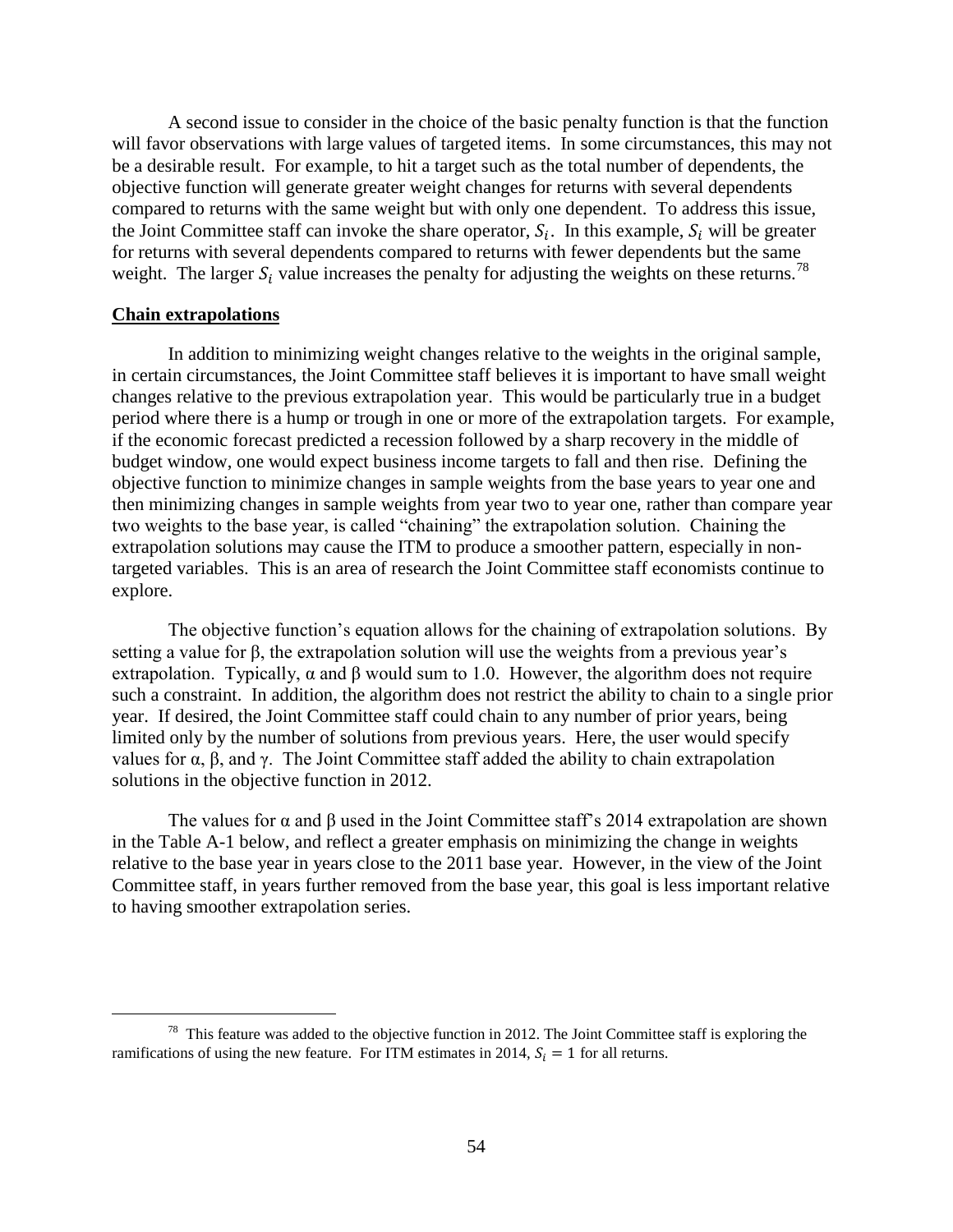A second issue to consider in the choice of the basic penalty function is that the function will favor observations with large values of targeted items. In some circumstances, this may not be a desirable result. For example, to hit a target such as the total number of dependents, the objective function will generate greater weight changes for returns with several dependents compared to returns with the same weight but with only one dependent. To address this issue, the Joint Committee staff can invoke the share operator, $S_i$. In this example, $S_i$ will be greater for returns with several dependents compared to returns with fewer dependents but the same weight. The larger $S_i$ value increases the penalty for adjusting the weights on these returns.[78]

**Chain extrapolations**

In addition to minimizing weight changes relative to the weights in the original sample, in certain circumstances, the Joint Committee staff believes it is important to have small weight changes relative to the previous extrapolation year. This would be particularly true in a budget period where there is a hump or trough in one or more of the extrapolation targets. For example, if the economic forecast predicted a recession followed by a sharp recovery in the middle of budget window, one would expect business income targets to fall and then rise. Defining the objective function to minimize changes in sample weights from the base years to year one and then minimizing changes in sample weights from year two to year one, rather than compare year two weights to the base year, is called "chaining" the extrapolation solution. Chaining the extrapolation solutions may cause the ITM to produce a smoother pattern, especially in non-targeted variables. This is an area of research the Joint Committee staff economists continue to explore.

The objective function's equation allows for the chaining of extrapolation solutions. By setting a value for $\beta$, the extrapolation solution will use the weights from a previous year's extrapolation. Typically, $\alpha$ and $\beta$ would sum to 1.0. However, the algorithm does not require such a constraint. In addition, the algorithm does not restrict the ability to chain to a single prior year. If desired, the Joint Committee staff could chain to any number of prior years, being limited only by the number of solutions from previous years. Here, the user would specify values for $\alpha$, $\beta$, and $\gamma$. The Joint Committee staff added the ability to chain extrapolation solutions in the objective function in 2012.

The values for $\alpha$ and $\beta$ used in the Joint Committee staff's 2014 extrapolation are shown in the Table A-1 below, and reflect a greater emphasis on minimizing the change in weights relative to the base year in years close to the 2011 base year. However, in the view of the Joint Committee staff, in years further removed from the base year, this goal is less important relative to having smoother extrapolation series.

---

[78] This feature was added to the objective function in 2012. The Joint Committee staff is exploring the ramifications of using the new feature. For ITM estimates in 2014, $S_i = 1$ for all returns.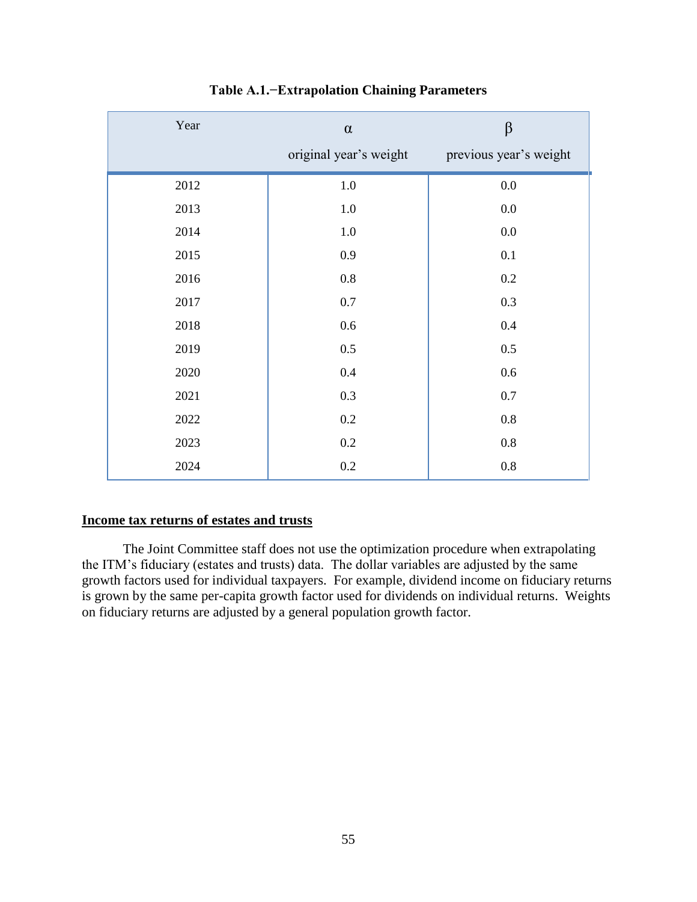**Table A.1.−Extrapolation Chaining Parameters**

| Year | α<br>original year's weight | β<br>previous year's weight |
|---|---|---|
| 2012 | 1.0 | 0.0 |
| 2013 | 1.0 | 0.0 |
| 2014 | 1.0 | 0.0 |
| 2015 | 0.9 | 0.1 |
| 2016 | 0.8 | 0.2 |
| 2017 | 0.7 | 0.3 |
| 2018 | 0.6 | 0.4 |
| 2019 | 0.5 | 0.5 |
| 2020 | 0.4 | 0.6 |
| 2021 | 0.3 | 0.7 |
| 2022 | 0.2 | 0.8 |
| 2023 | 0.2 | 0.8 |
| 2024 | 0.2 | 0.8 |

**Income tax returns of estates and trusts**

The Joint Committee staff does not use the optimization procedure when extrapolating the ITM's fiduciary (estates and trusts) data. The dollar variables are adjusted by the same growth factors used for individual taxpayers. For example, dividend income on fiduciary returns is grown by the same per-capita growth factor used for dividends on individual returns. Weights on fiduciary returns are adjusted by a general population growth factor.